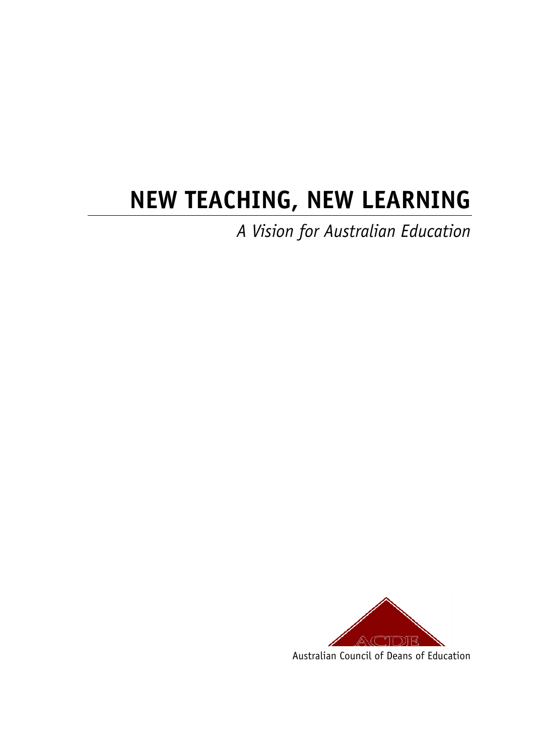# NEW TEACHING, NEW LEARNING

*A Vision for Australian Education*

ACDE

Australian Council of Deans of Education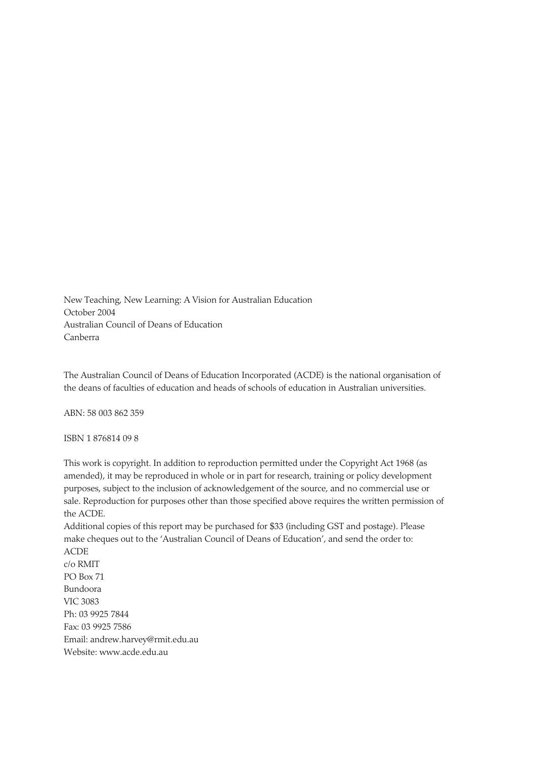New Teaching, New Learning: A Vision for Australian Education
October 2004
Australian Council of Deans of Education
Canberra

The Australian Council of Deans of Education Incorporated (ACDE) is the national organisation of the deans of faculties of education and heads of schools of education in Australian universities.

ABN: 58 003 862 359

ISBN 1 876814 09 8

This work is copyright. In addition to reproduction permitted under the Copyright Act 1968 (as amended), it may be reproduced in whole or in part for research, training or policy development purposes, subject to the inclusion of acknowledgement of the source, and no commercial use or sale. Reproduction for purposes other than those specified above requires the written permission of the ACDE.
Additional copies of this report may be purchased for $33 (including GST and postage). Please make cheques out to the 'Australian Council of Deans of Education', and send the order to:
ACDE
c/o RMIT
PO Box 71
Bundoora
VIC 3083
Ph: 03 9925 7844
Fax: 03 9925 7586
Email: andrew.harvey@rmit.edu.au
Website: www.acde.edu.au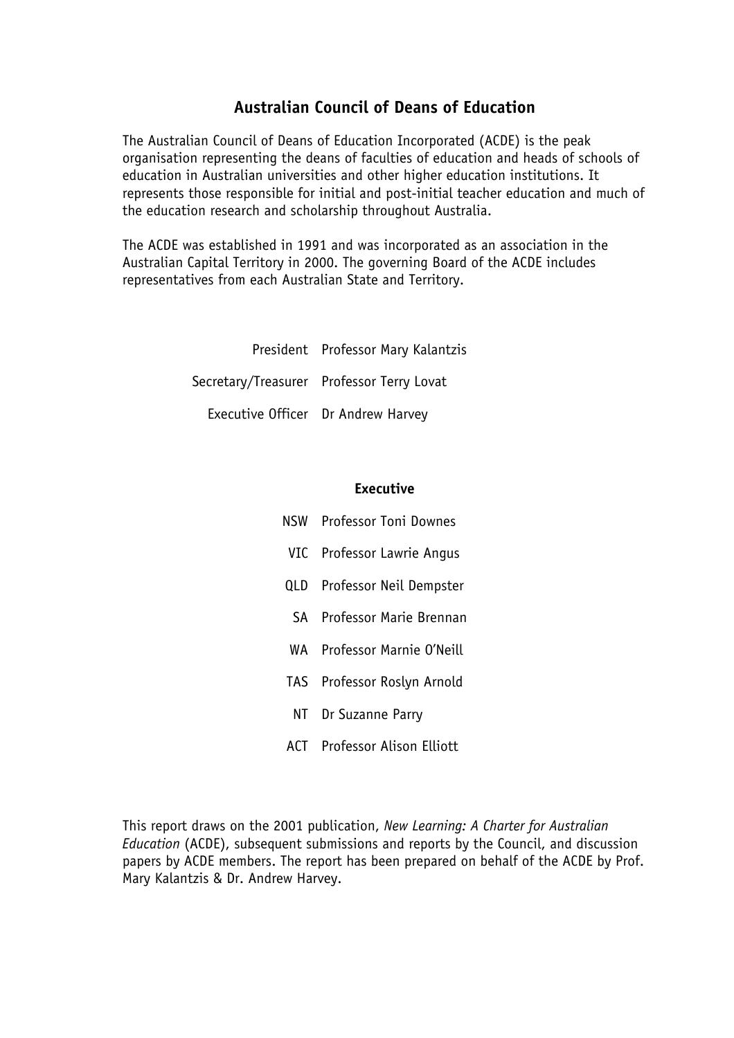## Australian Council of Deans of Education

The Australian Council of Deans of Education Incorporated (ACDE) is the peak organisation representing the deans of faculties of education and heads of schools of education in Australian universities and other higher education institutions. It represents those responsible for initial and post-initial teacher education and much of the education research and scholarship throughout Australia.

The ACDE was established in 1991 and was incorporated as an association in the Australian Capital Territory in 2000. The governing Board of the ACDE includes representatives from each Australian State and Territory.

| | |
|---|---|
| President | Professor Mary Kalantzis |
| Secretary/Treasurer | Professor Terry Lovat |
| Executive Officer | Dr Andrew Harvey |

**Executive**

| | |
|---|---|
| NSW | Professor Toni Downes |
| VIC | Professor Lawrie Angus |
| QLD | Professor Neil Dempster |
| SA | Professor Marie Brennan |
| WA | Professor Marnie O'Neill |
| TAS | Professor Roslyn Arnold |
| NT | Dr Suzanne Parry |
| ACT | Professor Alison Elliott |

This report draws on the 2001 publication, *New Learning: A Charter for Australian Education* (ACDE), subsequent submissions and reports by the Council, and discussion papers by ACDE members. The report has been prepared on behalf of the ACDE by Prof. Mary Kalantzis & Dr. Andrew Harvey.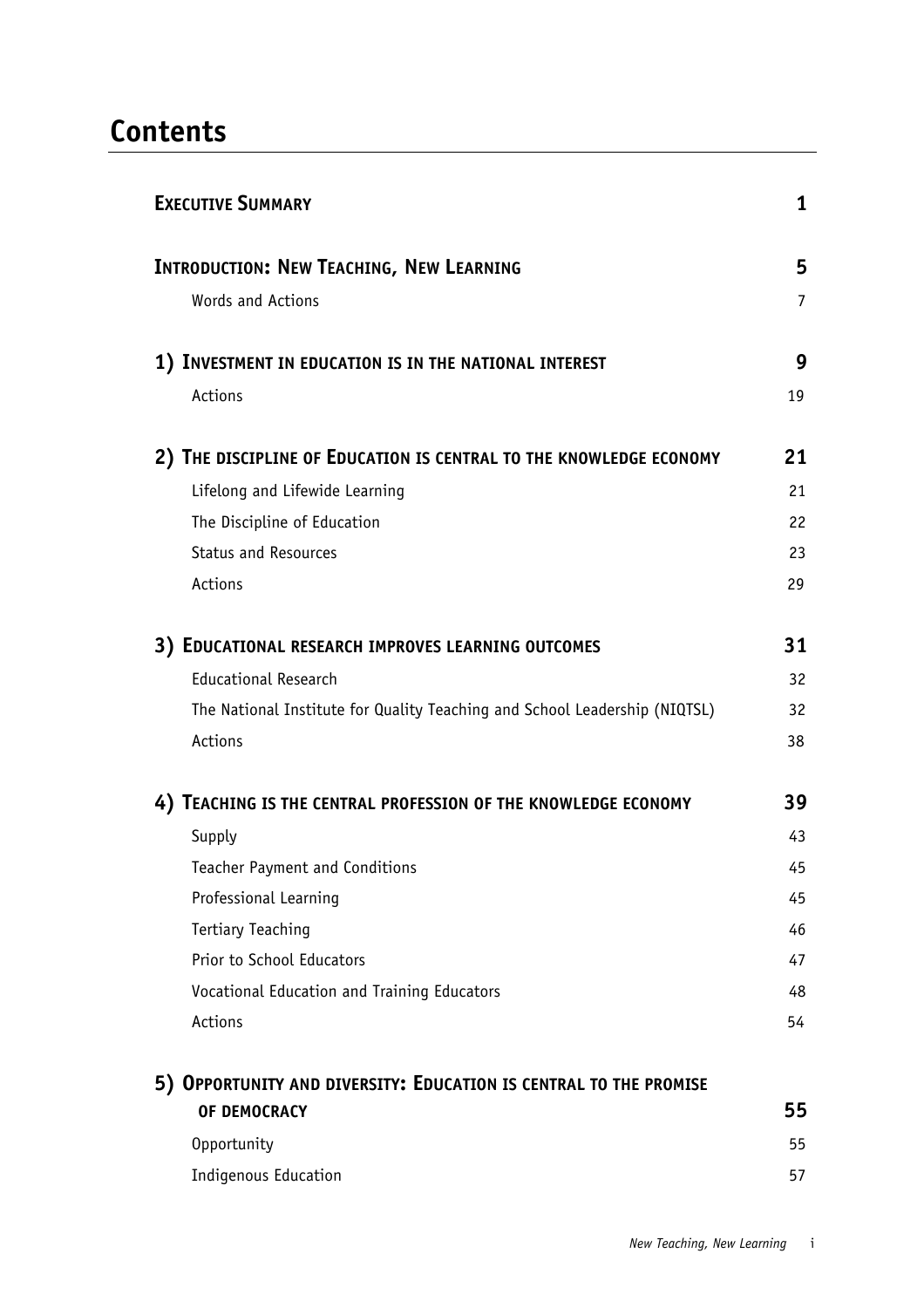# Contents

| | |
|---|---|
| **Executive Summary** | **1** |
| **Introduction: New Teaching, New Learning** | **5** |
| Words and Actions | 7 |
| **1) Investment in education is in the national interest** | **9** |
| Actions | 19 |
| **2) The discipline of Education is central to the knowledge economy** | **21** |
| Lifelong and Lifewide Learning | 21 |
| The Discipline of Education | 22 |
| Status and Resources | 23 |
| Actions | 29 |
| **3) Educational research improves learning outcomes** | **31** |
| Educational Research | 32 |
| The National Institute for Quality Teaching and School Leadership (NIQTSL) | 32 |
| Actions | 38 |
| **4) Teaching is the central profession of the knowledge economy** | **39** |
| Supply | 43 |
| Teacher Payment and Conditions | 45 |
| Professional Learning | 45 |
| Tertiary Teaching | 46 |
| Prior to School Educators | 47 |
| Vocational Education and Training Educators | 48 |
| Actions | 54 |
| **5) Opportunity and diversity: Education is central to the promise of democracy** | **55** |
| Opportunity | 55 |
| Indigenous Education | 57 |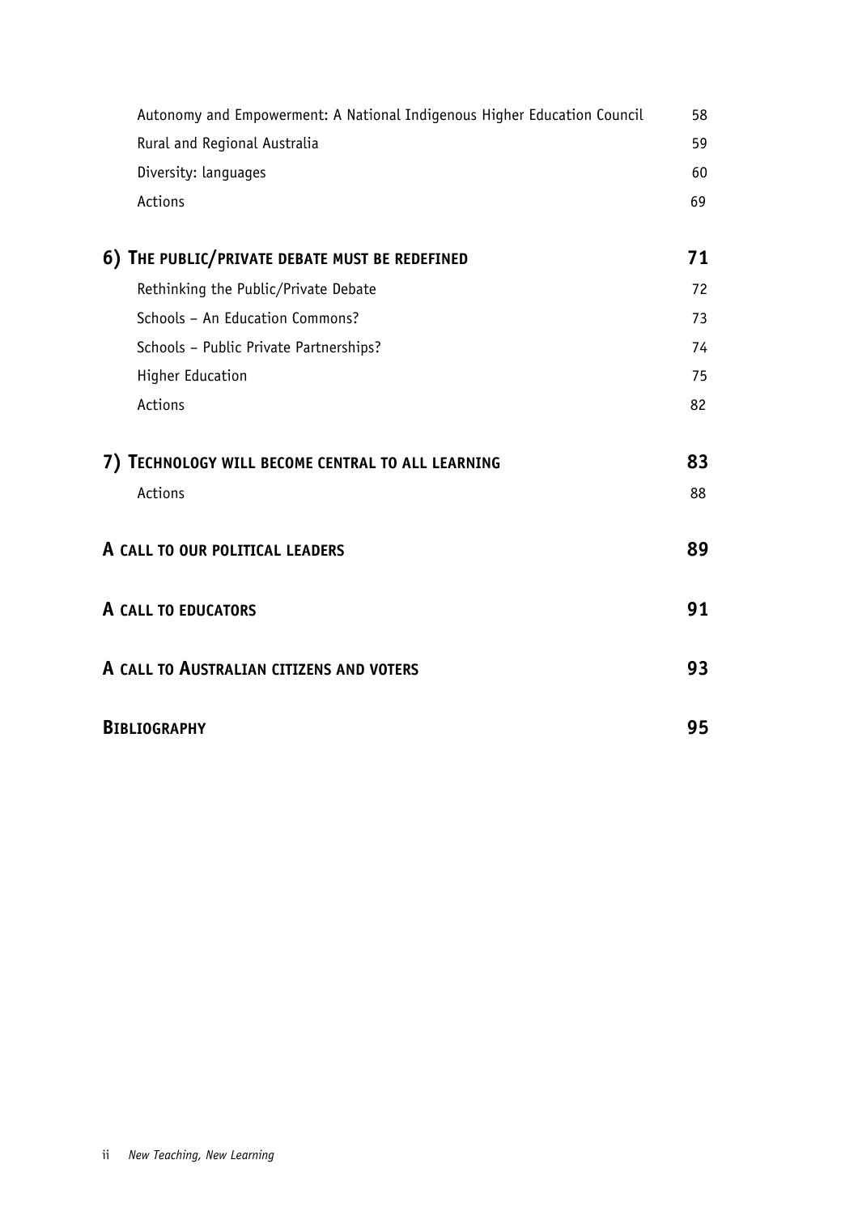| | |
|---|---|
| Autonomy and Empowerment: A National Indigenous Higher Education Council | 58 |
| Rural and Regional Australia | 59 |
| Diversity: languages | 60 |
| Actions | 69 |
| **6) The public/private debate must be redefined** | **71** |
| Rethinking the Public/Private Debate | 72 |
| Schools – An Education Commons? | 73 |
| Schools – Public Private Partnerships? | 74 |
| Higher Education | 75 |
| Actions | 82 |
| **7) Technology will become central to all learning** | **83** |
| Actions | 88 |
| **A call to our political leaders** | **89** |
| **A call to educators** | **91** |
| **A call to Australian citizens and voters** | **93** |
| **Bibliography** | **95** |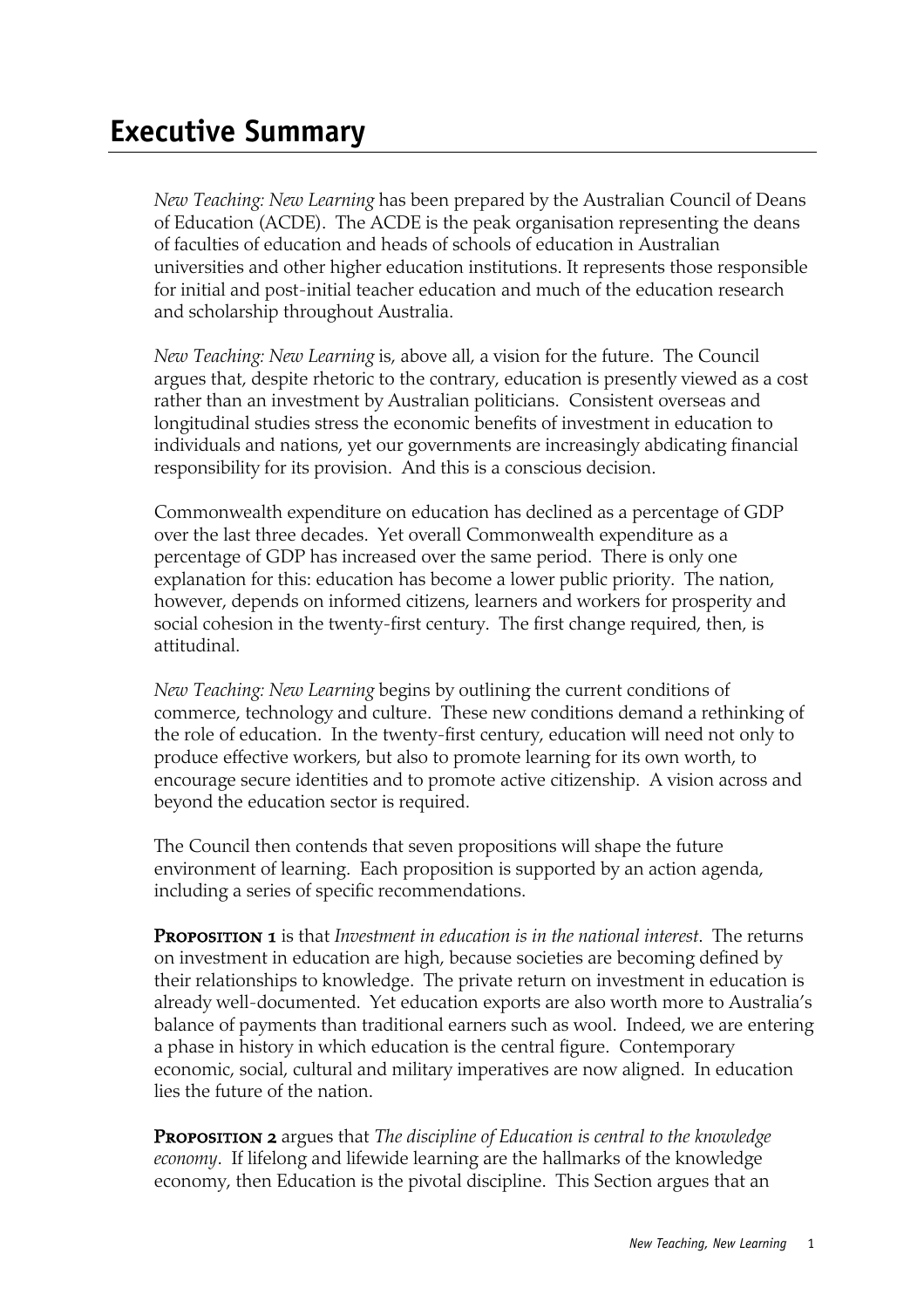# Executive Summary

*New Teaching: New Learning* has been prepared by the Australian Council of Deans of Education (ACDE). The ACDE is the peak organisation representing the deans of faculties of education and heads of schools of education in Australian universities and other higher education institutions. It represents those responsible for initial and post-initial teacher education and much of the education research and scholarship throughout Australia.

*New Teaching: New Learning* is, above all, a vision for the future. The Council argues that, despite rhetoric to the contrary, education is presently viewed as a cost rather than an investment by Australian politicians. Consistent overseas and longitudinal studies stress the economic benefits of investment in education to individuals and nations, yet our governments are increasingly abdicating financial responsibility for its provision. And this is a conscious decision.

Commonwealth expenditure on education has declined as a percentage of GDP over the last three decades. Yet overall Commonwealth expenditure as a percentage of GDP has increased over the same period. There is only one explanation for this: education has become a lower public priority. The nation, however, depends on informed citizens, learners and workers for prosperity and social cohesion in the twenty-first century. The first change required, then, is attitudinal.

*New Teaching: New Learning* begins by outlining the current conditions of commerce, technology and culture. These new conditions demand a rethinking of the role of education. In the twenty-first century, education will need not only to produce effective workers, but also to promote learning for its own worth, to encourage secure identities and to promote active citizenship. A vision across and beyond the education sector is required.

The Council then contends that seven propositions will shape the future environment of learning. Each proposition is supported by an action agenda, including a series of specific recommendations.

**Proposition 1** is that *Investment in education is in the national interest*. The returns on investment in education are high, because societies are becoming defined by their relationships to knowledge. The private return on investment in education is already well-documented. Yet education exports are also worth more to Australia's balance of payments than traditional earners such as wool. Indeed, we are entering a phase in history in which education is the central figure. Contemporary economic, social, cultural and military imperatives are now aligned. In education lies the future of the nation.

**Proposition 2** argues that *The discipline of Education is central to the knowledge economy*. If lifelong and lifewide learning are the hallmarks of the knowledge economy, then Education is the pivotal discipline. This Section argues that an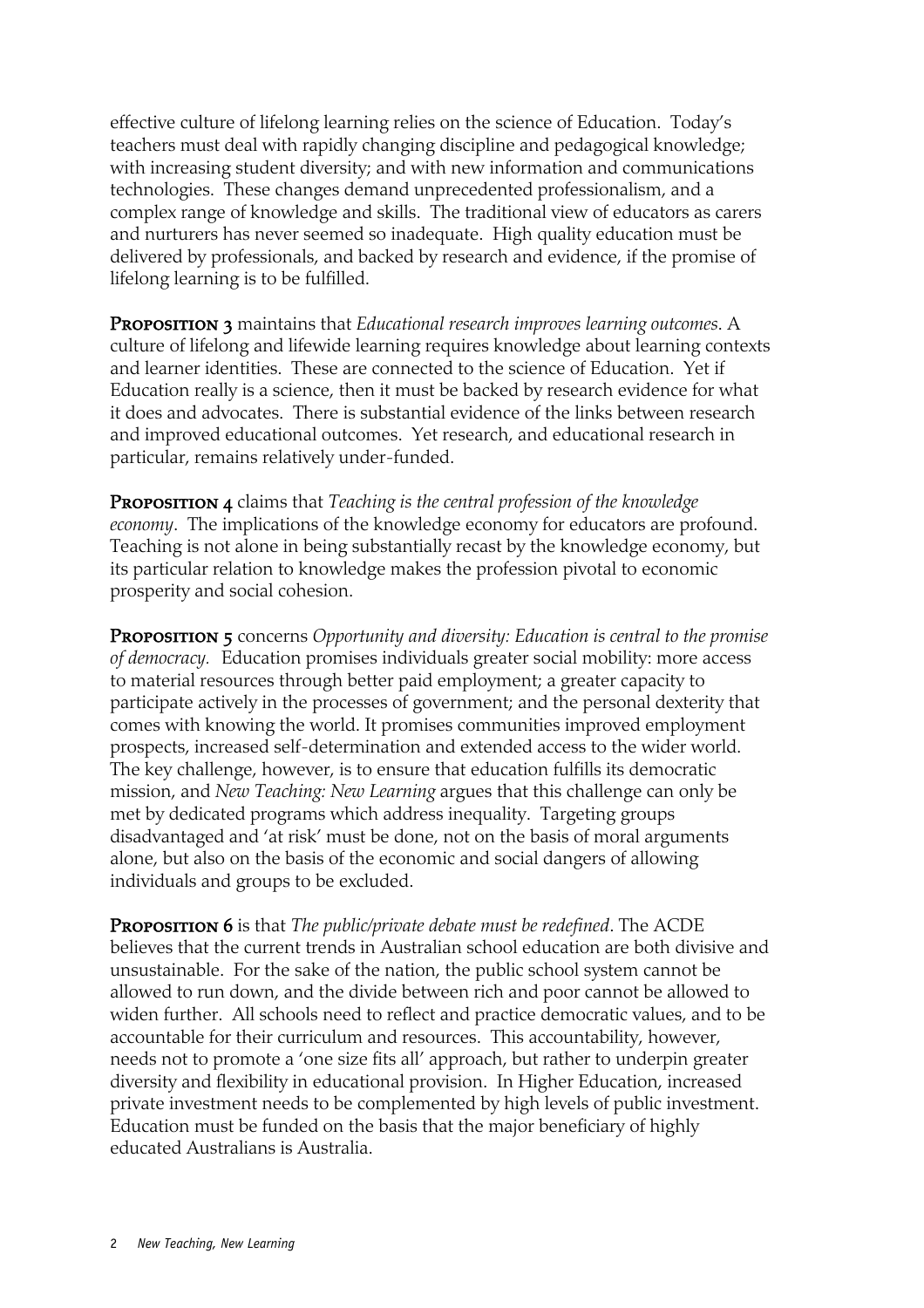effective culture of lifelong learning relies on the science of Education. Today's teachers must deal with rapidly changing discipline and pedagogical knowledge; with increasing student diversity; and with new information and communications technologies. These changes demand unprecedented professionalism, and a complex range of knowledge and skills. The traditional view of educators as carers and nurturers has never seemed so inadequate. High quality education must be delivered by professionals, and backed by research and evidence, if the promise of lifelong learning is to be fulfilled.

**Proposition 3** maintains that *Educational research improves learning outcomes*. A culture of lifelong and lifewide learning requires knowledge about learning contexts and learner identities. These are connected to the science of Education. Yet if Education really is a science, then it must be backed by research evidence for what it does and advocates. There is substantial evidence of the links between research and improved educational outcomes. Yet research, and educational research in particular, remains relatively under-funded.

**Proposition 4** claims that *Teaching is the central profession of the knowledge economy*. The implications of the knowledge economy for educators are profound. Teaching is not alone in being substantially recast by the knowledge economy, but its particular relation to knowledge makes the profession pivotal to economic prosperity and social cohesion.

**Proposition 5** concerns *Opportunity and diversity: Education is central to the promise of democracy.* Education promises individuals greater social mobility: more access to material resources through better paid employment; a greater capacity to participate actively in the processes of government; and the personal dexterity that comes with knowing the world. It promises communities improved employment prospects, increased self-determination and extended access to the wider world. The key challenge, however, is to ensure that education fulfills its democratic mission, and *New Teaching: New Learning* argues that this challenge can only be met by dedicated programs which address inequality. Targeting groups disadvantaged and 'at risk' must be done, not on the basis of moral arguments alone, but also on the basis of the economic and social dangers of allowing individuals and groups to be excluded.

**Proposition 6** is that *The public/private debate must be redefined*. The ACDE believes that the current trends in Australian school education are both divisive and unsustainable. For the sake of the nation, the public school system cannot be allowed to run down, and the divide between rich and poor cannot be allowed to widen further. All schools need to reflect and practice democratic values, and to be accountable for their curriculum and resources. This accountability, however, needs not to promote a 'one size fits all' approach, but rather to underpin greater diversity and flexibility in educational provision. In Higher Education, increased private investment needs to be complemented by high levels of public investment. Education must be funded on the basis that the major beneficiary of highly educated Australians is Australia.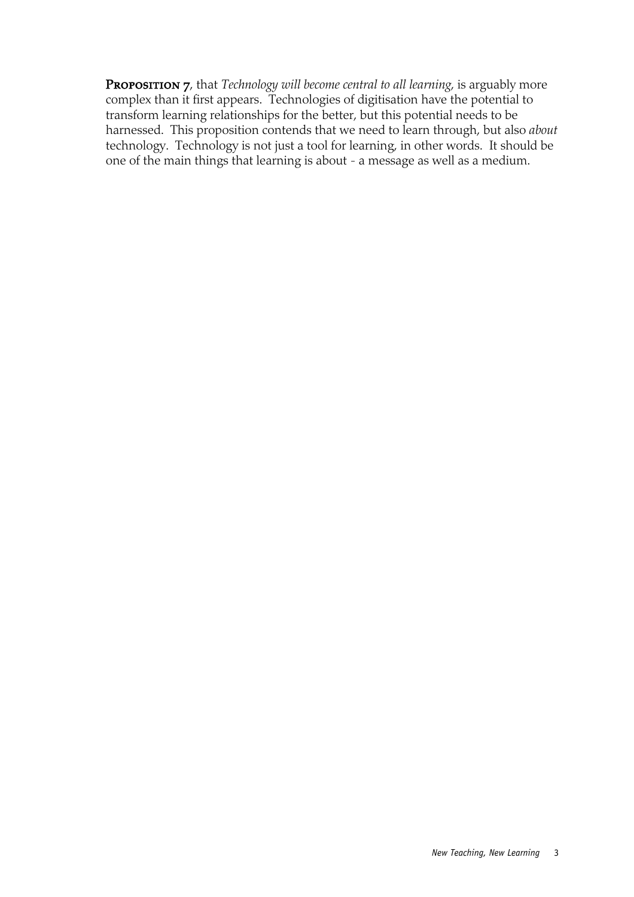**Proposition 7**, that *Technology will become central to all learning*, is arguably more complex than it first appears. Technologies of digitisation have the potential to transform learning relationships for the better, but this potential needs to be harnessed. This proposition contends that we need to learn through, but also *about* technology. Technology is not just a tool for learning, in other words. It should be one of the main things that learning is about - a message as well as a medium.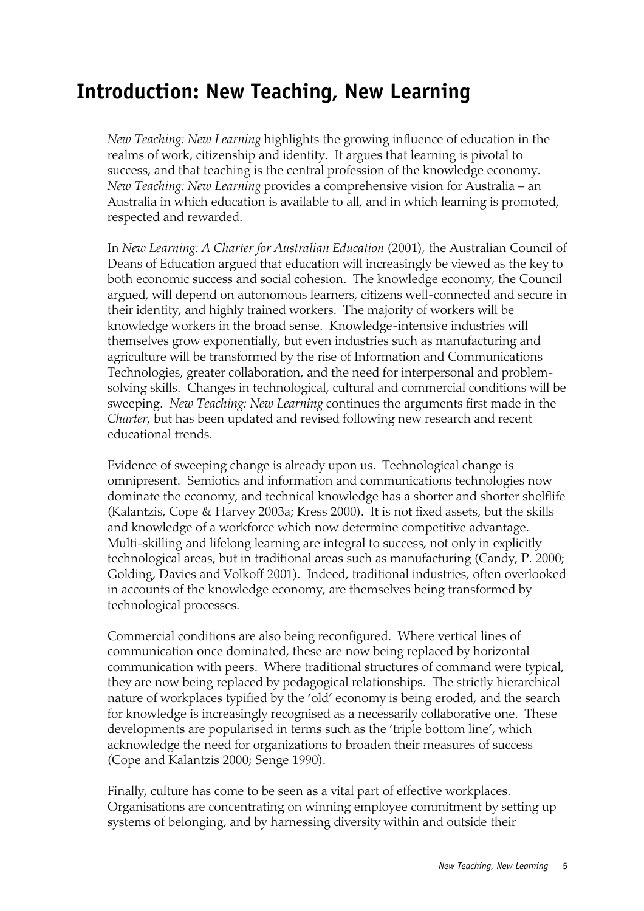# Introduction: New Teaching, New Learning

*New Teaching: New Learning* highlights the growing influence of education in the realms of work, citizenship and identity. It argues that learning is pivotal to success, and that teaching is the central profession of the knowledge economy. *New Teaching: New Learning* provides a comprehensive vision for Australia – an Australia in which education is available to all, and in which learning is promoted, respected and rewarded.

In *New Learning: A Charter for Australian Education* (2001), the Australian Council of Deans of Education argued that education will increasingly be viewed as the key to both economic success and social cohesion. The knowledge economy, the Council argued, will depend on autonomous learners, citizens well-connected and secure in their identity, and highly trained workers. The majority of workers will be knowledge workers in the broad sense. Knowledge-intensive industries will themselves grow exponentially, but even industries such as manufacturing and agriculture will be transformed by the rise of Information and Communications Technologies, greater collaboration, and the need for interpersonal and problem-solving skills. Changes in technological, cultural and commercial conditions will be sweeping. *New Teaching: New Learning* continues the arguments first made in the *Charter*, but has been updated and revised following new research and recent educational trends.

Evidence of sweeping change is already upon us. Technological change is omnipresent. Semiotics and information and communications technologies now dominate the economy, and technical knowledge has a shorter and shorter shelflife (Kalantzis, Cope & Harvey 2003a; Kress 2000). It is not fixed assets, but the skills and knowledge of a workforce which now determine competitive advantage. Multi-skilling and lifelong learning are integral to success, not only in explicitly technological areas, but in traditional areas such as manufacturing (Candy, P. 2000; Golding, Davies and Volkoff 2001). Indeed, traditional industries, often overlooked in accounts of the knowledge economy, are themselves being transformed by technological processes.

Commercial conditions are also being reconfigured. Where vertical lines of communication once dominated, these are now being replaced by horizontal communication with peers. Where traditional structures of command were typical, they are now being replaced by pedagogical relationships. The strictly hierarchical nature of workplaces typified by the 'old' economy is being eroded, and the search for knowledge is increasingly recognised as a necessarily collaborative one. These developments are popularised in terms such as the 'triple bottom line', which acknowledge the need for organizations to broaden their measures of success (Cope and Kalantzis 2000; Senge 1990).

Finally, culture has come to be seen as a vital part of effective workplaces. Organisations are concentrating on winning employee commitment by setting up systems of belonging, and by harnessing diversity within and outside their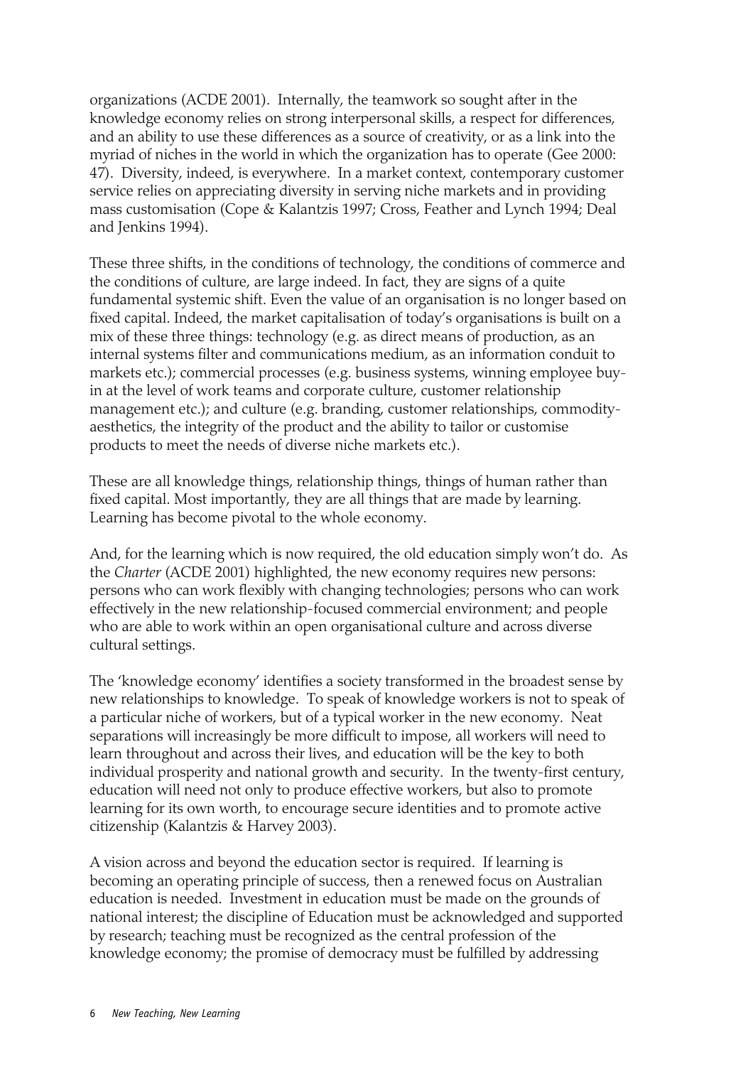organizations (ACDE 2001). Internally, the teamwork so sought after in the knowledge economy relies on strong interpersonal skills, a respect for differences, and an ability to use these differences as a source of creativity, or as a link into the myriad of niches in the world in which the organization has to operate (Gee 2000: 47). Diversity, indeed, is everywhere. In a market context, contemporary customer service relies on appreciating diversity in serving niche markets and in providing mass customisation (Cope & Kalantzis 1997; Cross, Feather and Lynch 1994; Deal and Jenkins 1994).

These three shifts, in the conditions of technology, the conditions of commerce and the conditions of culture, are large indeed. In fact, they are signs of a quite fundamental systemic shift. Even the value of an organisation is no longer based on fixed capital. Indeed, the market capitalisation of today's organisations is built on a mix of these three things: technology (e.g. as direct means of production, as an internal systems filter and communications medium, as an information conduit to markets etc.); commercial processes (e.g. business systems, winning employee buy-in at the level of work teams and corporate culture, customer relationship management etc.); and culture (e.g. branding, customer relationships, commodity-aesthetics, the integrity of the product and the ability to tailor or customise products to meet the needs of diverse niche markets etc.).

These are all knowledge things, relationship things, things of human rather than fixed capital. Most importantly, they are all things that are made by learning. Learning has become pivotal to the whole economy.

And, for the learning which is now required, the old education simply won't do. As the *Charter* (ACDE 2001) highlighted, the new economy requires new persons: persons who can work flexibly with changing technologies; persons who can work effectively in the new relationship-focused commercial environment; and people who are able to work within an open organisational culture and across diverse cultural settings.

The 'knowledge economy' identifies a society transformed in the broadest sense by new relationships to knowledge. To speak of knowledge workers is not to speak of a particular niche of workers, but of a typical worker in the new economy. Neat separations will increasingly be more difficult to impose, all workers will need to learn throughout and across their lives, and education will be the key to both individual prosperity and national growth and security. In the twenty-first century, education will need not only to produce effective workers, but also to promote learning for its own worth, to encourage secure identities and to promote active citizenship (Kalantzis & Harvey 2003).

A vision across and beyond the education sector is required. If learning is becoming an operating principle of success, then a renewed focus on Australian education is needed. Investment in education must be made on the grounds of national interest; the discipline of Education must be acknowledged and supported by research; teaching must be recognized as the central profession of the knowledge economy; the promise of democracy must be fulfilled by addressing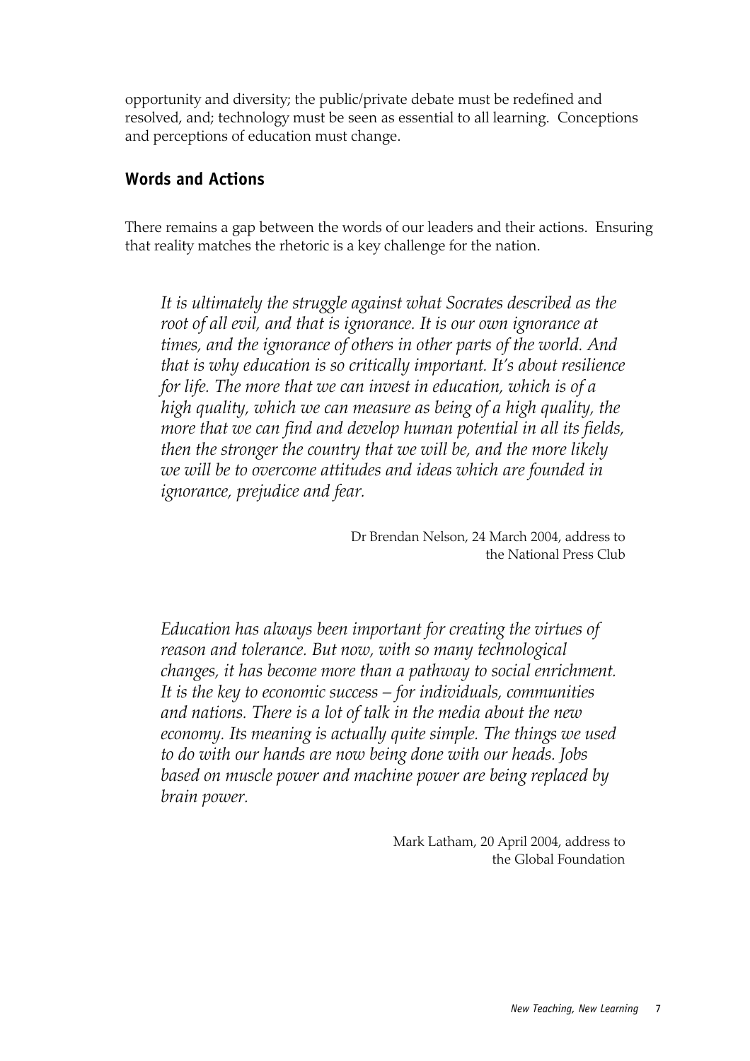opportunity and diversity; the public/private debate must be redefined and resolved, and; technology must be seen as essential to all learning. Conceptions and perceptions of education must change.

## Words and Actions

There remains a gap between the words of our leaders and their actions. Ensuring that reality matches the rhetoric is a key challenge for the nation.

> *It is ultimately the struggle against what Socrates described as the root of all evil, and that is ignorance. It is our own ignorance at times, and the ignorance of others in other parts of the world. And that is why education is so critically important. It's about resilience for life. The more that we can invest in education, which is of a high quality, which we can measure as being of a high quality, the more that we can find and develop human potential in all its fields, then the stronger the country that we will be, and the more likely we will be to overcome attitudes and ideas which are founded in ignorance, prejudice and fear.*
>
> Dr Brendan Nelson, 24 March 2004, address to the National Press Club

> *Education has always been important for creating the virtues of reason and tolerance. But now, with so many technological changes, it has become more than a pathway to social enrichment. It is the key to economic success – for individuals, communities and nations. There is a lot of talk in the media about the new economy. Its meaning is actually quite simple. The things we used to do with our hands are now being done with our heads. Jobs based on muscle power and machine power are being replaced by brain power.*
>
> Mark Latham, 20 April 2004, address to the Global Foundation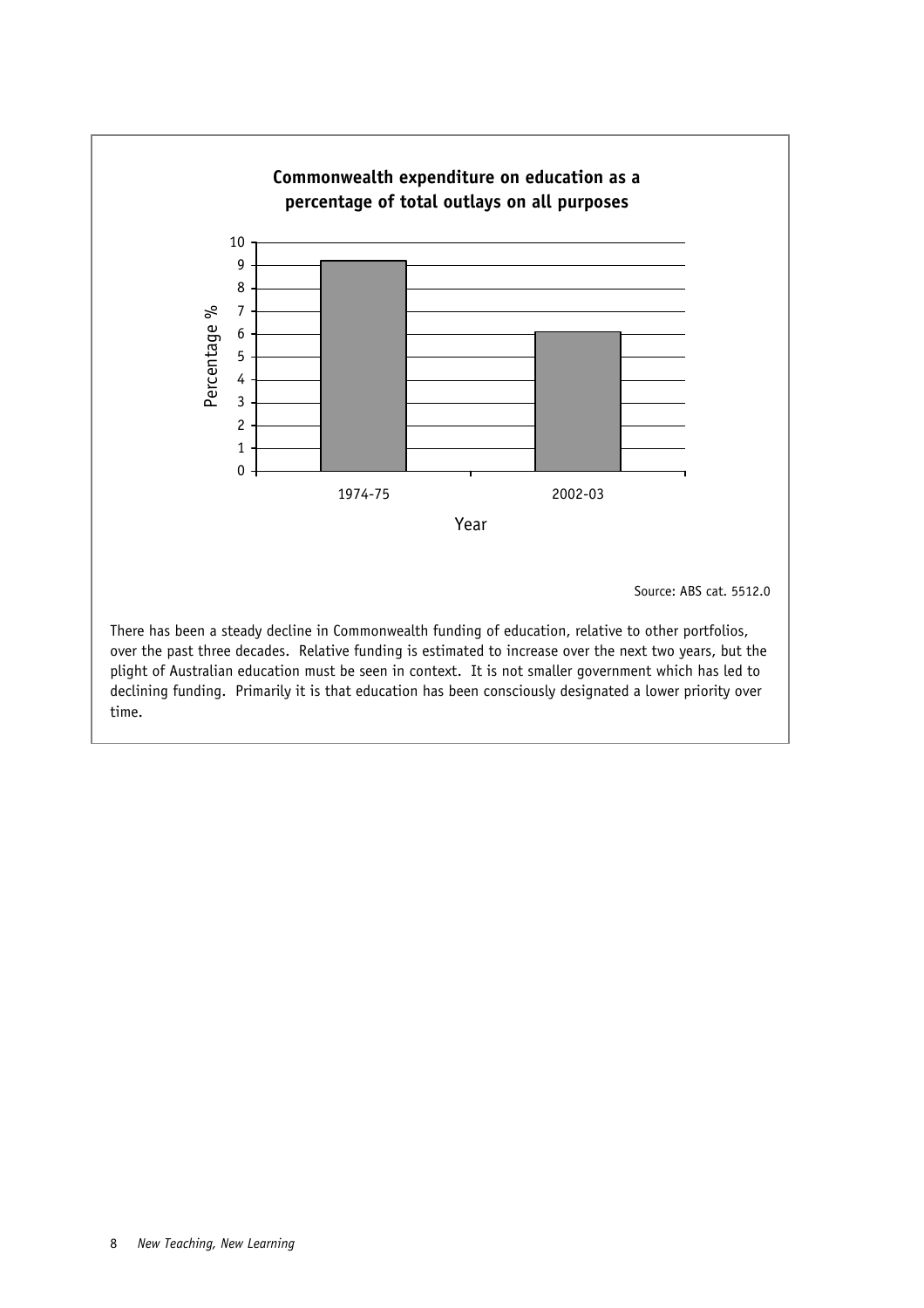**Commonwealth expenditure on education as a percentage of total outlays on all purposes**

Source: ABS cat. 5512.0

There has been a steady decline in Commonwealth funding of education, relative to other portfolios, over the past three decades. Relative funding is estimated to increase over the next two years, but the plight of Australian education must be seen in context. It is not smaller government which has led to declining funding. Primarily it is that education has been consciously designated a lower priority over time.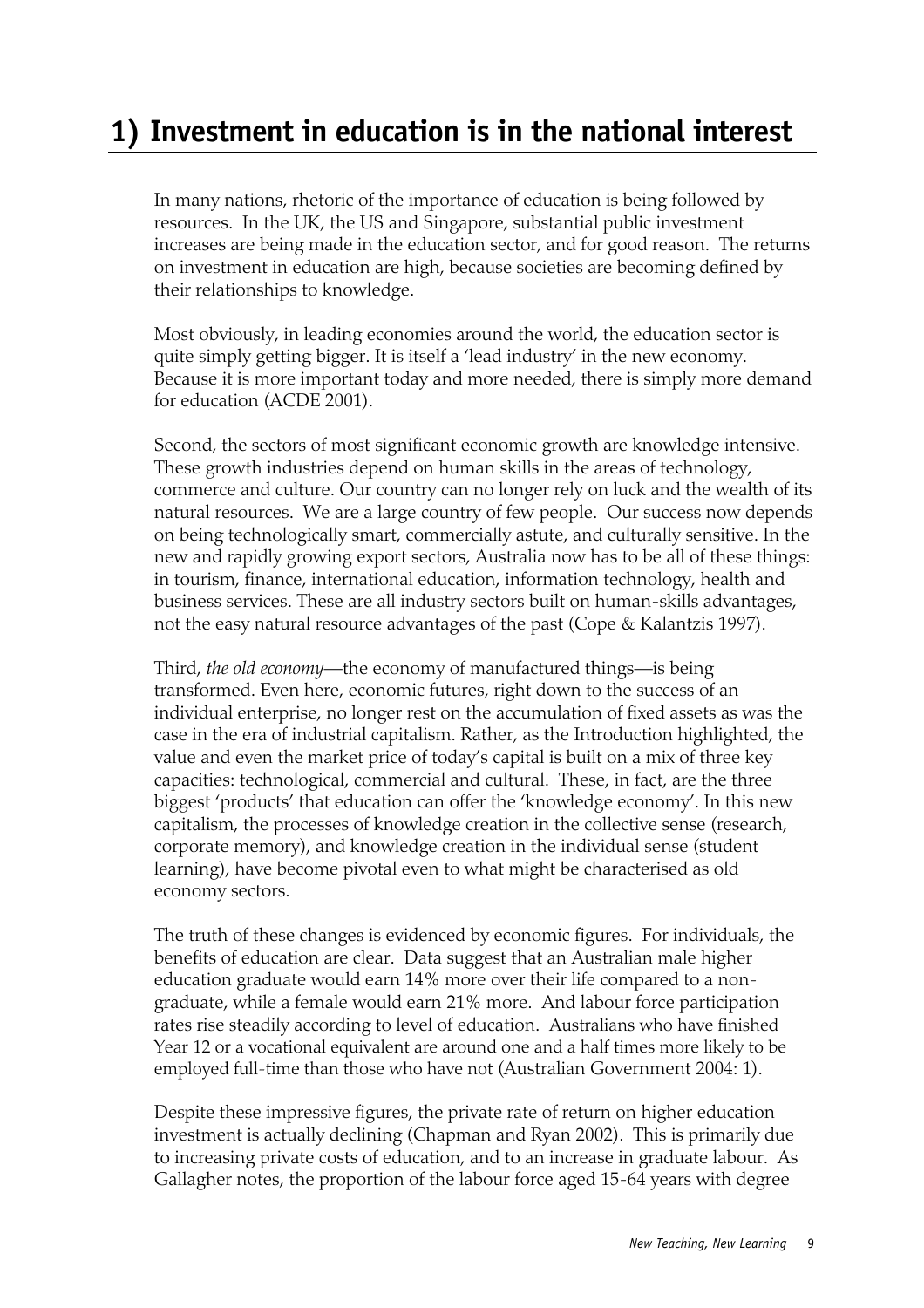# 1) Investment in education is in the national interest

In many nations, rhetoric of the importance of education is being followed by resources. In the UK, the US and Singapore, substantial public investment increases are being made in the education sector, and for good reason. The returns on investment in education are high, because societies are becoming defined by their relationships to knowledge.

Most obviously, in leading economies around the world, the education sector is quite simply getting bigger. It is itself a 'lead industry' in the new economy. Because it is more important today and more needed, there is simply more demand for education (ACDE 2001).

Second, the sectors of most significant economic growth are knowledge intensive. These growth industries depend on human skills in the areas of technology, commerce and culture. Our country can no longer rely on luck and the wealth of its natural resources. We are a large country of few people. Our success now depends on being technologically smart, commercially astute, and culturally sensitive. In the new and rapidly growing export sectors, Australia now has to be all of these things: in tourism, finance, international education, information technology, health and business services. These are all industry sectors built on human-skills advantages, not the easy natural resource advantages of the past (Cope & Kalantzis 1997).

Third, *the old economy*—the economy of manufactured things—is being transformed. Even here, economic futures, right down to the success of an individual enterprise, no longer rest on the accumulation of fixed assets as was the case in the era of industrial capitalism. Rather, as the Introduction highlighted, the value and even the market price of today's capital is built on a mix of three key capacities: technological, commercial and cultural. These, in fact, are the three biggest 'products' that education can offer the 'knowledge economy'. In this new capitalism, the processes of knowledge creation in the collective sense (research, corporate memory), and knowledge creation in the individual sense (student learning), have become pivotal even to what might be characterised as old economy sectors.

The truth of these changes is evidenced by economic figures. For individuals, the benefits of education are clear. Data suggest that an Australian male higher education graduate would earn 14% more over their life compared to a non-graduate, while a female would earn 21% more. And labour force participation rates rise steadily according to level of education. Australians who have finished Year 12 or a vocational equivalent are around one and a half times more likely to be employed full-time than those who have not (Australian Government 2004: 1).

Despite these impressive figures, the private rate of return on higher education investment is actually declining (Chapman and Ryan 2002). This is primarily due to increasing private costs of education, and to an increase in graduate labour. As Gallagher notes, the proportion of the labour force aged 15-64 years with degree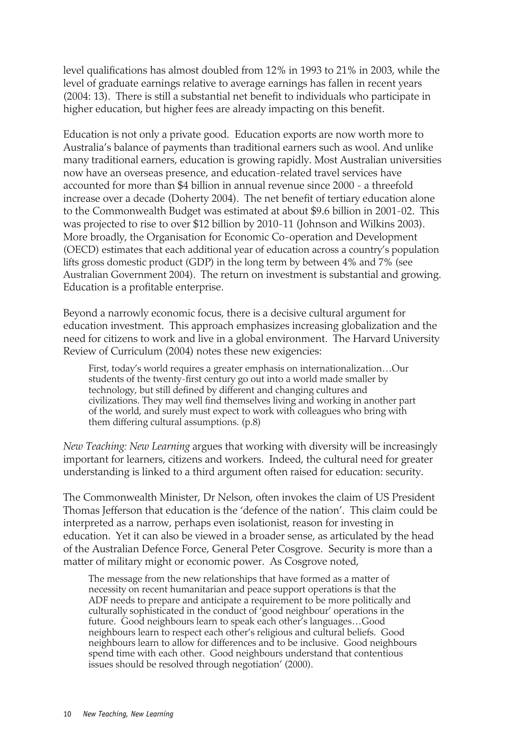level qualifications has almost doubled from 12% in 1993 to 21% in 2003, while the level of graduate earnings relative to average earnings has fallen in recent years (2004: 13). There is still a substantial net benefit to individuals who participate in higher education, but higher fees are already impacting on this benefit.

Education is not only a private good. Education exports are now worth more to Australia's balance of payments than traditional earners such as wool. And unlike many traditional earners, education is growing rapidly. Most Australian universities now have an overseas presence, and education-related travel services have accounted for more than $4 billion in annual revenue since 2000 - a threefold increase over a decade (Doherty 2004). The net benefit of tertiary education alone to the Commonwealth Budget was estimated at about $9.6 billion in 2001-02. This was projected to rise to over $12 billion by 2010-11 (Johnson and Wilkins 2003). More broadly, the Organisation for Economic Co-operation and Development (OECD) estimates that each additional year of education across a country's population lifts gross domestic product (GDP) in the long term by between 4% and 7% (see Australian Government 2004). The return on investment is substantial and growing. Education is a profitable enterprise.

Beyond a narrowly economic focus, there is a decisive cultural argument for education investment. This approach emphasizes increasing globalization and the need for citizens to work and live in a global environment. The Harvard University Review of Curriculum (2004) notes these new exigencies:

> First, today's world requires a greater emphasis on internationalization…Our students of the twenty-first century go out into a world made smaller by technology, but still defined by different and changing cultures and civilizations. They may well find themselves living and working in another part of the world, and surely must expect to work with colleagues who bring with them differing cultural assumptions. (p.8)

*New Teaching: New Learning* argues that working with diversity will be increasingly important for learners, citizens and workers. Indeed, the cultural need for greater understanding is linked to a third argument often raised for education: security.

The Commonwealth Minister, Dr Nelson, often invokes the claim of US President Thomas Jefferson that education is the 'defence of the nation'. This claim could be interpreted as a narrow, perhaps even isolationist, reason for investing in education. Yet it can also be viewed in a broader sense, as articulated by the head of the Australian Defence Force, General Peter Cosgrove. Security is more than a matter of military might or economic power. As Cosgrove noted,

> The message from the new relationships that have formed as a matter of necessity on recent humanitarian and peace support operations is that the ADF needs to prepare and anticipate a requirement to be more politically and culturally sophisticated in the conduct of 'good neighbour' operations in the future. Good neighbours learn to speak each other's languages…Good neighbours learn to respect each other's religious and cultural beliefs. Good neighbours learn to allow for differences and to be inclusive. Good neighbours spend time with each other. Good neighbours understand that contentious issues should be resolved through negotiation' (2000).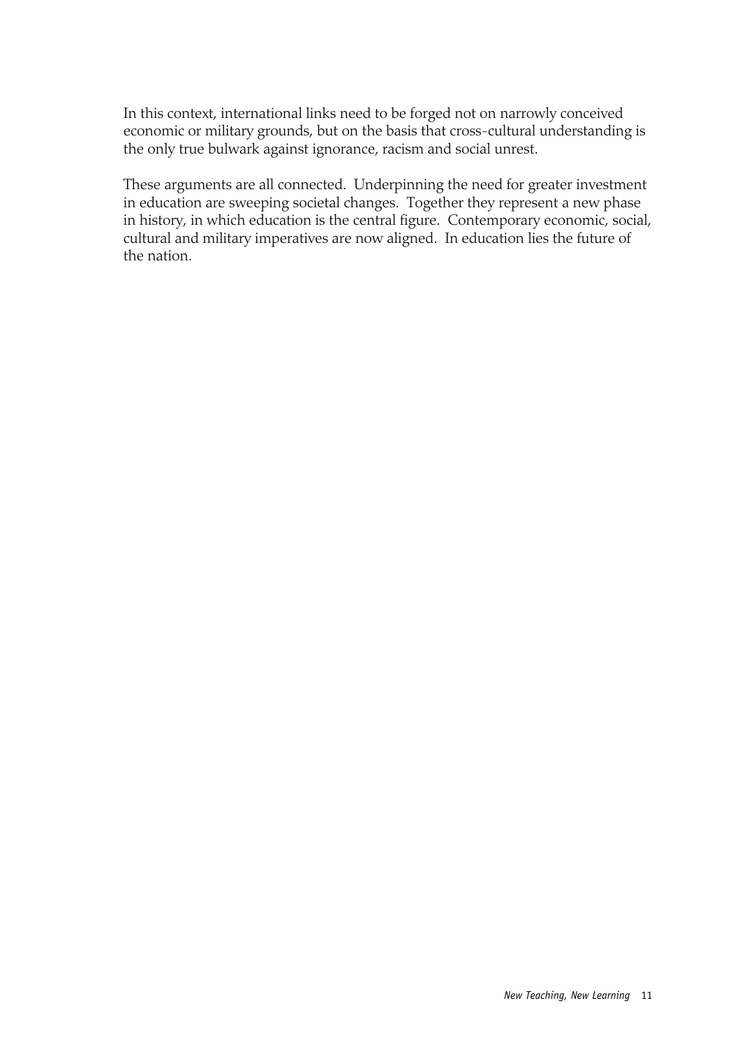In this context, international links need to be forged not on narrowly conceived economic or military grounds, but on the basis that cross-cultural understanding is the only true bulwark against ignorance, racism and social unrest.

These arguments are all connected. Underpinning the need for greater investment in education are sweeping societal changes. Together they represent a new phase in history, in which education is the central figure. Contemporary economic, social, cultural and military imperatives are now aligned. In education lies the future of the nation.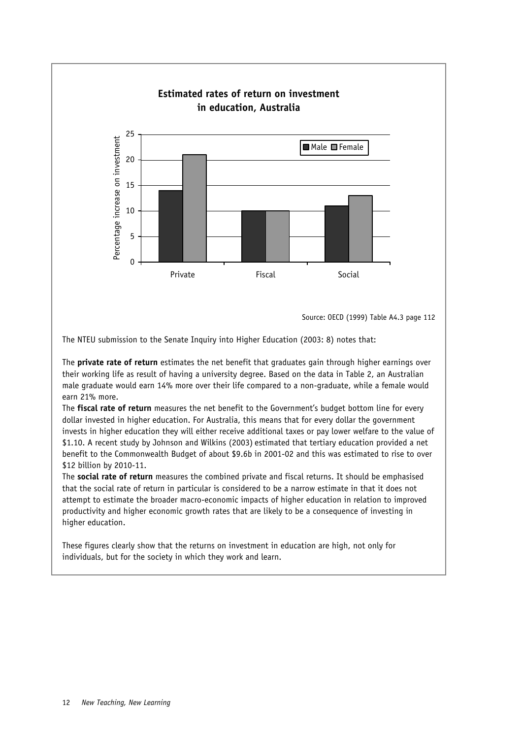**Estimated rates of return on investment in education, Australia**

| | Male | Female |
|---|---|---|
| Private | 14 | 21 |
| Fiscal | 10 | 10 |
| Social | 11 | 13 |

Percentage increase on investment

Source: OECD (1999) Table A4.3 page 112

The NTEU submission to the Senate Inquiry into Higher Education (2003: 8) notes that:

The **private rate of return** estimates the net benefit that graduates gain through higher earnings over their working life as result of having a university degree. Based on the data in Table 2, an Australian male graduate would earn 14% more over their life compared to a non-graduate, while a female would earn 21% more.

The **fiscal rate of return** measures the net benefit to the Government's budget bottom line for every dollar invested in higher education. For Australia, this means that for every dollar the government invests in higher education they will either receive additional taxes or pay lower welfare to the value of $1.10. A recent study by Johnson and Wilkins (2003) estimated that tertiary education provided a net benefit to the Commonwealth Budget of about $9.6b in 2001-02 and this was estimated to rise to over $12 billion by 2010-11.

The **social rate of return** measures the combined private and fiscal returns. It should be emphasised that the social rate of return in particular is considered to be a narrow estimate in that it does not attempt to estimate the broader macro-economic impacts of higher education in relation to improved productivity and higher economic growth rates that are likely to be a consequence of investing in higher education.

These figures clearly show that the returns on investment in education are high, not only for individuals, but for the society in which they work and learn.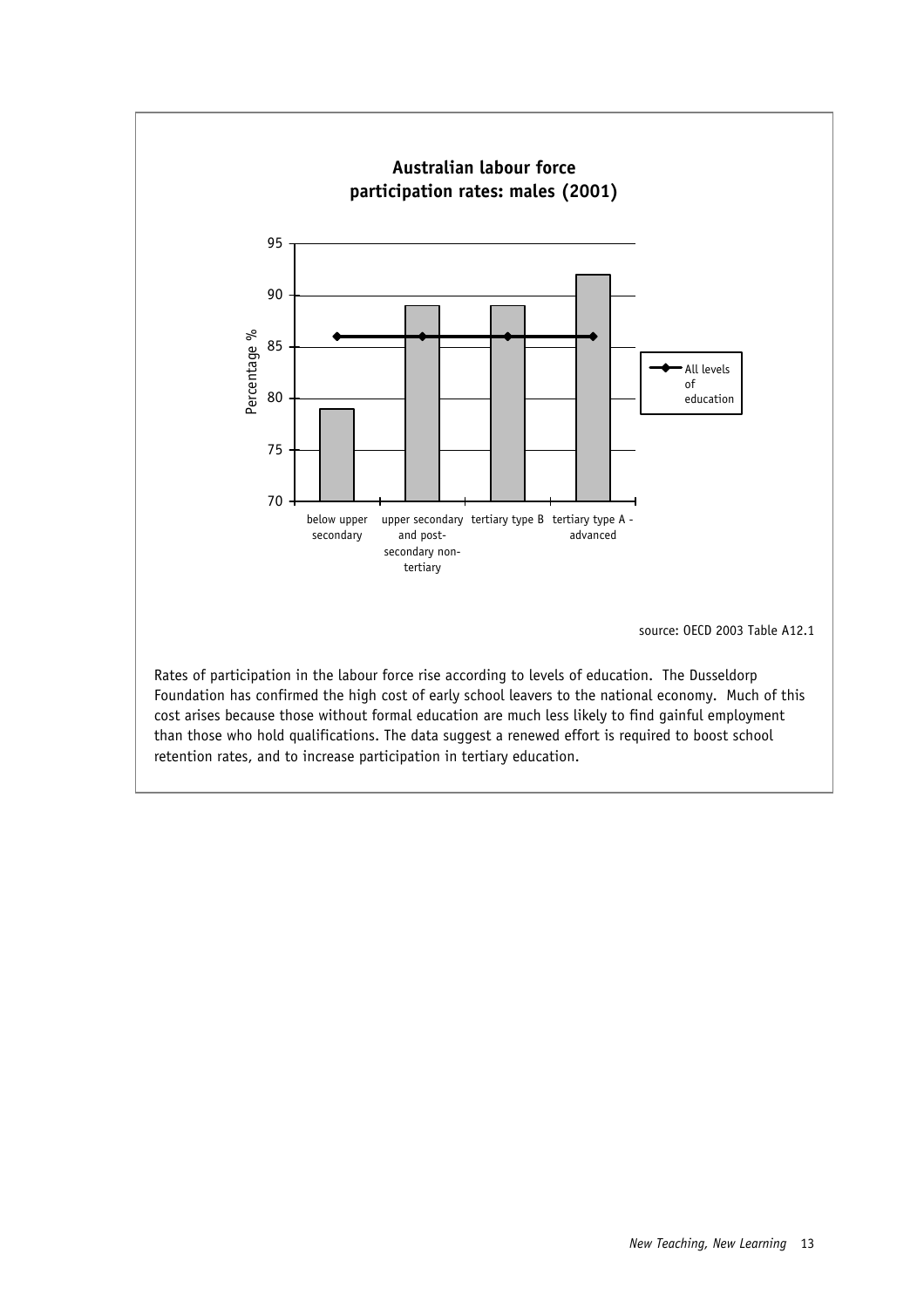**Australian labour force participation rates: males (2001)**

| Level of education | Percentage % |
|---|---|
| below upper secondary | 79 |
| upper secondary and post-secondary non-tertiary | 89 |
| tertiary type B | 89 |
| tertiary type A - advanced | 92 |
| All levels of education | 86 |

source: OECD 2003 Table A12.1

Rates of participation in the labour force rise according to levels of education. The Dusseldorp Foundation has confirmed the high cost of early school leavers to the national economy. Much of this cost arises because those without formal education are much less likely to find gainful employment than those who hold qualifications. The data suggest a renewed effort is required to boost school retention rates, and to increase participation in tertiary education.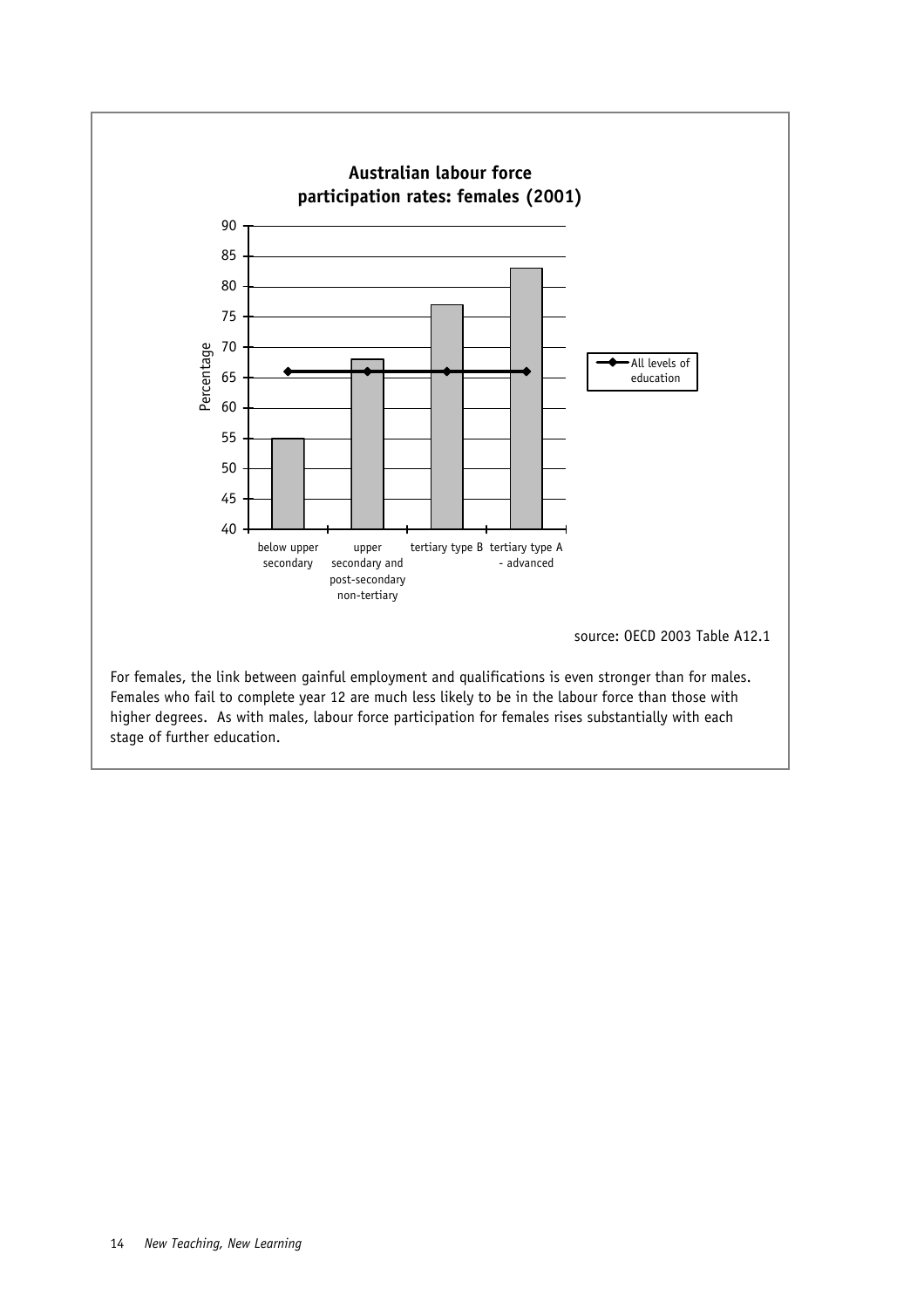**Australian labour force participation rates: females (2001)**

source: OECD 2003 Table A12.1

For females, the link between gainful employment and qualifications is even stronger than for males. Females who fail to complete year 12 are much less likely to be in the labour force than those with higher degrees. As with males, labour force participation for females rises substantially with each stage of further education.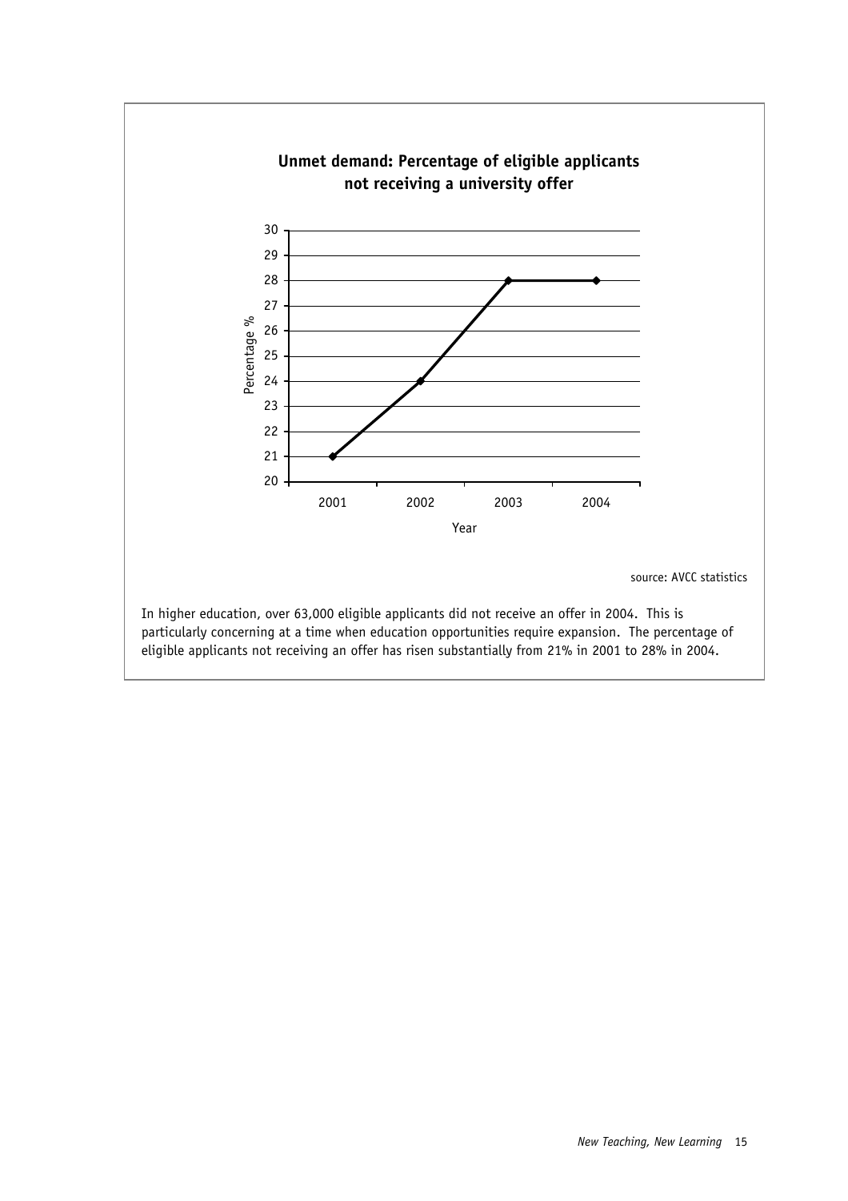**Unmet demand: Percentage of eligible applicants not receiving a university offer**

| Year | Percentage % |
|---|---|
| 2001 | 21 |
| 2002 | 24 |
| 2003 | 28 |
| 2004 | 28 |

source: AVCC statistics

In higher education, over 63,000 eligible applicants did not receive an offer in 2004. This is particularly concerning at a time when education opportunities require expansion. The percentage of eligible applicants not receiving an offer has risen substantially from 21% in 2001 to 28% in 2004.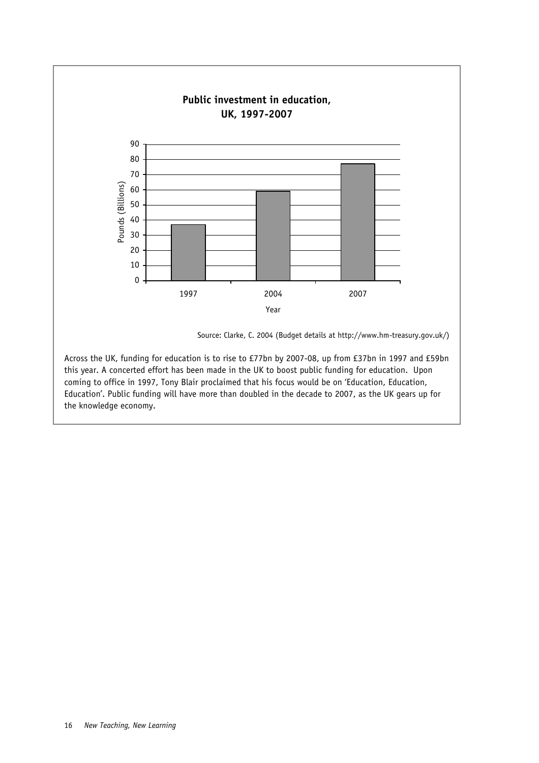**Public investment in education, UK, 1997-2007**

| Year | Pounds (Billions) |
| --- | --- |
| 1997 | 37 |
| 2004 | 59 |
| 2007 | 77 |

Source: Clarke, C. 2004 (Budget details at http://www.hm-treasury.gov.uk/)

Across the UK, funding for education is to rise to £77bn by 2007-08, up from £37bn in 1997 and £59bn this year. A concerted effort has been made in the UK to boost public funding for education. Upon coming to office in 1997, Tony Blair proclaimed that his focus would be on 'Education, Education, Education'. Public funding will have more than doubled in the decade to 2007, as the UK gears up for the knowledge economy.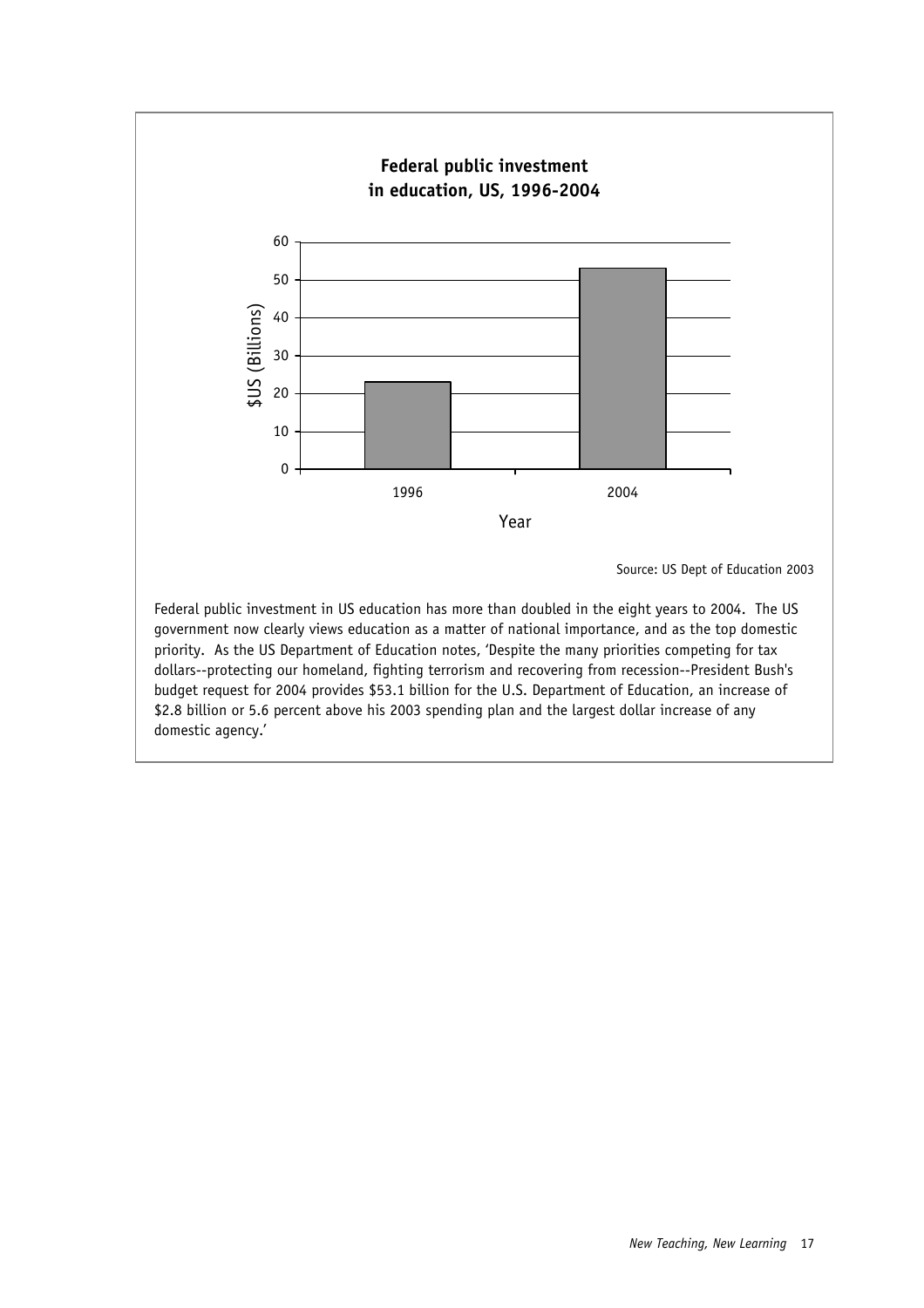**Federal public investment in education, US, 1996-2004**

Source: US Dept of Education 2003

Federal public investment in US education has more than doubled in the eight years to 2004. The US government now clearly views education as a matter of national importance, and as the top domestic priority. As the US Department of Education notes, 'Despite the many priorities competing for tax dollars--protecting our homeland, fighting terrorism and recovering from recession--President Bush's budget request for 2004 provides $53.1 billion for the U.S. Department of Education, an increase of $2.8 billion or 5.6 percent above his 2003 spending plan and the largest dollar increase of any domestic agency.'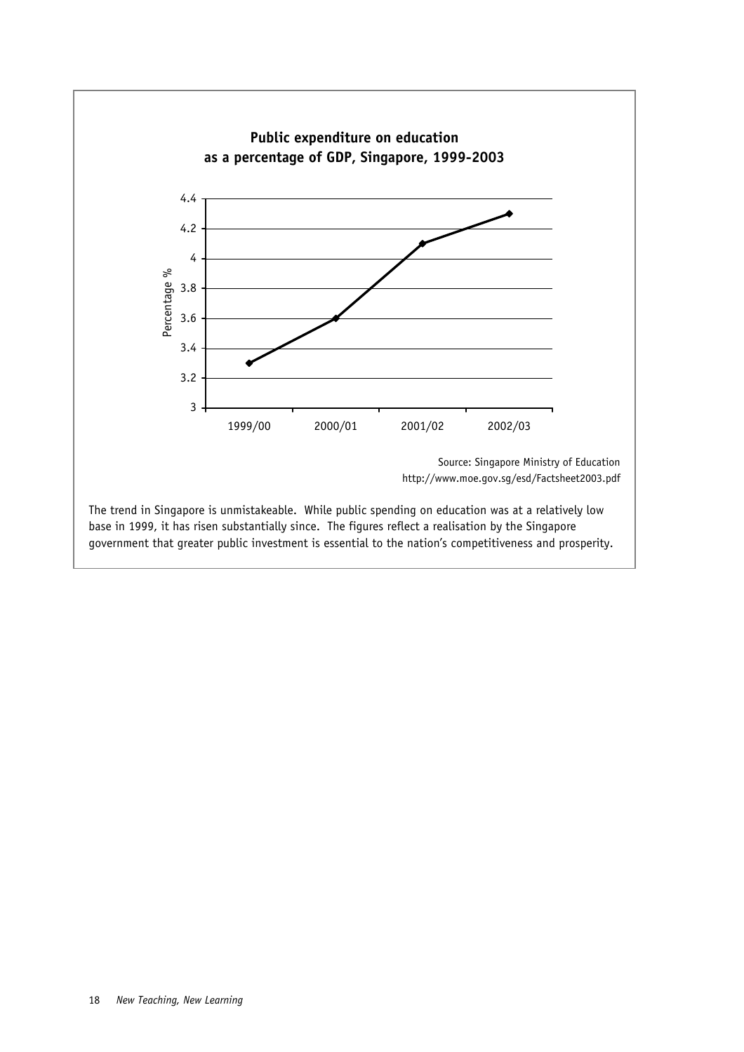**Public expenditure on education as a percentage of GDP, Singapore, 1999-2003**

| Year | Percentage % |
|---|---|
| 1999/00 | 3.3 |
| 2000/01 | 3.6 |
| 2001/02 | 4.1 |
| 2002/03 | 4.3 |

Source: Singapore Ministry of Education
http://www.moe.gov.sg/esd/Factsheet2003.pdf

The trend in Singapore is unmistakeable. While public spending on education was at a relatively low base in 1999, it has risen substantially since. The figures reflect a realisation by the Singapore government that greater public investment is essential to the nation's competitiveness and prosperity.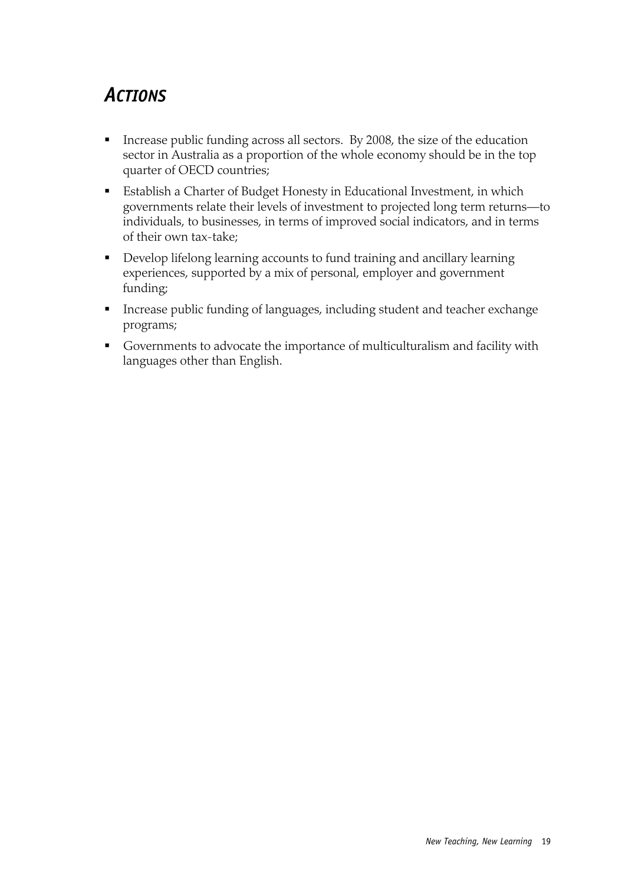## *Actions*

- Increase public funding across all sectors.  By 2008, the size of the education sector in Australia as a proportion of the whole economy should be in the top quarter of OECD countries;
- Establish a Charter of Budget Honesty in Educational Investment, in which governments relate their levels of investment to projected long term returns—to individuals, to businesses, in terms of improved social indicators, and in terms of their own tax-take;
- Develop lifelong learning accounts to fund training and ancillary learning experiences, supported by a mix of personal, employer and government funding;
- Increase public funding of languages, including student and teacher exchange programs;
- Governments to advocate the importance of multiculturalism and facility with languages other than English.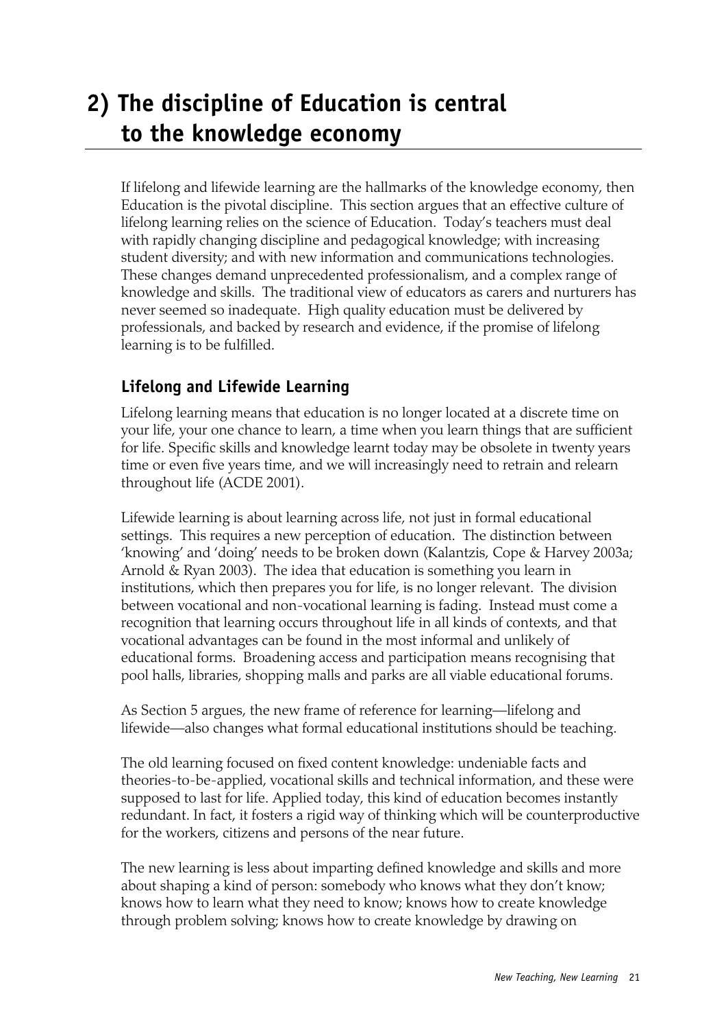# 2) The discipline of Education is central to the knowledge economy

If lifelong and lifewide learning are the hallmarks of the knowledge economy, then Education is the pivotal discipline. This section argues that an effective culture of lifelong learning relies on the science of Education. Today's teachers must deal with rapidly changing discipline and pedagogical knowledge; with increasing student diversity; and with new information and communications technologies. These changes demand unprecedented professionalism, and a complex range of knowledge and skills. The traditional view of educators as carers and nurturers has never seemed so inadequate. High quality education must be delivered by professionals, and backed by research and evidence, if the promise of lifelong learning is to be fulfilled.

## Lifelong and Lifewide Learning

Lifelong learning means that education is no longer located at a discrete time on your life, your one chance to learn, a time when you learn things that are sufficient for life. Specific skills and knowledge learnt today may be obsolete in twenty years time or even five years time, and we will increasingly need to retrain and relearn throughout life (ACDE 2001).

Lifewide learning is about learning across life, not just in formal educational settings. This requires a new perception of education. The distinction between 'knowing' and 'doing' needs to be broken down (Kalantzis, Cope & Harvey 2003a; Arnold & Ryan 2003). The idea that education is something you learn in institutions, which then prepares you for life, is no longer relevant. The division between vocational and non-vocational learning is fading. Instead must come a recognition that learning occurs throughout life in all kinds of contexts, and that vocational advantages can be found in the most informal and unlikely of educational forms. Broadening access and participation means recognising that pool halls, libraries, shopping malls and parks are all viable educational forums.

As Section 5 argues, the new frame of reference for learning—lifelong and lifewide—also changes what formal educational institutions should be teaching.

The old learning focused on fixed content knowledge: undeniable facts and theories-to-be-applied, vocational skills and technical information, and these were supposed to last for life. Applied today, this kind of education becomes instantly redundant. In fact, it fosters a rigid way of thinking which will be counterproductive for the workers, citizens and persons of the near future.

The new learning is less about imparting defined knowledge and skills and more about shaping a kind of person: somebody who knows what they don't know; knows how to learn what they need to know; knows how to create knowledge through problem solving; knows how to create knowledge by drawing on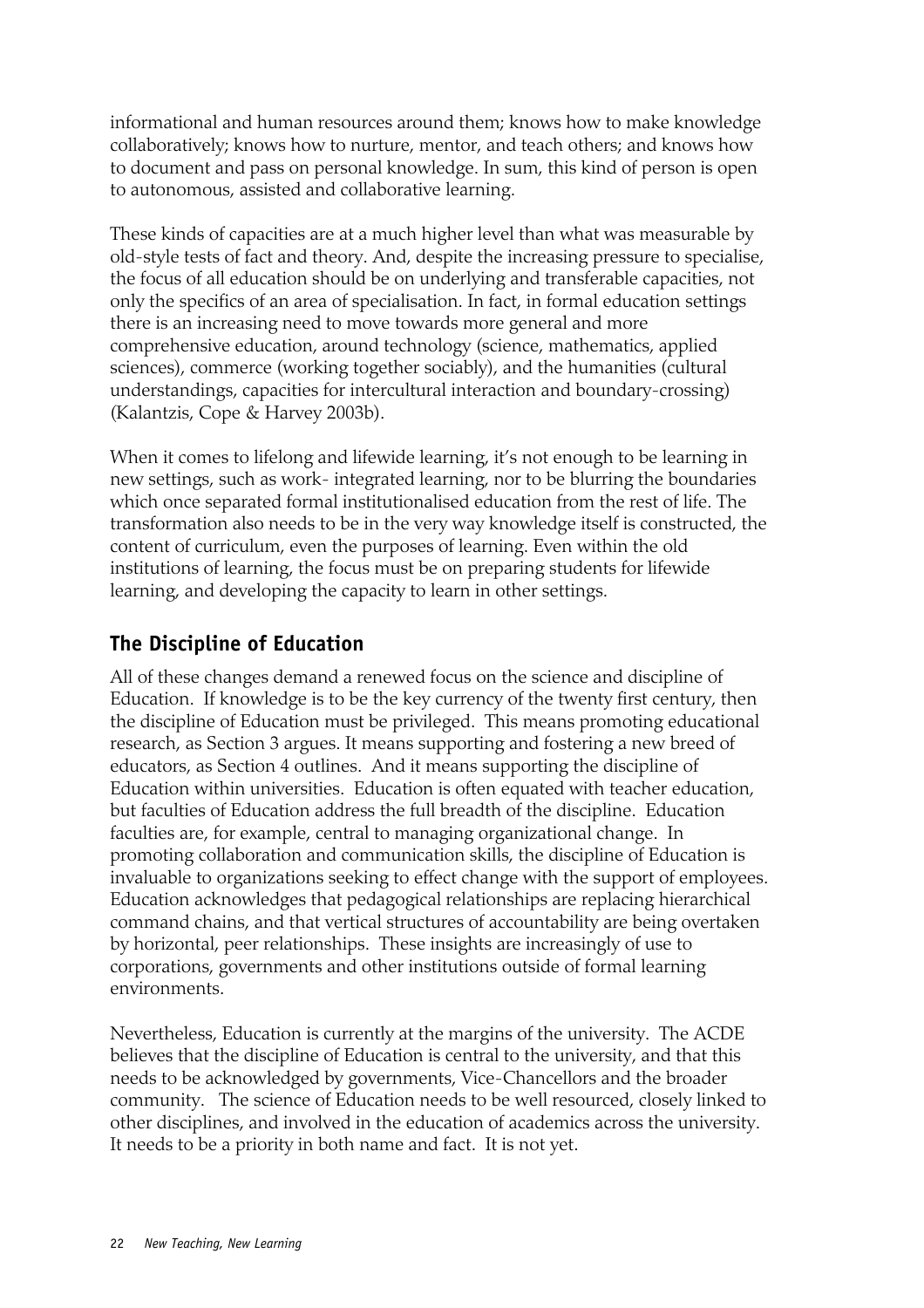informational and human resources around them; knows how to make knowledge collaboratively; knows how to nurture, mentor, and teach others; and knows how to document and pass on personal knowledge. In sum, this kind of person is open to autonomous, assisted and collaborative learning.

These kinds of capacities are at a much higher level than what was measurable by old-style tests of fact and theory. And, despite the increasing pressure to specialise, the focus of all education should be on underlying and transferable capacities, not only the specifics of an area of specialisation. In fact, in formal education settings there is an increasing need to move towards more general and more comprehensive education, around technology (science, mathematics, applied sciences), commerce (working together sociably), and the humanities (cultural understandings, capacities for intercultural interaction and boundary-crossing) (Kalantzis, Cope & Harvey 2003b).

When it comes to lifelong and lifewide learning, it's not enough to be learning in new settings, such as work- integrated learning, nor to be blurring the boundaries which once separated formal institutionalised education from the rest of life. The transformation also needs to be in the very way knowledge itself is constructed, the content of curriculum, even the purposes of learning. Even within the old institutions of learning, the focus must be on preparing students for lifewide learning, and developing the capacity to learn in other settings.

## The Discipline of Education

All of these changes demand a renewed focus on the science and discipline of Education. If knowledge is to be the key currency of the twenty first century, then the discipline of Education must be privileged. This means promoting educational research, as Section 3 argues. It means supporting and fostering a new breed of educators, as Section 4 outlines. And it means supporting the discipline of Education within universities. Education is often equated with teacher education, but faculties of Education address the full breadth of the discipline. Education faculties are, for example, central to managing organizational change. In promoting collaboration and communication skills, the discipline of Education is invaluable to organizations seeking to effect change with the support of employees. Education acknowledges that pedagogical relationships are replacing hierarchical command chains, and that vertical structures of accountability are being overtaken by horizontal, peer relationships. These insights are increasingly of use to corporations, governments and other institutions outside of formal learning environments.

Nevertheless, Education is currently at the margins of the university. The ACDE believes that the discipline of Education is central to the university, and that this needs to be acknowledged by governments, Vice-Chancellors and the broader community. The science of Education needs to be well resourced, closely linked to other disciplines, and involved in the education of academics across the university. It needs to be a priority in both name and fact. It is not yet.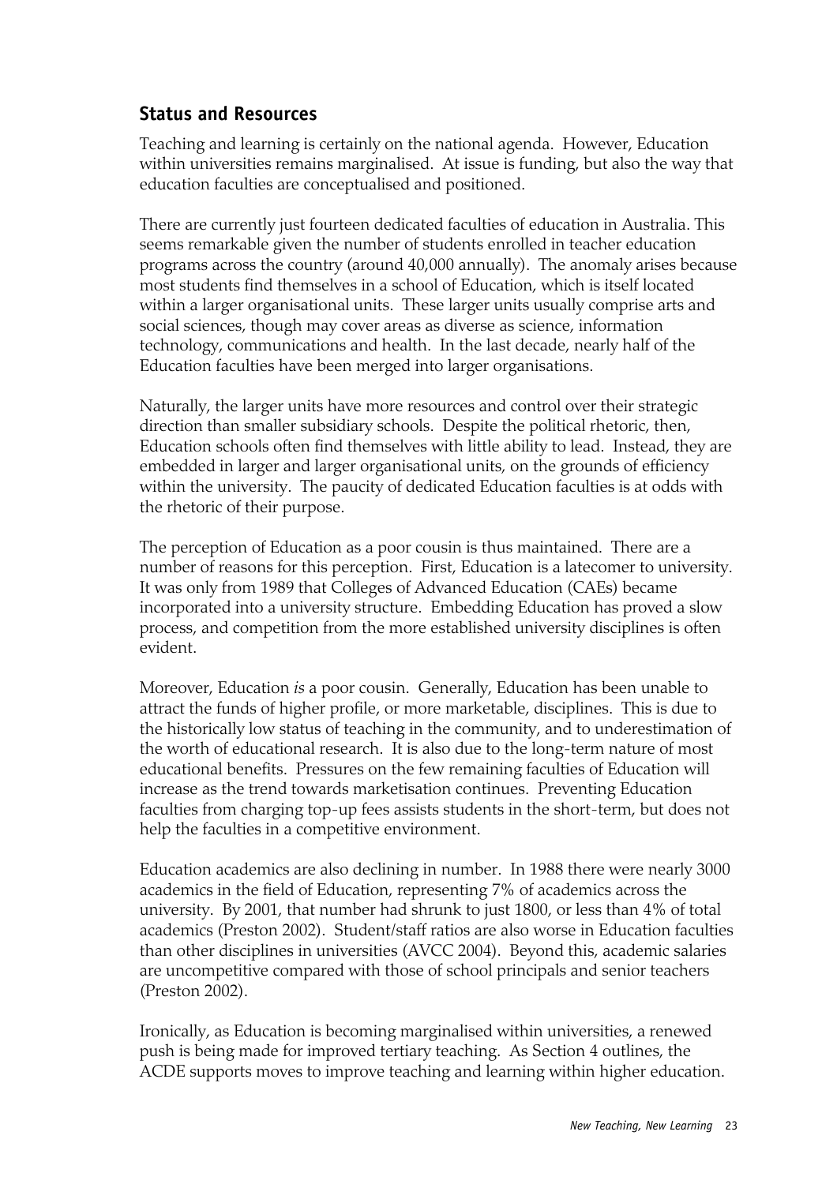## Status and Resources

Teaching and learning is certainly on the national agenda. However, Education within universities remains marginalised. At issue is funding, but also the way that education faculties are conceptualised and positioned.

There are currently just fourteen dedicated faculties of education in Australia. This seems remarkable given the number of students enrolled in teacher education programs across the country (around 40,000 annually). The anomaly arises because most students find themselves in a school of Education, which is itself located within a larger organisational units. These larger units usually comprise arts and social sciences, though may cover areas as diverse as science, information technology, communications and health. In the last decade, nearly half of the Education faculties have been merged into larger organisations.

Naturally, the larger units have more resources and control over their strategic direction than smaller subsidiary schools. Despite the political rhetoric, then, Education schools often find themselves with little ability to lead. Instead, they are embedded in larger and larger organisational units, on the grounds of efficiency within the university. The paucity of dedicated Education faculties is at odds with the rhetoric of their purpose.

The perception of Education as a poor cousin is thus maintained. There are a number of reasons for this perception. First, Education is a latecomer to university. It was only from 1989 that Colleges of Advanced Education (CAEs) became incorporated into a university structure. Embedding Education has proved a slow process, and competition from the more established university disciplines is often evident.

Moreover, Education *is* a poor cousin. Generally, Education has been unable to attract the funds of higher profile, or more marketable, disciplines. This is due to the historically low status of teaching in the community, and to underestimation of the worth of educational research. It is also due to the long-term nature of most educational benefits. Pressures on the few remaining faculties of Education will increase as the trend towards marketisation continues. Preventing Education faculties from charging top-up fees assists students in the short-term, but does not help the faculties in a competitive environment.

Education academics are also declining in number. In 1988 there were nearly 3000 academics in the field of Education, representing 7% of academics across the university. By 2001, that number had shrunk to just 1800, or less than 4% of total academics (Preston 2002). Student/staff ratios are also worse in Education faculties than other disciplines in universities (AVCC 2004). Beyond this, academic salaries are uncompetitive compared with those of school principals and senior teachers (Preston 2002).

Ironically, as Education is becoming marginalised within universities, a renewed push is being made for improved tertiary teaching. As Section 4 outlines, the ACDE supports moves to improve teaching and learning within higher education.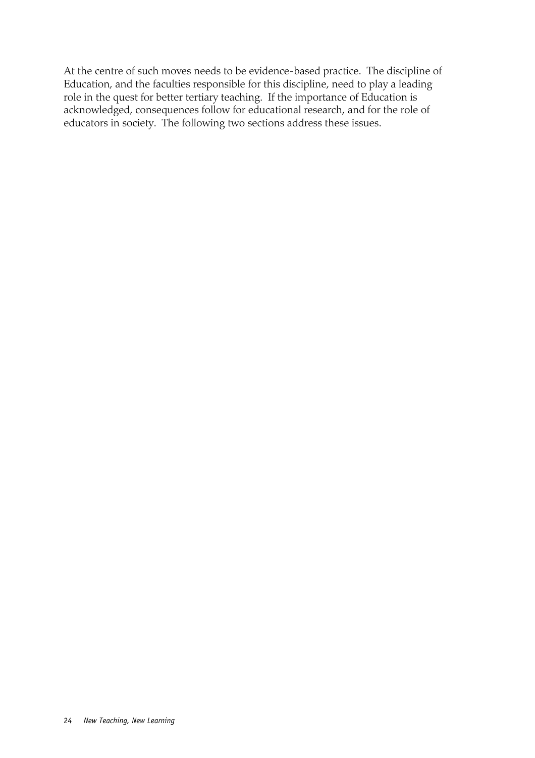At the centre of such moves needs to be evidence-based practice. The discipline of Education, and the faculties responsible for this discipline, need to play a leading role in the quest for better tertiary teaching. If the importance of Education is acknowledged, consequences follow for educational research, and for the role of educators in society. The following two sections address these issues.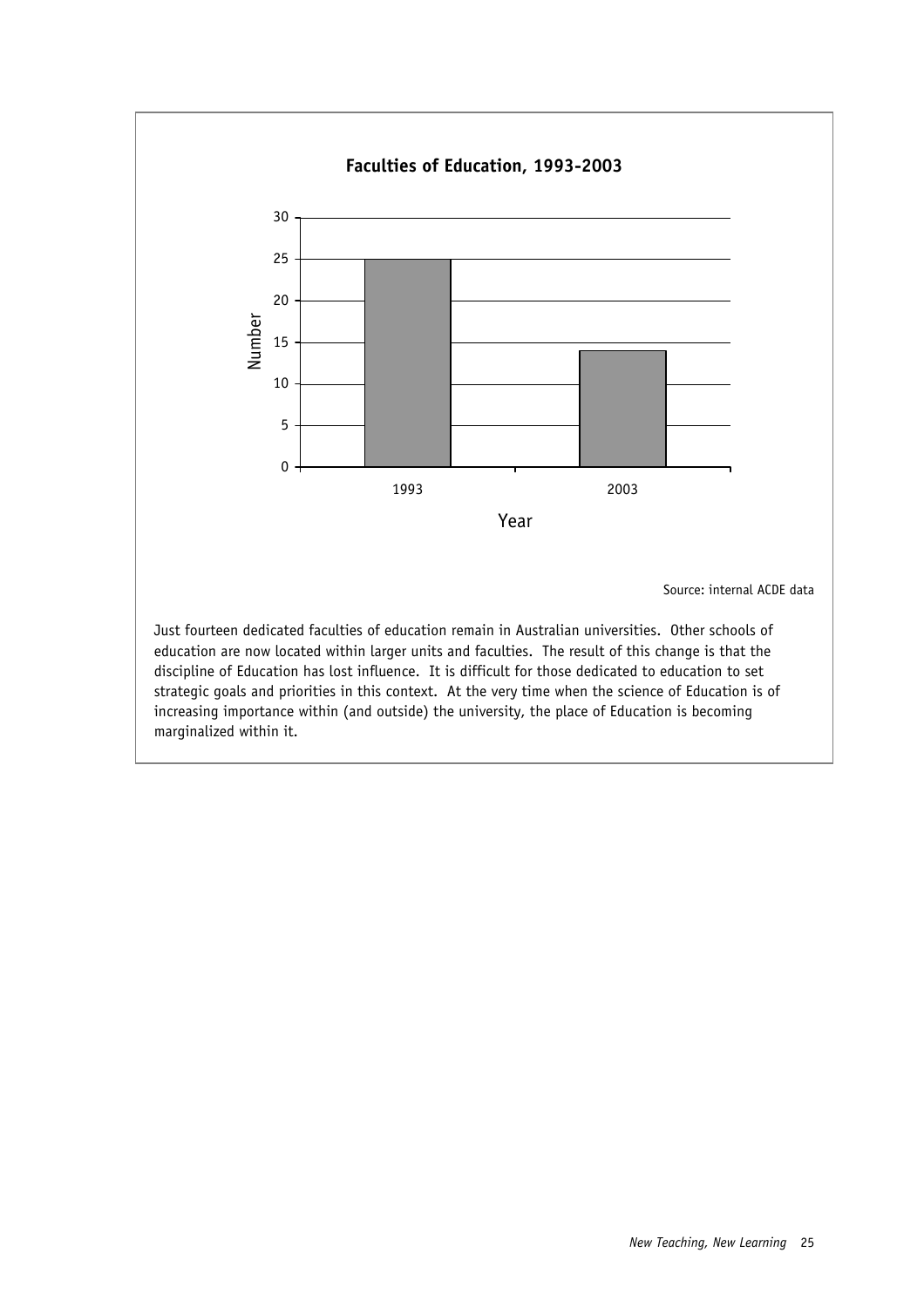**Faculties of Education, 1993-2003**

Source: internal ACDE data

Just fourteen dedicated faculties of education remain in Australian universities. Other schools of education are now located within larger units and faculties. The result of this change is that the discipline of Education has lost influence. It is difficult for those dedicated to education to set strategic goals and priorities in this context. At the very time when the science of Education is of increasing importance within (and outside) the university, the place of Education is becoming marginalized within it.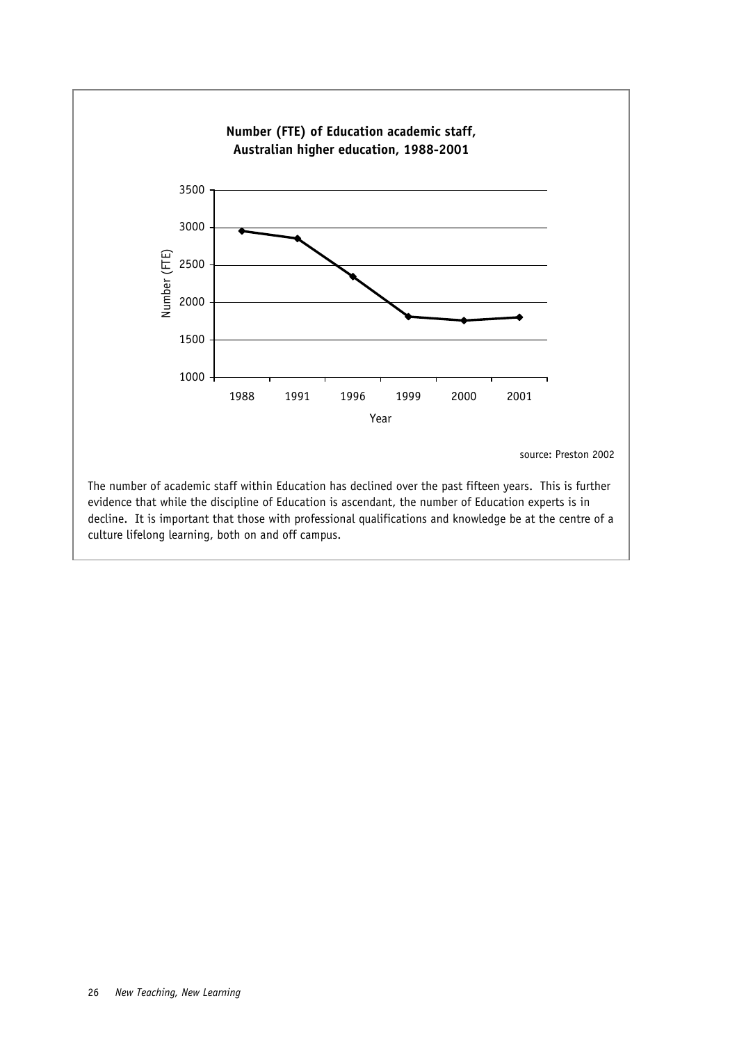**Number (FTE) of Education academic staff, Australian higher education, 1988-2001**

source: Preston 2002

The number of academic staff within Education has declined over the past fifteen years. This is further evidence that while the discipline of Education is ascendant, the number of Education experts is in decline. It is important that those with professional qualifications and knowledge be at the centre of a culture lifelong learning, both on and off campus.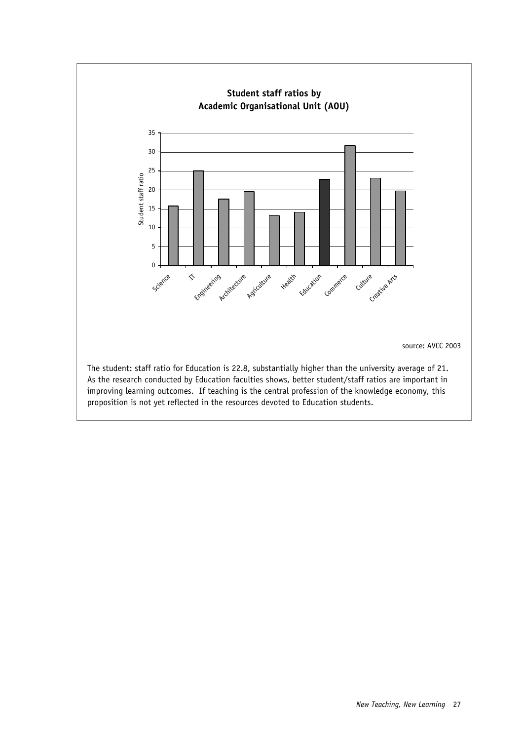**Student staff ratios by Academic Organisational Unit (AOU)**

source: AVCC 2003

The student: staff ratio for Education is 22.8, substantially higher than the university average of 21. As the research conducted by Education faculties shows, better student/staff ratios are important in improving learning outcomes. If teaching is the central profession of the knowledge economy, this proposition is not yet reflected in the resources devoted to Education students.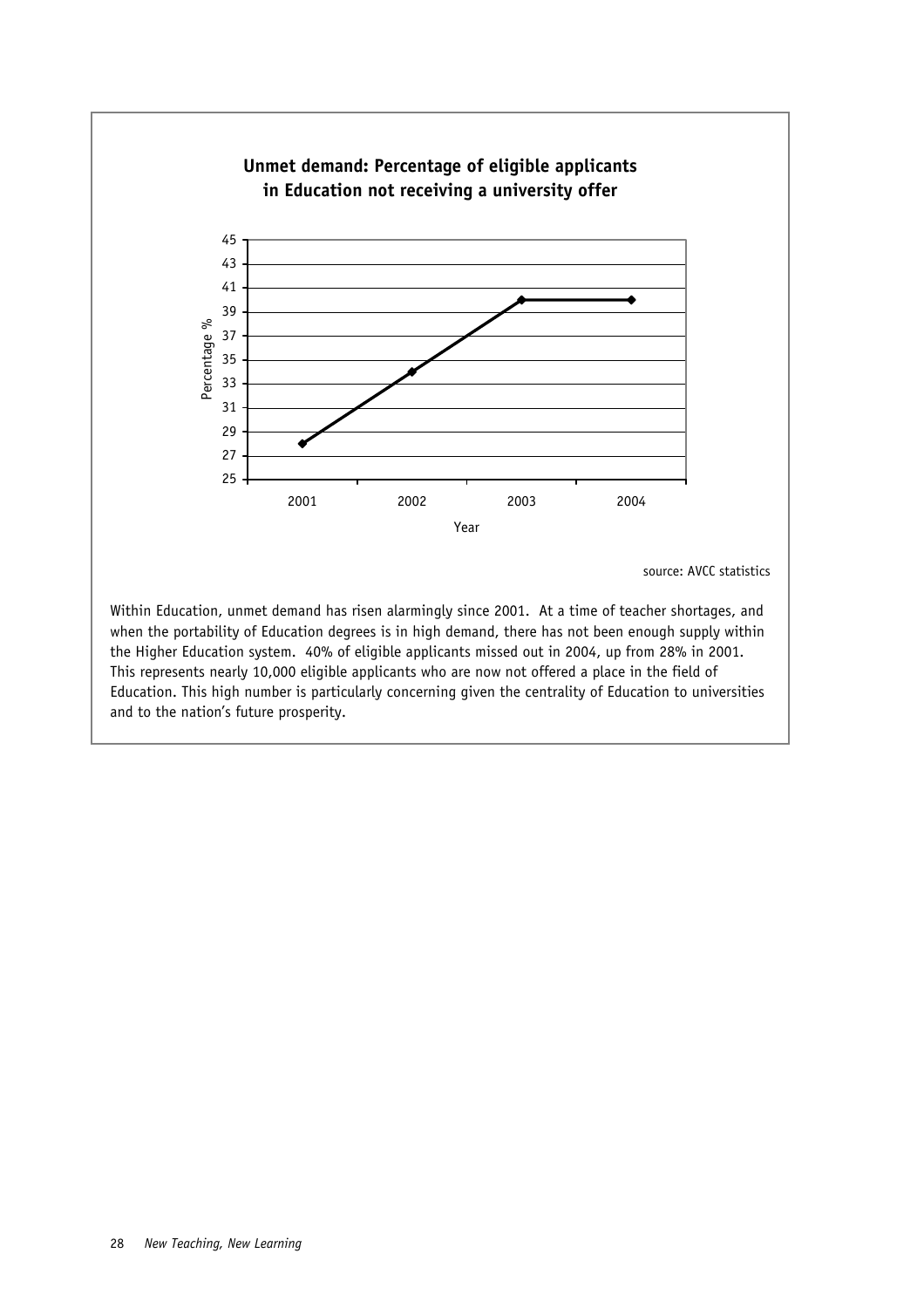**Unmet demand: Percentage of eligible applicants in Education not receiving a university offer**

source: AVCC statistics

Within Education, unmet demand has risen alarmingly since 2001. At a time of teacher shortages, and when the portability of Education degrees is in high demand, there has not been enough supply within the Higher Education system. 40% of eligible applicants missed out in 2004, up from 28% in 2001. This represents nearly 10,000 eligible applicants who are now not offered a place in the field of Education. This high number is particularly concerning given the centrality of Education to universities and to the nation's future prosperity.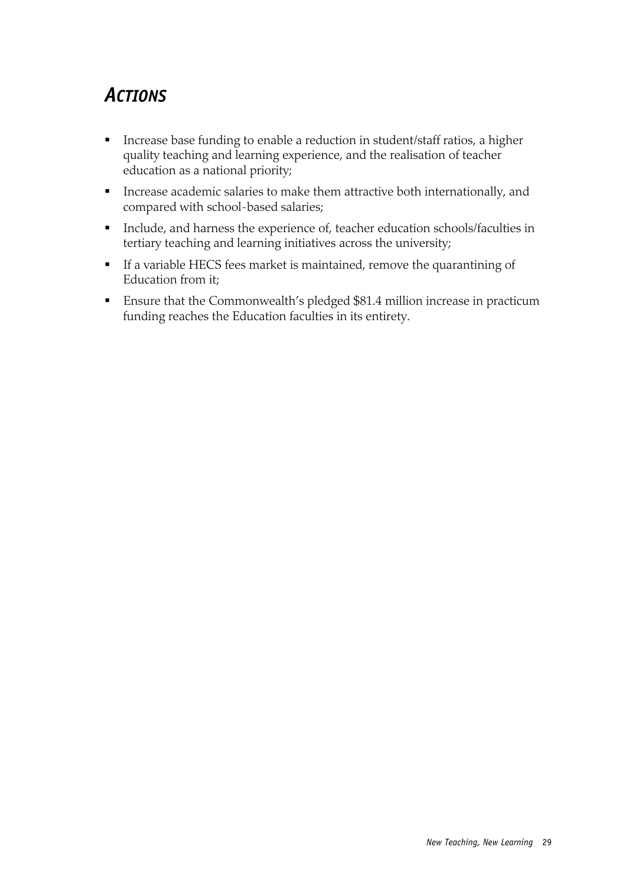## *Actions*

- Increase base funding to enable a reduction in student/staff ratios, a higher quality teaching and learning experience, and the realisation of teacher education as a national priority;
- Increase academic salaries to make them attractive both internationally, and compared with school-based salaries;
- Include, and harness the experience of, teacher education schools/faculties in tertiary teaching and learning initiatives across the university;
- If a variable HECS fees market is maintained, remove the quarantining of Education from it;
- Ensure that the Commonwealth's pledged $81.4 million increase in practicum funding reaches the Education faculties in its entirety.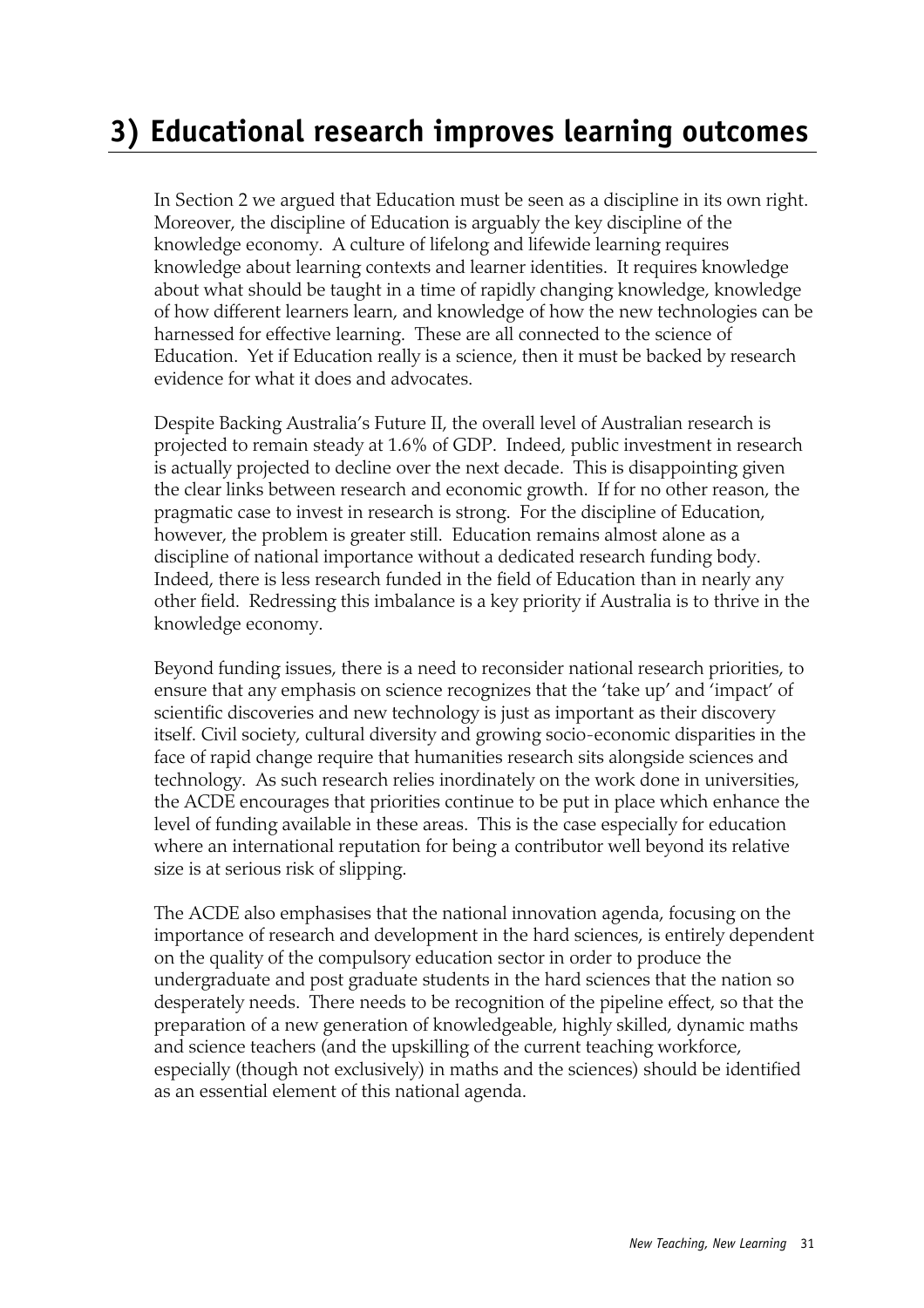# 3) Educational research improves learning outcomes

In Section 2 we argued that Education must be seen as a discipline in its own right. Moreover, the discipline of Education is arguably the key discipline of the knowledge economy. A culture of lifelong and lifewide learning requires knowledge about learning contexts and learner identities. It requires knowledge about what should be taught in a time of rapidly changing knowledge, knowledge of how different learners learn, and knowledge of how the new technologies can be harnessed for effective learning. These are all connected to the science of Education. Yet if Education really is a science, then it must be backed by research evidence for what it does and advocates.

Despite Backing Australia's Future II, the overall level of Australian research is projected to remain steady at 1.6% of GDP. Indeed, public investment in research is actually projected to decline over the next decade. This is disappointing given the clear links between research and economic growth. If for no other reason, the pragmatic case to invest in research is strong. For the discipline of Education, however, the problem is greater still. Education remains almost alone as a discipline of national importance without a dedicated research funding body. Indeed, there is less research funded in the field of Education than in nearly any other field. Redressing this imbalance is a key priority if Australia is to thrive in the knowledge economy.

Beyond funding issues, there is a need to reconsider national research priorities, to ensure that any emphasis on science recognizes that the 'take up' and 'impact' of scientific discoveries and new technology is just as important as their discovery itself. Civil society, cultural diversity and growing socio-economic disparities in the face of rapid change require that humanities research sits alongside sciences and technology. As such research relies inordinately on the work done in universities, the ACDE encourages that priorities continue to be put in place which enhance the level of funding available in these areas. This is the case especially for education where an international reputation for being a contributor well beyond its relative size is at serious risk of slipping.

The ACDE also emphasises that the national innovation agenda, focusing on the importance of research and development in the hard sciences, is entirely dependent on the quality of the compulsory education sector in order to produce the undergraduate and post graduate students in the hard sciences that the nation so desperately needs. There needs to be recognition of the pipeline effect, so that the preparation of a new generation of knowledgeable, highly skilled, dynamic maths and science teachers (and the upskilling of the current teaching workforce, especially (though not exclusively) in maths and the sciences) should be identified as an essential element of this national agenda.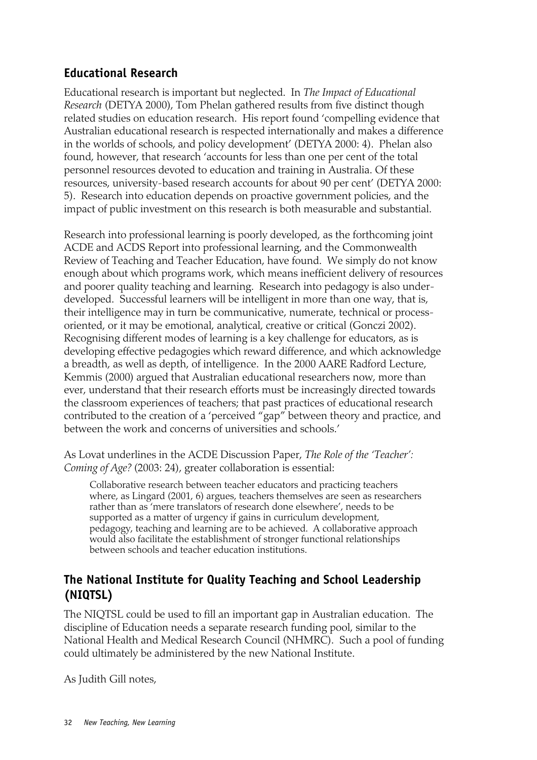## Educational Research

Educational research is important but neglected. In *The Impact of Educational Research* (DETYA 2000), Tom Phelan gathered results from five distinct though related studies on education research. His report found 'compelling evidence that Australian educational research is respected internationally and makes a difference in the worlds of schools, and policy development' (DETYA 2000: 4). Phelan also found, however, that research 'accounts for less than one per cent of the total personnel resources devoted to education and training in Australia. Of these resources, university-based research accounts for about 90 per cent' (DETYA 2000: 5). Research into education depends on proactive government policies, and the impact of public investment on this research is both measurable and substantial.

Research into professional learning is poorly developed, as the forthcoming joint ACDE and ACDS Report into professional learning, and the Commonwealth Review of Teaching and Teacher Education, have found. We simply do not know enough about which programs work, which means inefficient delivery of resources and poorer quality teaching and learning. Research into pedagogy is also under-developed. Successful learners will be intelligent in more than one way, that is, their intelligence may in turn be communicative, numerate, technical or process-oriented, or it may be emotional, analytical, creative or critical (Gonczi 2002). Recognising different modes of learning is a key challenge for educators, as is developing effective pedagogies which reward difference, and which acknowledge a breadth, as well as depth, of intelligence. In the 2000 AARE Radford Lecture, Kemmis (2000) argued that Australian educational researchers now, more than ever, understand that their research efforts must be increasingly directed towards the classroom experiences of teachers; that past practices of educational research contributed to the creation of a 'perceived "gap" between theory and practice, and between the work and concerns of universities and schools.'

As Lovat underlines in the ACDE Discussion Paper, *The Role of the 'Teacher': Coming of Age?* (2003: 24), greater collaboration is essential:

> Collaborative research between teacher educators and practicing teachers where, as Lingard (2001, 6) argues, teachers themselves are seen as researchers rather than as 'mere translators of research done elsewhere', needs to be supported as a matter of urgency if gains in curriculum development, pedagogy, teaching and learning are to be achieved. A collaborative approach would also facilitate the establishment of stronger functional relationships between schools and teacher education institutions.

## The National Institute for Quality Teaching and School Leadership (NIQTSL)

The NIQTSL could be used to fill an important gap in Australian education. The discipline of Education needs a separate research funding pool, similar to the National Health and Medical Research Council (NHMRC). Such a pool of funding could ultimately be administered by the new National Institute.

As Judith Gill notes,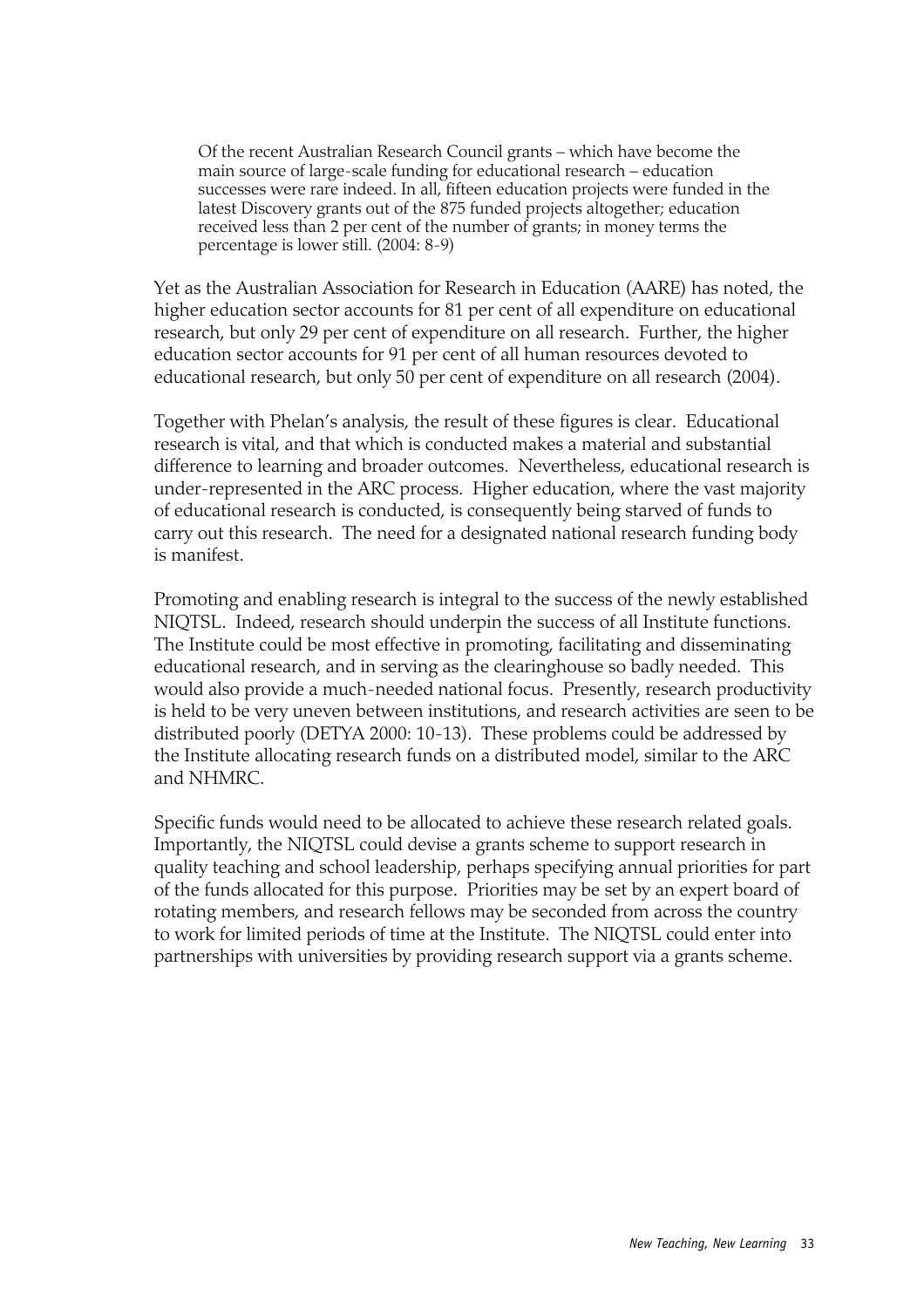> Of the recent Australian Research Council grants – which have become the main source of large-scale funding for educational research – education successes were rare indeed. In all, fifteen education projects were funded in the latest Discovery grants out of the 875 funded projects altogether; education received less than 2 per cent of the number of grants; in money terms the percentage is lower still. (2004: 8-9)

Yet as the Australian Association for Research in Education (AARE) has noted, the higher education sector accounts for 81 per cent of all expenditure on educational research, but only 29 per cent of expenditure on all research. Further, the higher education sector accounts for 91 per cent of all human resources devoted to educational research, but only 50 per cent of expenditure on all research (2004).

Together with Phelan's analysis, the result of these figures is clear. Educational research is vital, and that which is conducted makes a material and substantial difference to learning and broader outcomes. Nevertheless, educational research is under-represented in the ARC process. Higher education, where the vast majority of educational research is conducted, is consequently being starved of funds to carry out this research. The need for a designated national research funding body is manifest.

Promoting and enabling research is integral to the success of the newly established NIQTSL. Indeed, research should underpin the success of all Institute functions. The Institute could be most effective in promoting, facilitating and disseminating educational research, and in serving as the clearinghouse so badly needed. This would also provide a much-needed national focus. Presently, research productivity is held to be very uneven between institutions, and research activities are seen to be distributed poorly (DETYA 2000: 10-13). These problems could be addressed by the Institute allocating research funds on a distributed model, similar to the ARC and NHMRC.

Specific funds would need to be allocated to achieve these research related goals. Importantly, the NIQTSL could devise a grants scheme to support research in quality teaching and school leadership, perhaps specifying annual priorities for part of the funds allocated for this purpose. Priorities may be set by an expert board of rotating members, and research fellows may be seconded from across the country to work for limited periods of time at the Institute. The NIQTSL could enter into partnerships with universities by providing research support via a grants scheme.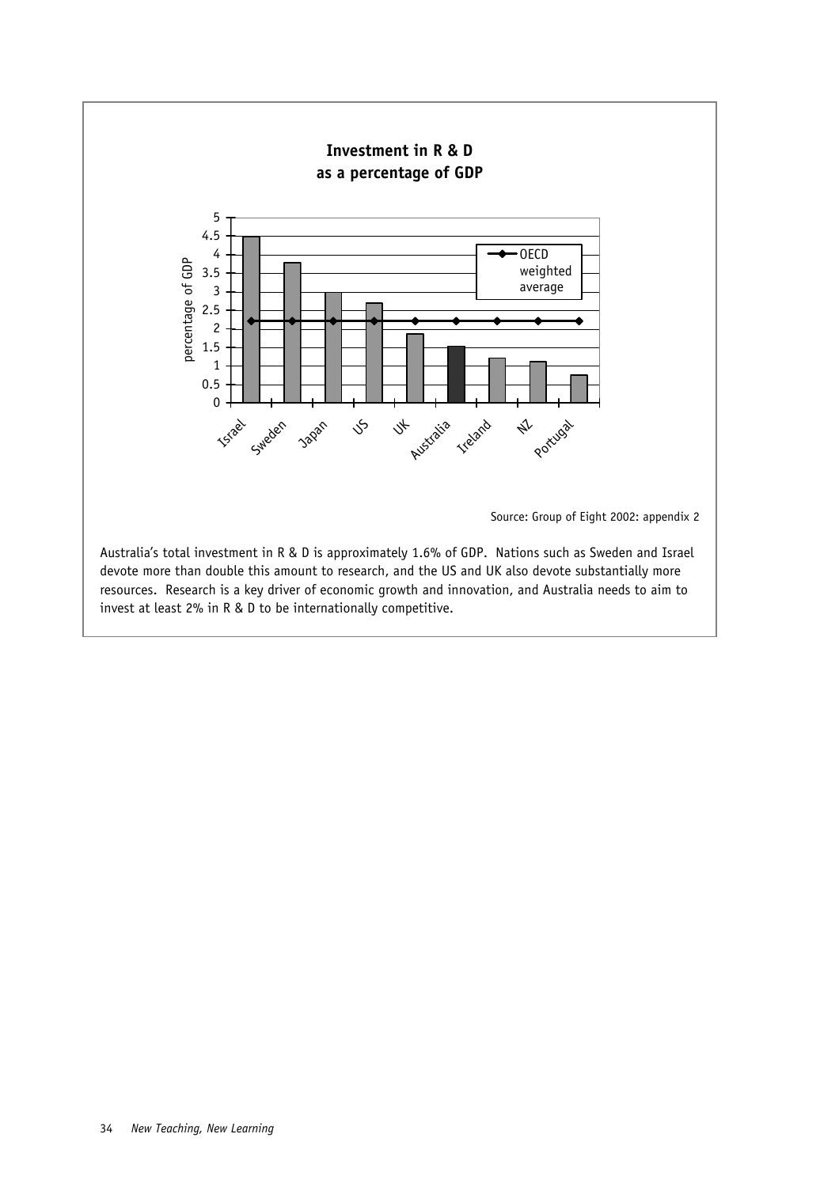**Investment in R & D as a percentage of GDP**

Source: Group of Eight 2002: appendix 2

Australia's total investment in R & D is approximately 1.6% of GDP. Nations such as Sweden and Israel devote more than double this amount to research, and the US and UK also devote substantially more resources. Research is a key driver of economic growth and innovation, and Australia needs to aim to invest at least 2% in R & D to be internationally competitive.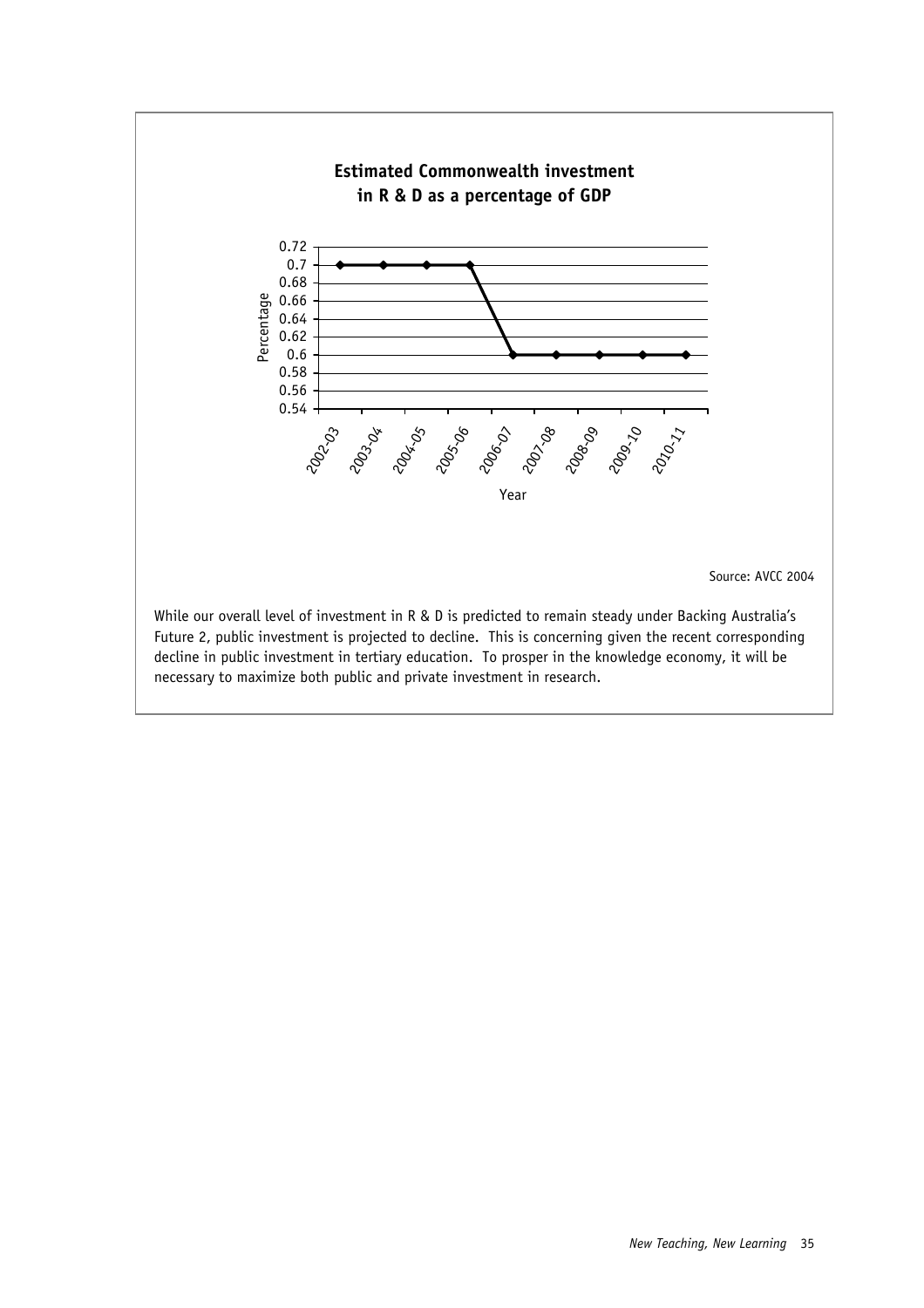**Estimated Commonwealth investment in R & D as a percentage of GDP**

| Year | Percentage |
|---|---|
| 2002-03 | 0.7 |
| 2003-04 | 0.7 |
| 2004-05 | 0.7 |
| 2005-06 | 0.7 |
| 2006-07 | 0.6 |
| 2007-08 | 0.6 |
| 2008-09 | 0.6 |
| 2009-10 | 0.6 |
| 2010-11 | 0.6 |

Source: AVCC 2004

While our overall level of investment in R & D is predicted to remain steady under Backing Australia's Future 2, public investment is projected to decline. This is concerning given the recent corresponding decline in public investment in tertiary education. To prosper in the knowledge economy, it will be necessary to maximize both public and private investment in research.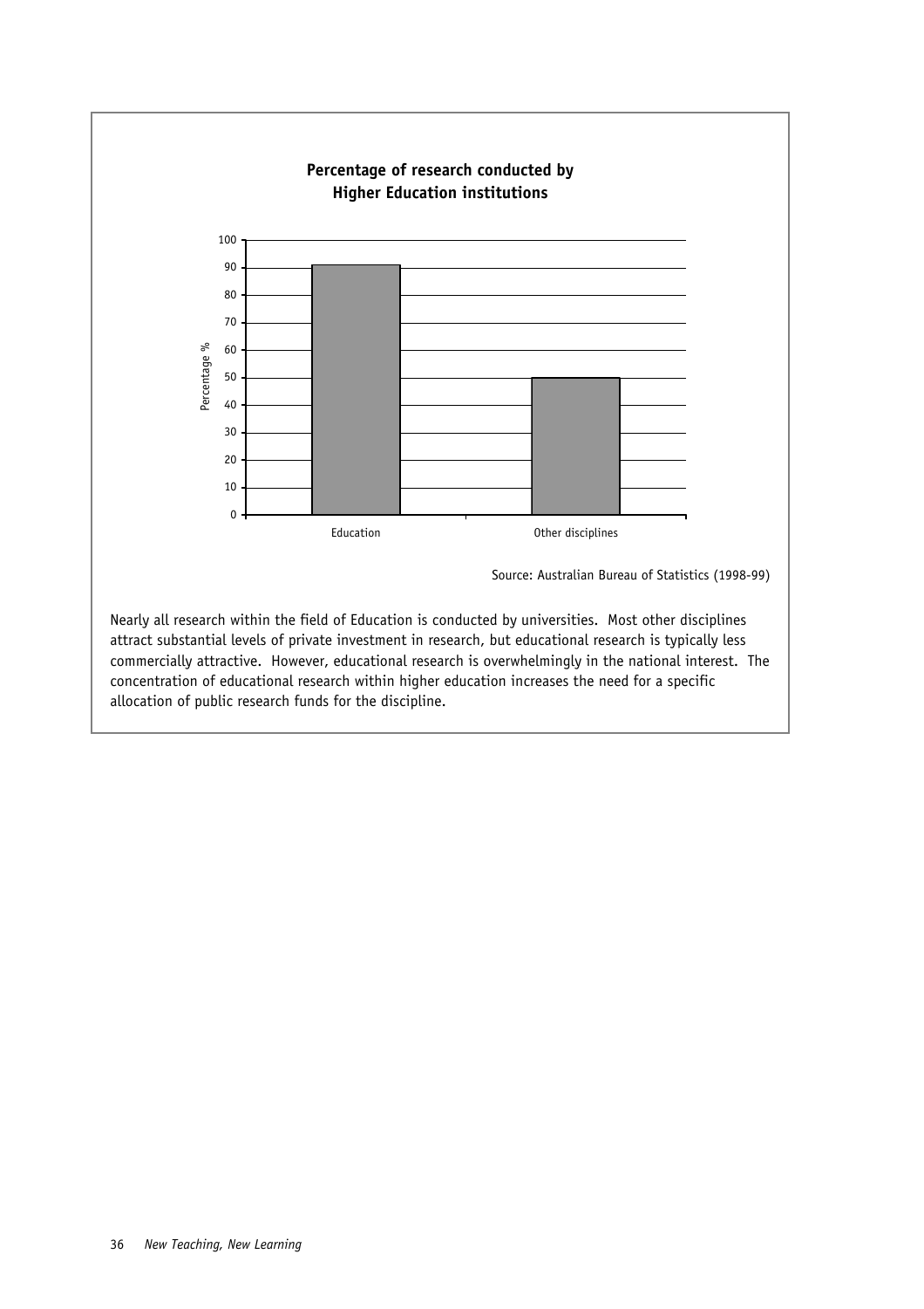**Percentage of research conducted by Higher Education institutions**

Source: Australian Bureau of Statistics (1998-99)

Nearly all research within the field of Education is conducted by universities. Most other disciplines attract substantial levels of private investment in research, but educational research is typically less commercially attractive. However, educational research is overwhelmingly in the national interest. The concentration of educational research within higher education increases the need for a specific allocation of public research funds for the discipline.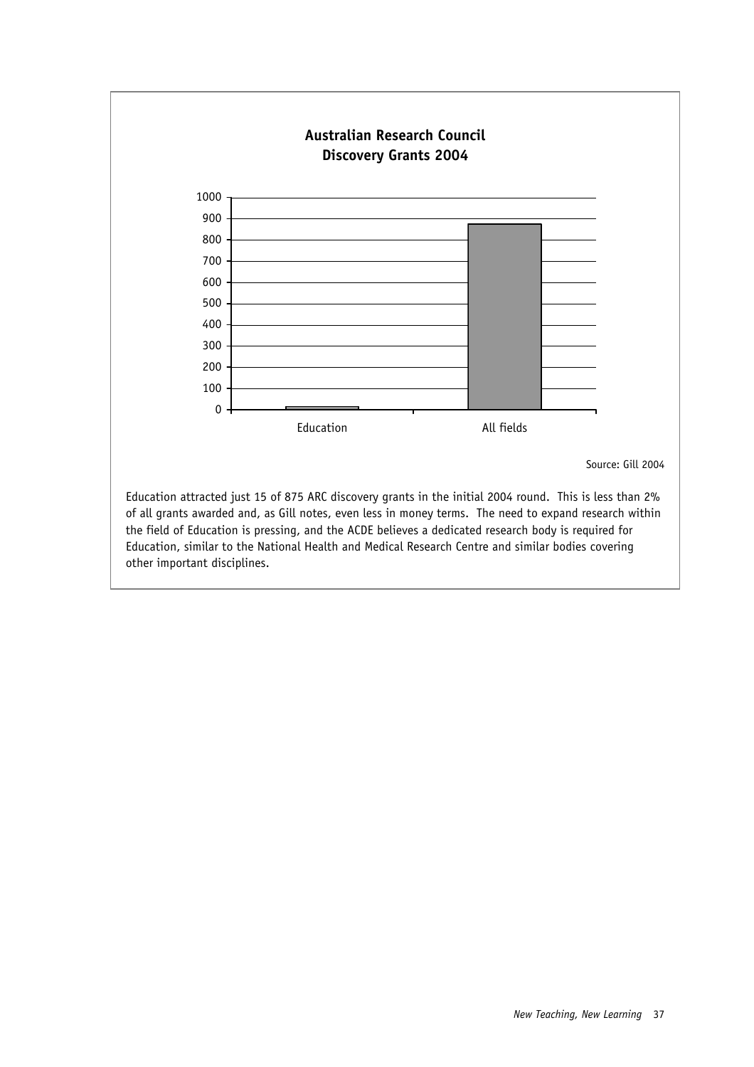**Australian Research Council**
**Discovery Grants 2004**

| | Education | All fields |
|---|---|---|
| Discovery Grants 2004 | 15 | 875 |

Source: Gill 2004

Education attracted just 15 of 875 ARC discovery grants in the initial 2004 round. This is less than 2% of all grants awarded and, as Gill notes, even less in money terms. The need to expand research within the field of Education is pressing, and the ACDE believes a dedicated research body is required for Education, similar to the National Health and Medical Research Centre and similar bodies covering other important disciplines.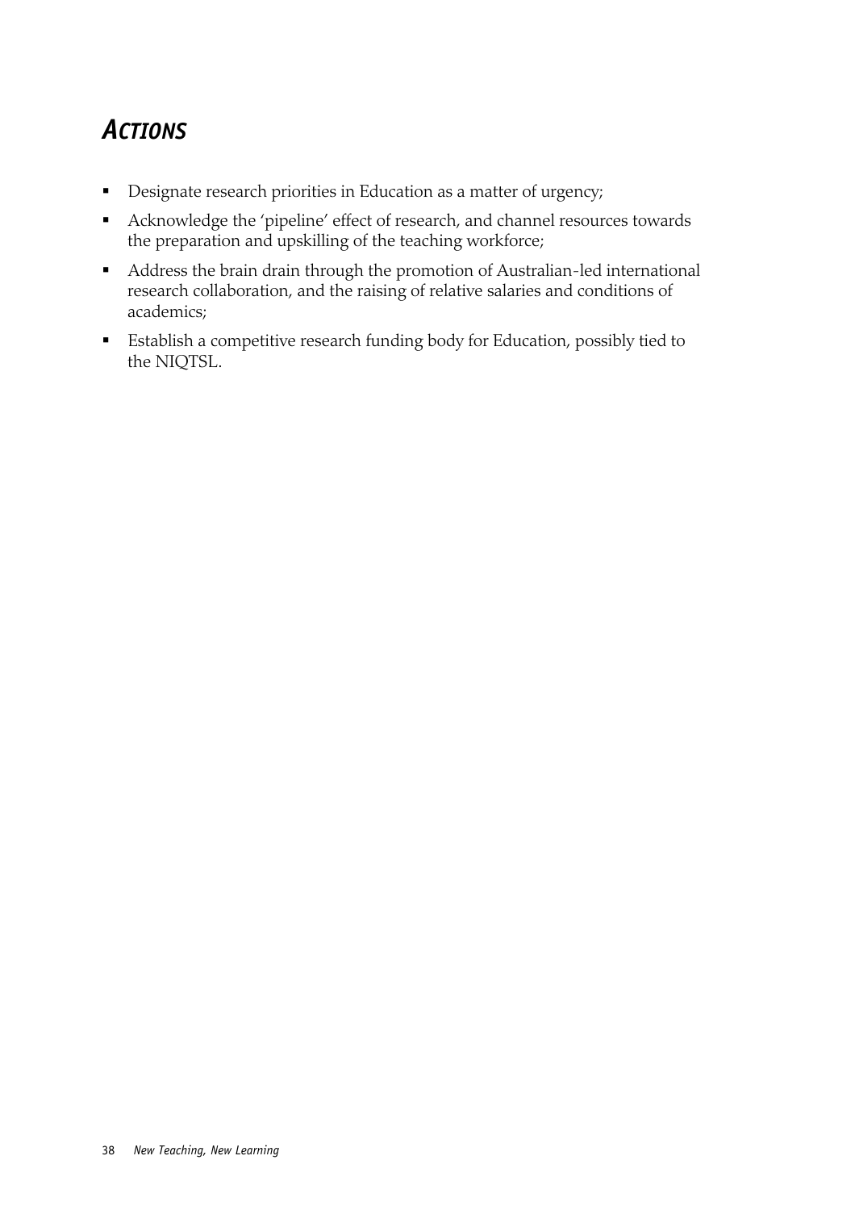## *Actions*

- Designate research priorities in Education as a matter of urgency;
- Acknowledge the 'pipeline' effect of research, and channel resources towards the preparation and upskilling of the teaching workforce;
- Address the brain drain through the promotion of Australian-led international research collaboration, and the raising of relative salaries and conditions of academics;
- Establish a competitive research funding body for Education, possibly tied to the NIQTSL.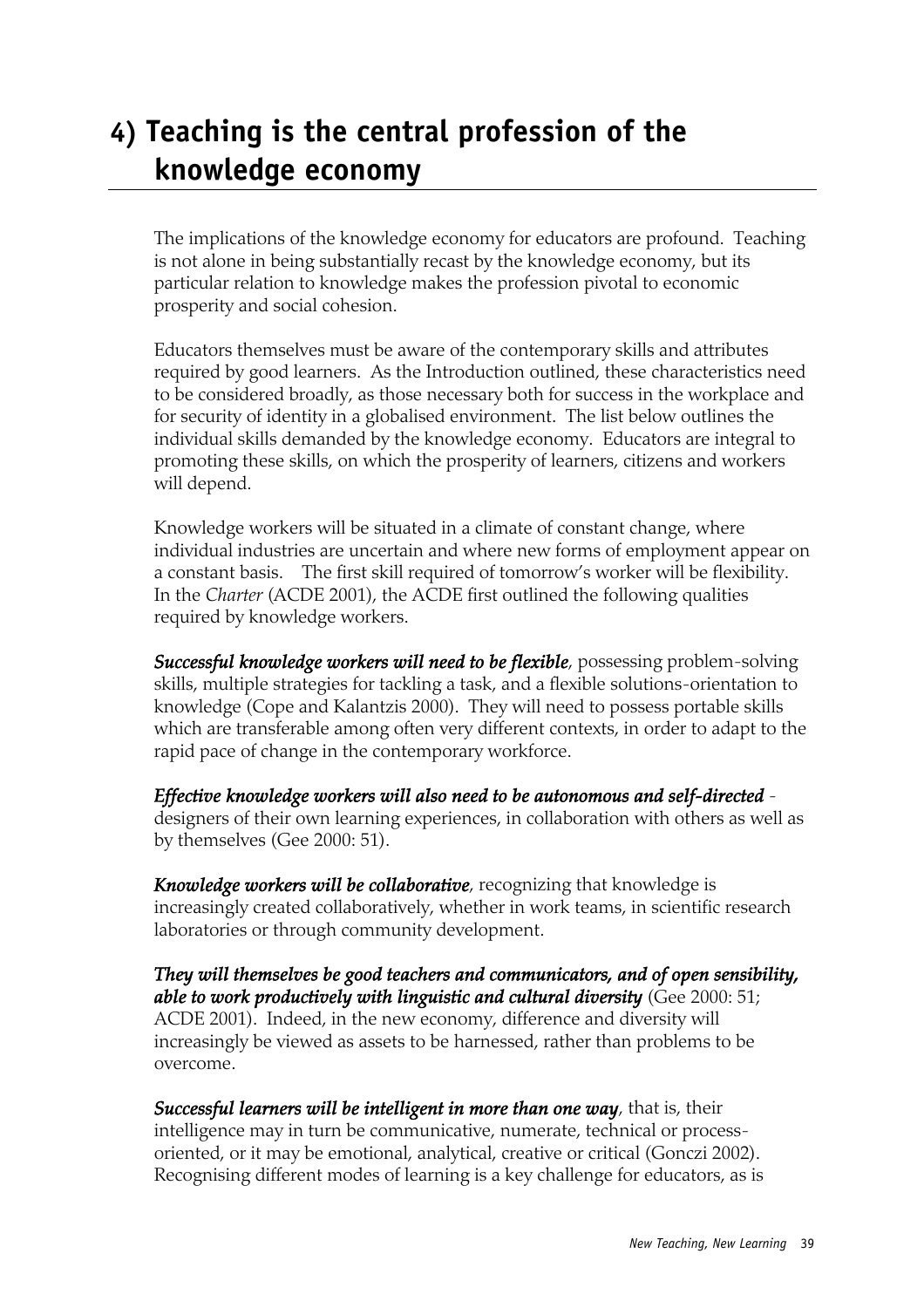# 4) Teaching is the central profession of the knowledge economy

The implications of the knowledge economy for educators are profound. Teaching is not alone in being substantially recast by the knowledge economy, but its particular relation to knowledge makes the profession pivotal to economic prosperity and social cohesion.

Educators themselves must be aware of the contemporary skills and attributes required by good learners. As the Introduction outlined, these characteristics need to be considered broadly, as those necessary both for success in the workplace and for security of identity in a globalised environment. The list below outlines the individual skills demanded by the knowledge economy. Educators are integral to promoting these skills, on which the prosperity of learners, citizens and workers will depend.

Knowledge workers will be situated in a climate of constant change, where individual industries are uncertain and where new forms of employment appear on a constant basis. The first skill required of tomorrow's worker will be flexibility. In the *Charter* (ACDE 2001), the ACDE first outlined the following qualities required by knowledge workers.

***Successful knowledge workers will need to be flexible***, possessing problem-solving skills, multiple strategies for tackling a task, and a flexible solutions-orientation to knowledge (Cope and Kalantzis 2000). They will need to possess portable skills which are transferable among often very different contexts, in order to adapt to the rapid pace of change in the contemporary workforce.

***Effective knowledge workers will also need to be autonomous and self-directed*** - designers of their own learning experiences, in collaboration with others as well as by themselves (Gee 2000: 51).

***Knowledge workers will be collaborative***, recognizing that knowledge is increasingly created collaboratively, whether in work teams, in scientific research laboratories or through community development.

***They will themselves be good teachers and communicators, and of open sensibility, able to work productively with linguistic and cultural diversity*** (Gee 2000: 51; ACDE 2001). Indeed, in the new economy, difference and diversity will increasingly be viewed as assets to be harnessed, rather than problems to be overcome.

***Successful learners will be intelligent in more than one way***, that is, their intelligence may in turn be communicative, numerate, technical or process-oriented, or it may be emotional, analytical, creative or critical (Gonczi 2002). Recognising different modes of learning is a key challenge for educators, as is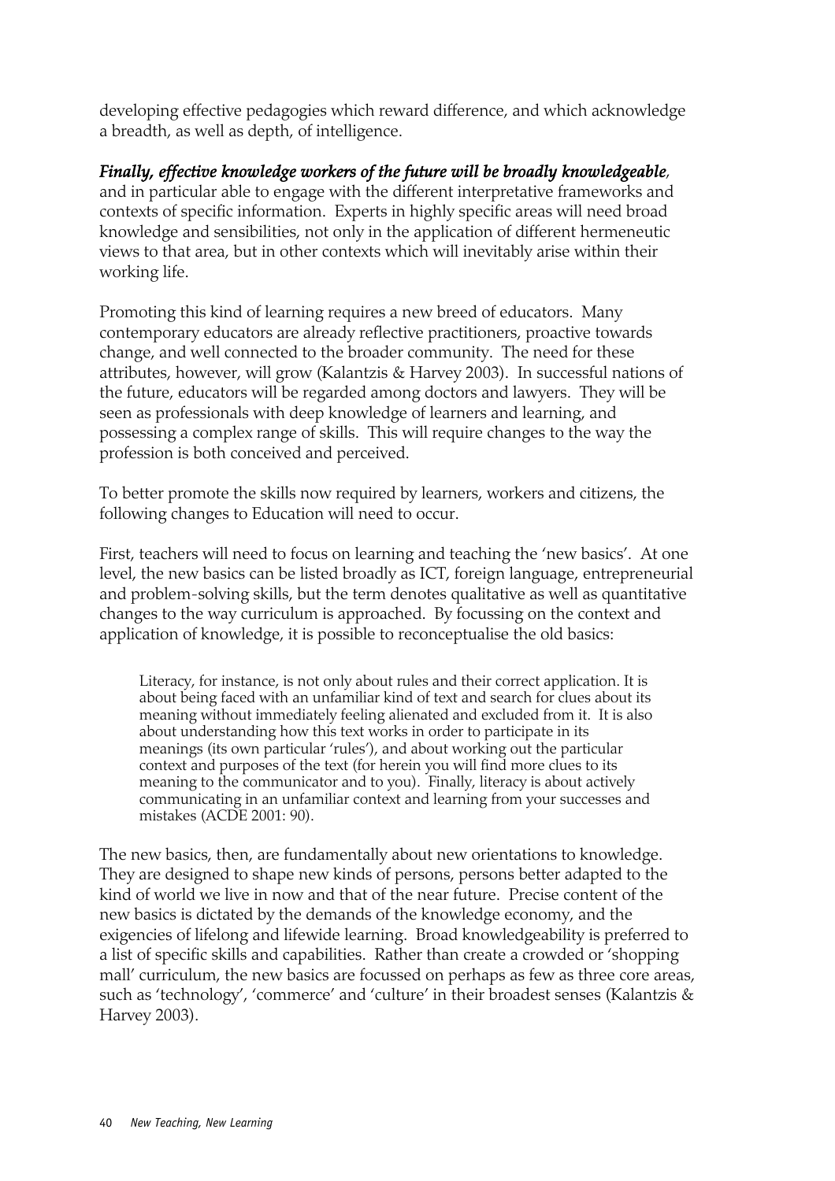developing effective pedagogies which reward difference, and which acknowledge a breadth, as well as depth, of intelligence.

***Finally, effective knowledge workers of the future will be broadly knowledgeable***, and in particular able to engage with the different interpretative frameworks and contexts of specific information. Experts in highly specific areas will need broad knowledge and sensibilities, not only in the application of different hermeneutic views to that area, but in other contexts which will inevitably arise within their working life.

Promoting this kind of learning requires a new breed of educators. Many contemporary educators are already reflective practitioners, proactive towards change, and well connected to the broader community. The need for these attributes, however, will grow (Kalantzis & Harvey 2003). In successful nations of the future, educators will be regarded among doctors and lawyers. They will be seen as professionals with deep knowledge of learners and learning, and possessing a complex range of skills. This will require changes to the way the profession is both conceived and perceived.

To better promote the skills now required by learners, workers and citizens, the following changes to Education will need to occur.

First, teachers will need to focus on learning and teaching the 'new basics'. At one level, the new basics can be listed broadly as ICT, foreign language, entrepreneurial and problem-solving skills, but the term denotes qualitative as well as quantitative changes to the way curriculum is approached. By focussing on the context and application of knowledge, it is possible to reconceptualise the old basics:

> Literacy, for instance, is not only about rules and their correct application. It is about being faced with an unfamiliar kind of text and search for clues about its meaning without immediately feeling alienated and excluded from it. It is also about understanding how this text works in order to participate in its meanings (its own particular 'rules'), and about working out the particular context and purposes of the text (for herein you will find more clues to its meaning to the communicator and to you). Finally, literacy is about actively communicating in an unfamiliar context and learning from your successes and mistakes (ACDE 2001: 90).

The new basics, then, are fundamentally about new orientations to knowledge. They are designed to shape new kinds of persons, persons better adapted to the kind of world we live in now and that of the near future. Precise content of the new basics is dictated by the demands of the knowledge economy, and the exigencies of lifelong and lifewide learning. Broad knowledgeability is preferred to a list of specific skills and capabilities. Rather than create a crowded or 'shopping mall' curriculum, the new basics are focussed on perhaps as few as three core areas, such as 'technology', 'commerce' and 'culture' in their broadest senses (Kalantzis & Harvey 2003).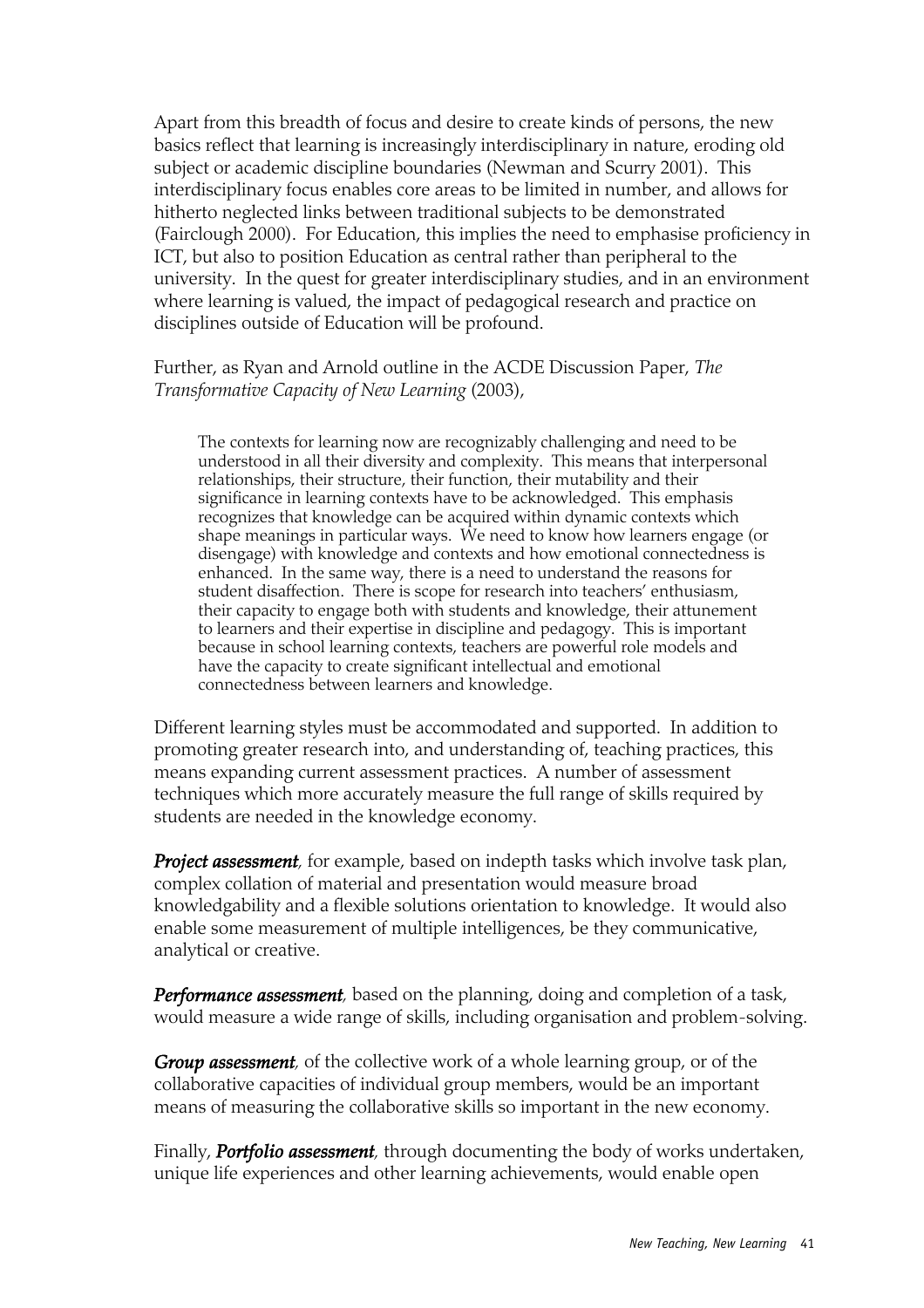Apart from this breadth of focus and desire to create kinds of persons, the new basics reflect that learning is increasingly interdisciplinary in nature, eroding old subject or academic discipline boundaries (Newman and Scurry 2001). This interdisciplinary focus enables core areas to be limited in number, and allows for hitherto neglected links between traditional subjects to be demonstrated (Fairclough 2000). For Education, this implies the need to emphasise proficiency in ICT, but also to position Education as central rather than peripheral to the university. In the quest for greater interdisciplinary studies, and in an environment where learning is valued, the impact of pedagogical research and practice on disciplines outside of Education will be profound.

Further, as Ryan and Arnold outline in the ACDE Discussion Paper, *The Transformative Capacity of New Learning* (2003),

> The contexts for learning now are recognizably challenging and need to be understood in all their diversity and complexity. This means that interpersonal relationships, their structure, their function, their mutability and their significance in learning contexts have to be acknowledged. This emphasis recognizes that knowledge can be acquired within dynamic contexts which shape meanings in particular ways. We need to know how learners engage (or disengage) with knowledge and contexts and how emotional connectedness is enhanced. In the same way, there is a need to understand the reasons for student disaffection. There is scope for research into teachers' enthusiasm, their capacity to engage both with students and knowledge, their attunement to learners and their expertise in discipline and pedagogy. This is important because in school learning contexts, teachers are powerful role models and have the capacity to create significant intellectual and emotional connectedness between learners and knowledge.

Different learning styles must be accommodated and supported. In addition to promoting greater research into, and understanding of, teaching practices, this means expanding current assessment practices. A number of assessment techniques which more accurately measure the full range of skills required by students are needed in the knowledge economy.

***Project assessment***, for example, based on indepth tasks which involve task plan, complex collation of material and presentation would measure broad knowledgability and a flexible solutions orientation to knowledge. It would also enable some measurement of multiple intelligences, be they communicative, analytical or creative.

***Performance assessment***, based on the planning, doing and completion of a task, would measure a wide range of skills, including organisation and problem-solving.

***Group assessment***, of the collective work of a whole learning group, or of the collaborative capacities of individual group members, would be an important means of measuring the collaborative skills so important in the new economy.

Finally, ***Portfolio assessment***, through documenting the body of works undertaken, unique life experiences and other learning achievements, would enable open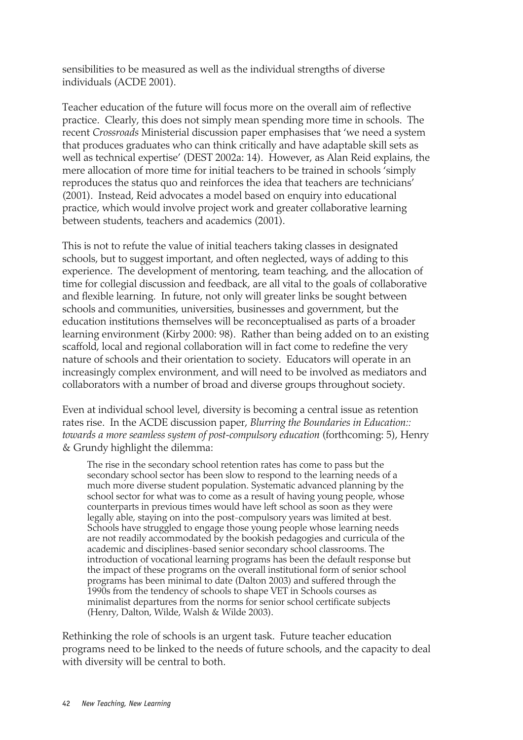sensibilities to be measured as well as the individual strengths of diverse individuals (ACDE 2001).

Teacher education of the future will focus more on the overall aim of reflective practice. Clearly, this does not simply mean spending more time in schools. The recent *Crossroads* Ministerial discussion paper emphasises that 'we need a system that produces graduates who can think critically and have adaptable skill sets as well as technical expertise' (DEST 2002a: 14). However, as Alan Reid explains, the mere allocation of more time for initial teachers to be trained in schools 'simply reproduces the status quo and reinforces the idea that teachers are technicians' (2001). Instead, Reid advocates a model based on enquiry into educational practice, which would involve project work and greater collaborative learning between students, teachers and academics (2001).

This is not to refute the value of initial teachers taking classes in designated schools, but to suggest important, and often neglected, ways of adding to this experience. The development of mentoring, team teaching, and the allocation of time for collegial discussion and feedback, are all vital to the goals of collaborative and flexible learning. In future, not only will greater links be sought between schools and communities, universities, businesses and government, but the education institutions themselves will be reconceptualised as parts of a broader learning environment (Kirby 2000: 98). Rather than being added on to an existing scaffold, local and regional collaboration will in fact come to redefine the very nature of schools and their orientation to society. Educators will operate in an increasingly complex environment, and will need to be involved as mediators and collaborators with a number of broad and diverse groups throughout society.

Even at individual school level, diversity is becoming a central issue as retention rates rise. In the ACDE discussion paper, *Blurring the Boundaries in Education:: towards a more seamless system of post-compulsory education* (forthcoming: 5), Henry & Grundy highlight the dilemma:

> The rise in the secondary school retention rates has come to pass but the secondary school sector has been slow to respond to the learning needs of a much more diverse student population. Systematic advanced planning by the school sector for what was to come as a result of having young people, whose counterparts in previous times would have left school as soon as they were legally able, staying on into the post-compulsory years was limited at best. Schools have struggled to engage those young people whose learning needs are not readily accommodated by the bookish pedagogies and curricula of the academic and disciplines-based senior secondary school classrooms. The introduction of vocational learning programs has been the default response but the impact of these programs on the overall institutional form of senior school programs has been minimal to date (Dalton 2003) and suffered through the 1990s from the tendency of schools to shape VET in Schools courses as minimalist departures from the norms for senior school certificate subjects (Henry, Dalton, Wilde, Walsh & Wilde 2003).

Rethinking the role of schools is an urgent task. Future teacher education programs need to be linked to the needs of future schools, and the capacity to deal with diversity will be central to both.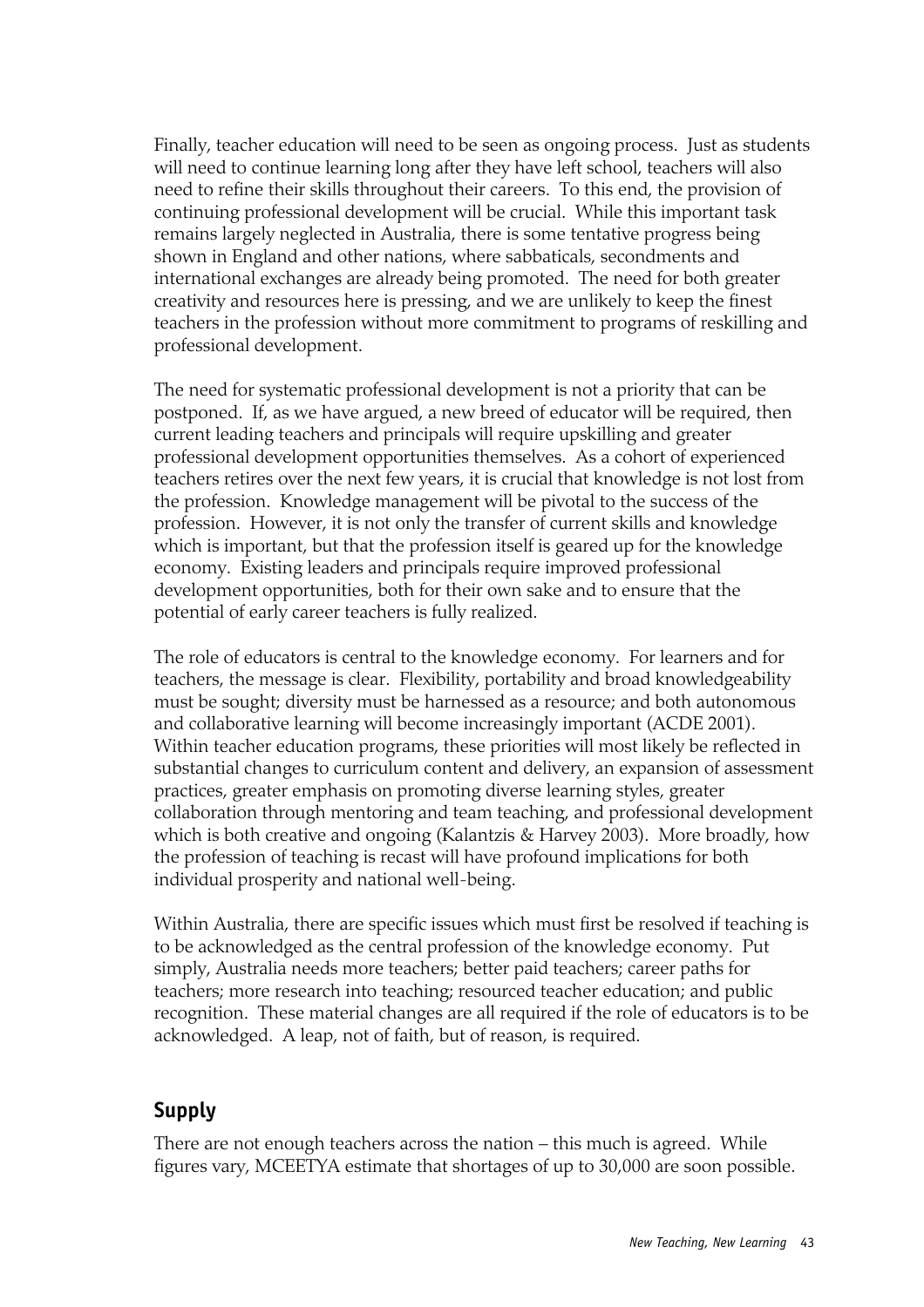Finally, teacher education will need to be seen as ongoing process. Just as students will need to continue learning long after they have left school, teachers will also need to refine their skills throughout their careers. To this end, the provision of continuing professional development will be crucial. While this important task remains largely neglected in Australia, there is some tentative progress being shown in England and other nations, where sabbaticals, secondments and international exchanges are already being promoted. The need for both greater creativity and resources here is pressing, and we are unlikely to keep the finest teachers in the profession without more commitment to programs of reskilling and professional development.

The need for systematic professional development is not a priority that can be postponed. If, as we have argued, a new breed of educator will be required, then current leading teachers and principals will require upskilling and greater professional development opportunities themselves. As a cohort of experienced teachers retires over the next few years, it is crucial that knowledge is not lost from the profession. Knowledge management will be pivotal to the success of the profession. However, it is not only the transfer of current skills and knowledge which is important, but that the profession itself is geared up for the knowledge economy. Existing leaders and principals require improved professional development opportunities, both for their own sake and to ensure that the potential of early career teachers is fully realized.

The role of educators is central to the knowledge economy. For learners and for teachers, the message is clear. Flexibility, portability and broad knowledgeability must be sought; diversity must be harnessed as a resource; and both autonomous and collaborative learning will become increasingly important (ACDE 2001). Within teacher education programs, these priorities will most likely be reflected in substantial changes to curriculum content and delivery, an expansion of assessment practices, greater emphasis on promoting diverse learning styles, greater collaboration through mentoring and team teaching, and professional development which is both creative and ongoing (Kalantzis & Harvey 2003). More broadly, how the profession of teaching is recast will have profound implications for both individual prosperity and national well-being.

Within Australia, there are specific issues which must first be resolved if teaching is to be acknowledged as the central profession of the knowledge economy. Put simply, Australia needs more teachers; better paid teachers; career paths for teachers; more research into teaching; resourced teacher education; and public recognition. These material changes are all required if the role of educators is to be acknowledged. A leap, not of faith, but of reason, is required.

## Supply

There are not enough teachers across the nation – this much is agreed. While figures vary, MCEETYA estimate that shortages of up to 30,000 are soon possible.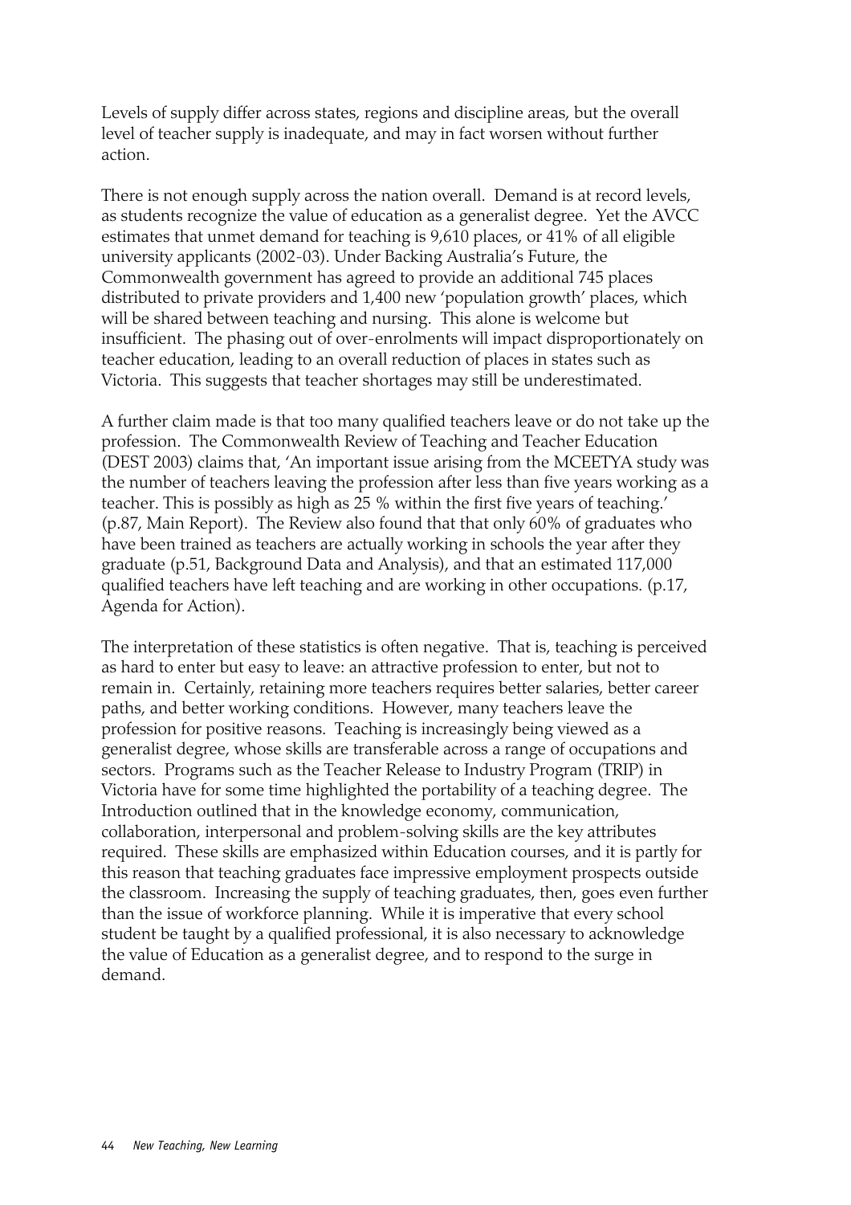Levels of supply differ across states, regions and discipline areas, but the overall level of teacher supply is inadequate, and may in fact worsen without further action.

There is not enough supply across the nation overall. Demand is at record levels, as students recognize the value of education as a generalist degree. Yet the AVCC estimates that unmet demand for teaching is 9,610 places, or 41% of all eligible university applicants (2002-03). Under Backing Australia's Future, the Commonwealth government has agreed to provide an additional 745 places distributed to private providers and 1,400 new 'population growth' places, which will be shared between teaching and nursing. This alone is welcome but insufficient. The phasing out of over-enrolments will impact disproportionately on teacher education, leading to an overall reduction of places in states such as Victoria. This suggests that teacher shortages may still be underestimated.

A further claim made is that too many qualified teachers leave or do not take up the profession. The Commonwealth Review of Teaching and Teacher Education (DEST 2003) claims that, 'An important issue arising from the MCEETYA study was the number of teachers leaving the profession after less than five years working as a teacher. This is possibly as high as 25 % within the first five years of teaching.' (p.87, Main Report). The Review also found that that only 60% of graduates who have been trained as teachers are actually working in schools the year after they graduate (p.51, Background Data and Analysis), and that an estimated 117,000 qualified teachers have left teaching and are working in other occupations. (p.17, Agenda for Action).

The interpretation of these statistics is often negative. That is, teaching is perceived as hard to enter but easy to leave: an attractive profession to enter, but not to remain in. Certainly, retaining more teachers requires better salaries, better career paths, and better working conditions. However, many teachers leave the profession for positive reasons. Teaching is increasingly being viewed as a generalist degree, whose skills are transferable across a range of occupations and sectors. Programs such as the Teacher Release to Industry Program (TRIP) in Victoria have for some time highlighted the portability of a teaching degree. The Introduction outlined that in the knowledge economy, communication, collaboration, interpersonal and problem-solving skills are the key attributes required. These skills are emphasized within Education courses, and it is partly for this reason that teaching graduates face impressive employment prospects outside the classroom. Increasing the supply of teaching graduates, then, goes even further than the issue of workforce planning. While it is imperative that every school student be taught by a qualified professional, it is also necessary to acknowledge the value of Education as a generalist degree, and to respond to the surge in demand.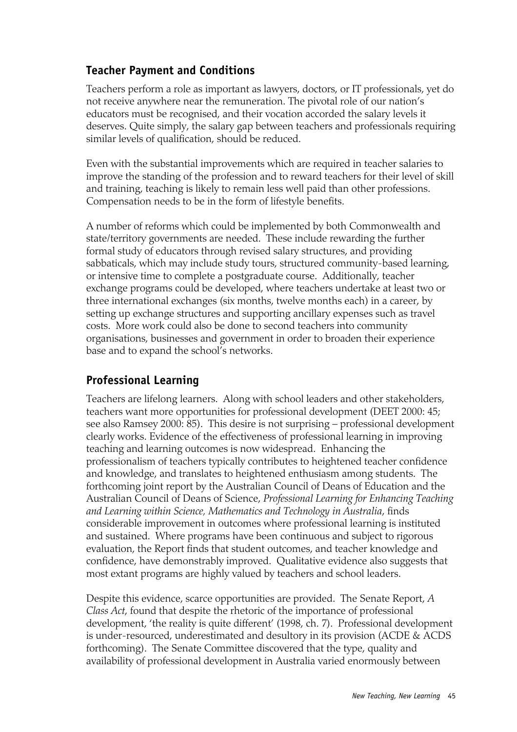## Teacher Payment and Conditions

Teachers perform a role as important as lawyers, doctors, or IT professionals, yet do not receive anywhere near the remuneration. The pivotal role of our nation's educators must be recognised, and their vocation accorded the salary levels it deserves. Quite simply, the salary gap between teachers and professionals requiring similar levels of qualification, should be reduced.

Even with the substantial improvements which are required in teacher salaries to improve the standing of the profession and to reward teachers for their level of skill and training, teaching is likely to remain less well paid than other professions. Compensation needs to be in the form of lifestyle benefits.

A number of reforms which could be implemented by both Commonwealth and state/territory governments are needed. These include rewarding the further formal study of educators through revised salary structures, and providing sabbaticals, which may include study tours, structured community-based learning, or intensive time to complete a postgraduate course. Additionally, teacher exchange programs could be developed, where teachers undertake at least two or three international exchanges (six months, twelve months each) in a career, by setting up exchange structures and supporting ancillary expenses such as travel costs. More work could also be done to second teachers into community organisations, businesses and government in order to broaden their experience base and to expand the school's networks.

## Professional Learning

Teachers are lifelong learners. Along with school leaders and other stakeholders, teachers want more opportunities for professional development (DEET 2000: 45; see also Ramsey 2000: 85). This desire is not surprising – professional development clearly works. Evidence of the effectiveness of professional learning in improving teaching and learning outcomes is now widespread. Enhancing the professionalism of teachers typically contributes to heightened teacher confidence and knowledge, and translates to heightened enthusiasm among students. The forthcoming joint report by the Australian Council of Deans of Education and the Australian Council of Deans of Science, *Professional Learning for Enhancing Teaching and Learning within Science, Mathematics and Technology in Australia*, finds considerable improvement in outcomes where professional learning is instituted and sustained. Where programs have been continuous and subject to rigorous evaluation, the Report finds that student outcomes, and teacher knowledge and confidence, have demonstrably improved. Qualitative evidence also suggests that most extant programs are highly valued by teachers and school leaders.

Despite this evidence, scarce opportunities are provided. The Senate Report, *A Class Act*, found that despite the rhetoric of the importance of professional development, 'the reality is quite different' (1998, ch. 7). Professional development is under-resourced, underestimated and desultory in its provision (ACDE & ACDS forthcoming). The Senate Committee discovered that the type, quality and availability of professional development in Australia varied enormously between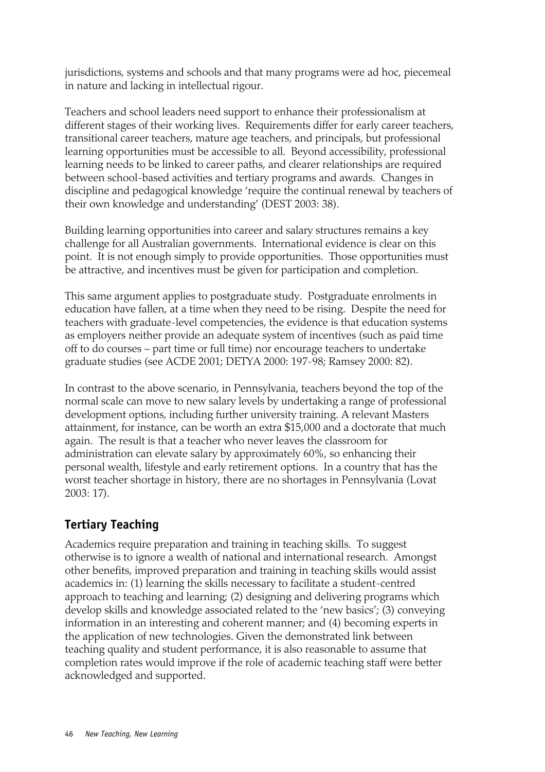jurisdictions, systems and schools and that many programs were ad hoc, piecemeal in nature and lacking in intellectual rigour.

Teachers and school leaders need support to enhance their professionalism at different stages of their working lives. Requirements differ for early career teachers, transitional career teachers, mature age teachers, and principals, but professional learning opportunities must be accessible to all. Beyond accessibility, professional learning needs to be linked to career paths, and clearer relationships are required between school-based activities and tertiary programs and awards. Changes in discipline and pedagogical knowledge 'require the continual renewal by teachers of their own knowledge and understanding' (DEST 2003: 38).

Building learning opportunities into career and salary structures remains a key challenge for all Australian governments. International evidence is clear on this point. It is not enough simply to provide opportunities. Those opportunities must be attractive, and incentives must be given for participation and completion.

This same argument applies to postgraduate study. Postgraduate enrolments in education have fallen, at a time when they need to be rising. Despite the need for teachers with graduate-level competencies, the evidence is that education systems as employers neither provide an adequate system of incentives (such as paid time off to do courses – part time or full time) nor encourage teachers to undertake graduate studies (see ACDE 2001; DETYA 2000: 197-98; Ramsey 2000: 82).

In contrast to the above scenario, in Pennsylvania, teachers beyond the top of the normal scale can move to new salary levels by undertaking a range of professional development options, including further university training. A relevant Masters attainment, for instance, can be worth an extra $15,000 and a doctorate that much again. The result is that a teacher who never leaves the classroom for administration can elevate salary by approximately 60%, so enhancing their personal wealth, lifestyle and early retirement options. In a country that has the worst teacher shortage in history, there are no shortages in Pennsylvania (Lovat 2003: 17).

## Tertiary Teaching

Academics require preparation and training in teaching skills. To suggest otherwise is to ignore a wealth of national and international research. Amongst other benefits, improved preparation and training in teaching skills would assist academics in: (1) learning the skills necessary to facilitate a student-centred approach to teaching and learning; (2) designing and delivering programs which develop skills and knowledge associated related to the 'new basics'; (3) conveying information in an interesting and coherent manner; and (4) becoming experts in the application of new technologies. Given the demonstrated link between teaching quality and student performance, it is also reasonable to assume that completion rates would improve if the role of academic teaching staff were better acknowledged and supported.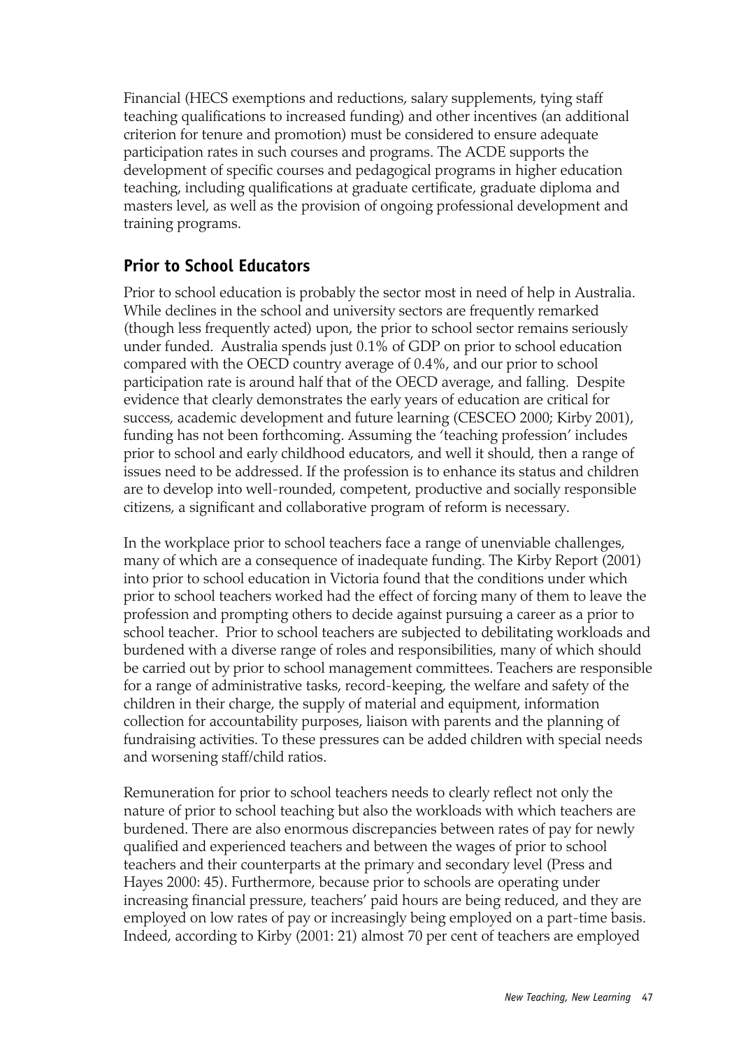Financial (HECS exemptions and reductions, salary supplements, tying staff teaching qualifications to increased funding) and other incentives (an additional criterion for tenure and promotion) must be considered to ensure adequate participation rates in such courses and programs. The ACDE supports the development of specific courses and pedagogical programs in higher education teaching, including qualifications at graduate certificate, graduate diploma and masters level, as well as the provision of ongoing professional development and training programs.

## Prior to School Educators

Prior to school education is probably the sector most in need of help in Australia. While declines in the school and university sectors are frequently remarked (though less frequently acted) upon, the prior to school sector remains seriously under funded. Australia spends just 0.1% of GDP on prior to school education compared with the OECD country average of 0.4%, and our prior to school participation rate is around half that of the OECD average, and falling. Despite evidence that clearly demonstrates the early years of education are critical for success, academic development and future learning (CESCEO 2000; Kirby 2001), funding has not been forthcoming. Assuming the 'teaching profession' includes prior to school and early childhood educators, and well it should, then a range of issues need to be addressed. If the profession is to enhance its status and children are to develop into well-rounded, competent, productive and socially responsible citizens, a significant and collaborative program of reform is necessary.

In the workplace prior to school teachers face a range of unenviable challenges, many of which are a consequence of inadequate funding. The Kirby Report (2001) into prior to school education in Victoria found that the conditions under which prior to school teachers worked had the effect of forcing many of them to leave the profession and prompting others to decide against pursuing a career as a prior to school teacher. Prior to school teachers are subjected to debilitating workloads and burdened with a diverse range of roles and responsibilities, many of which should be carried out by prior to school management committees. Teachers are responsible for a range of administrative tasks, record-keeping, the welfare and safety of the children in their charge, the supply of material and equipment, information collection for accountability purposes, liaison with parents and the planning of fundraising activities. To these pressures can be added children with special needs and worsening staff/child ratios.

Remuneration for prior to school teachers needs to clearly reflect not only the nature of prior to school teaching but also the workloads with which teachers are burdened. There are also enormous discrepancies between rates of pay for newly qualified and experienced teachers and between the wages of prior to school teachers and their counterparts at the primary and secondary level (Press and Hayes 2000: 45). Furthermore, because prior to schools are operating under increasing financial pressure, teachers' paid hours are being reduced, and they are employed on low rates of pay or increasingly being employed on a part-time basis. Indeed, according to Kirby (2001: 21) almost 70 per cent of teachers are employed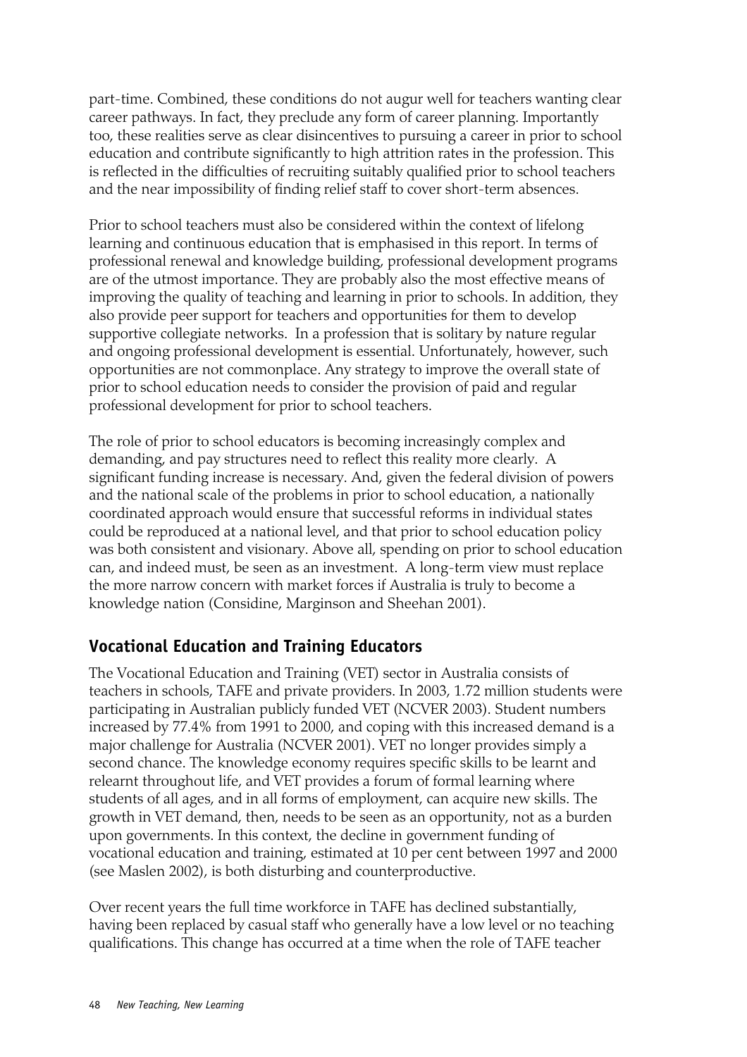part-time. Combined, these conditions do not augur well for teachers wanting clear career pathways. In fact, they preclude any form of career planning. Importantly too, these realities serve as clear disincentives to pursuing a career in prior to school education and contribute significantly to high attrition rates in the profession. This is reflected in the difficulties of recruiting suitably qualified prior to school teachers and the near impossibility of finding relief staff to cover short-term absences.

Prior to school teachers must also be considered within the context of lifelong learning and continuous education that is emphasised in this report. In terms of professional renewal and knowledge building, professional development programs are of the utmost importance. They are probably also the most effective means of improving the quality of teaching and learning in prior to schools. In addition, they also provide peer support for teachers and opportunities for them to develop supportive collegiate networks. In a profession that is solitary by nature regular and ongoing professional development is essential. Unfortunately, however, such opportunities are not commonplace. Any strategy to improve the overall state of prior to school education needs to consider the provision of paid and regular professional development for prior to school teachers.

The role of prior to school educators is becoming increasingly complex and demanding, and pay structures need to reflect this reality more clearly. A significant funding increase is necessary. And, given the federal division of powers and the national scale of the problems in prior to school education, a nationally coordinated approach would ensure that successful reforms in individual states could be reproduced at a national level, and that prior to school education policy was both consistent and visionary. Above all, spending on prior to school education can, and indeed must, be seen as an investment. A long-term view must replace the more narrow concern with market forces if Australia is truly to become a knowledge nation (Considine, Marginson and Sheehan 2001).

## Vocational Education and Training Educators

The Vocational Education and Training (VET) sector in Australia consists of teachers in schools, TAFE and private providers. In 2003, 1.72 million students were participating in Australian publicly funded VET (NCVER 2003). Student numbers increased by 77.4% from 1991 to 2000, and coping with this increased demand is a major challenge for Australia (NCVER 2001). VET no longer provides simply a second chance. The knowledge economy requires specific skills to be learnt and relearnt throughout life, and VET provides a forum of formal learning where students of all ages, and in all forms of employment, can acquire new skills. The growth in VET demand, then, needs to be seen as an opportunity, not as a burden upon governments. In this context, the decline in government funding of vocational education and training, estimated at 10 per cent between 1997 and 2000 (see Maslen 2002), is both disturbing and counterproductive.

Over recent years the full time workforce in TAFE has declined substantially, having been replaced by casual staff who generally have a low level or no teaching qualifications. This change has occurred at a time when the role of TAFE teacher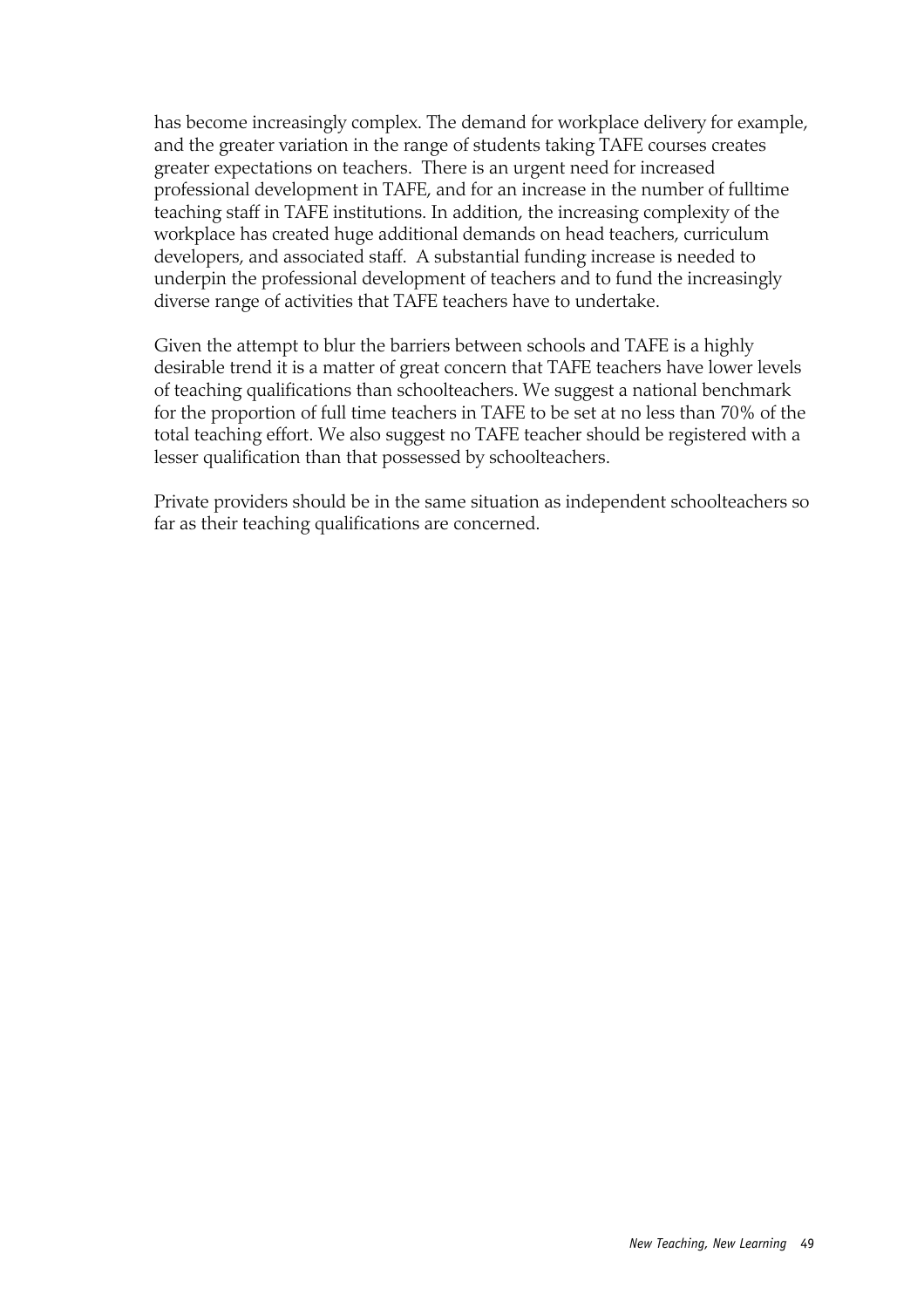has become increasingly complex. The demand for workplace delivery for example, and the greater variation in the range of students taking TAFE courses creates greater expectations on teachers. There is an urgent need for increased professional development in TAFE, and for an increase in the number of fulltime teaching staff in TAFE institutions. In addition, the increasing complexity of the workplace has created huge additional demands on head teachers, curriculum developers, and associated staff. A substantial funding increase is needed to underpin the professional development of teachers and to fund the increasingly diverse range of activities that TAFE teachers have to undertake.

Given the attempt to blur the barriers between schools and TAFE is a highly desirable trend it is a matter of great concern that TAFE teachers have lower levels of teaching qualifications than schoolteachers. We suggest a national benchmark for the proportion of full time teachers in TAFE to be set at no less than 70% of the total teaching effort. We also suggest no TAFE teacher should be registered with a lesser qualification than that possessed by schoolteachers.

Private providers should be in the same situation as independent schoolteachers so far as their teaching qualifications are concerned.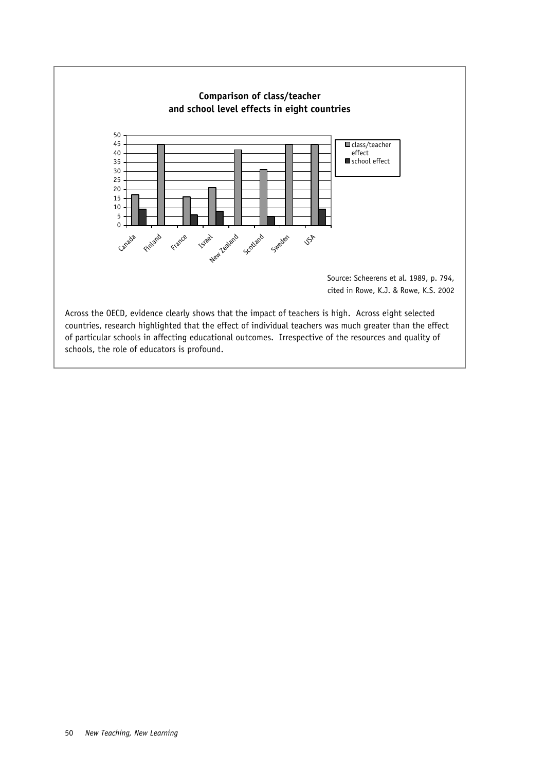**Comparison of class/teacher and school level effects in eight countries**

| Country | class/teacher effect | school effect |
|---|---|---|
| Canada | 17 | 9 |
| Finland | 45 | |
| France | 16 | 6 |
| Israel | 21 | 8 |
| New Zealand | 42 | |
| Scotland | 31 | 5 |
| Sweden | 45 | |
| USA | 45 | 9 |

Source: Scheerens et al. 1989, p. 794, cited in Rowe, K.J. & Rowe, K.S. 2002

Across the OECD, evidence clearly shows that the impact of teachers is high. Across eight selected countries, research highlighted that the effect of individual teachers was much greater than the effect of particular schools in affecting educational outcomes. Irrespective of the resources and quality of schools, the role of educators is profound.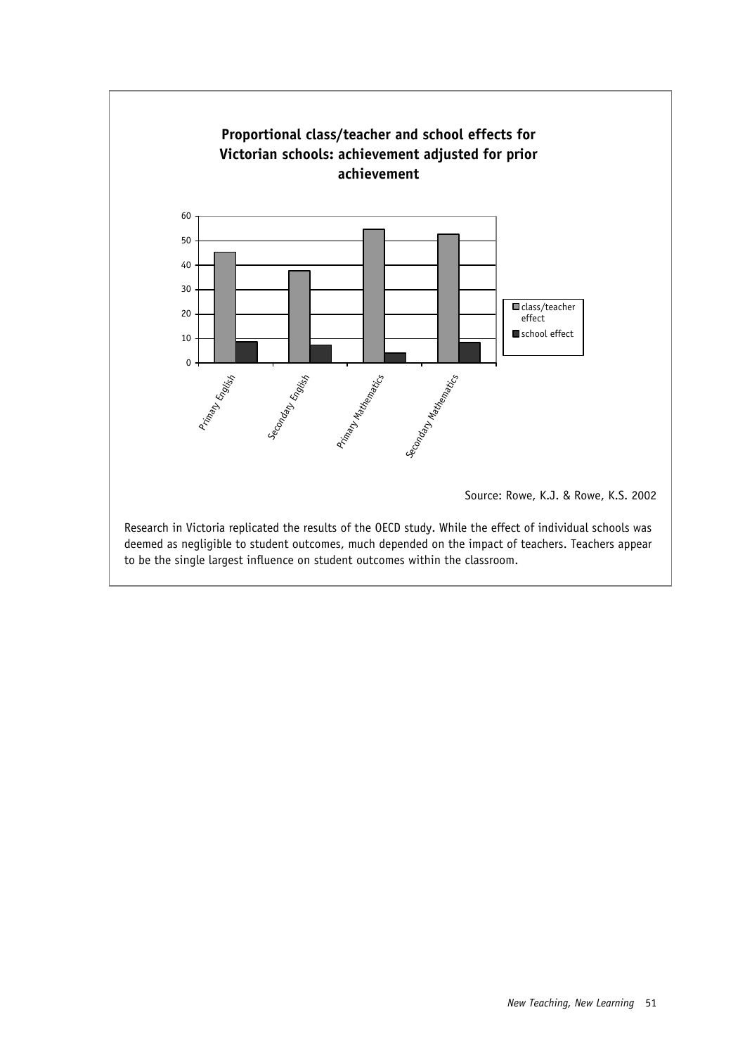**Proportional class/teacher and school effects for Victorian schools: achievement adjusted for prior achievement**

Source: Rowe, K.J. & Rowe, K.S. 2002

Research in Victoria replicated the results of the OECD study. While the effect of individual schools was deemed as negligible to student outcomes, much depended on the impact of teachers. Teachers appear to be the single largest influence on student outcomes within the classroom.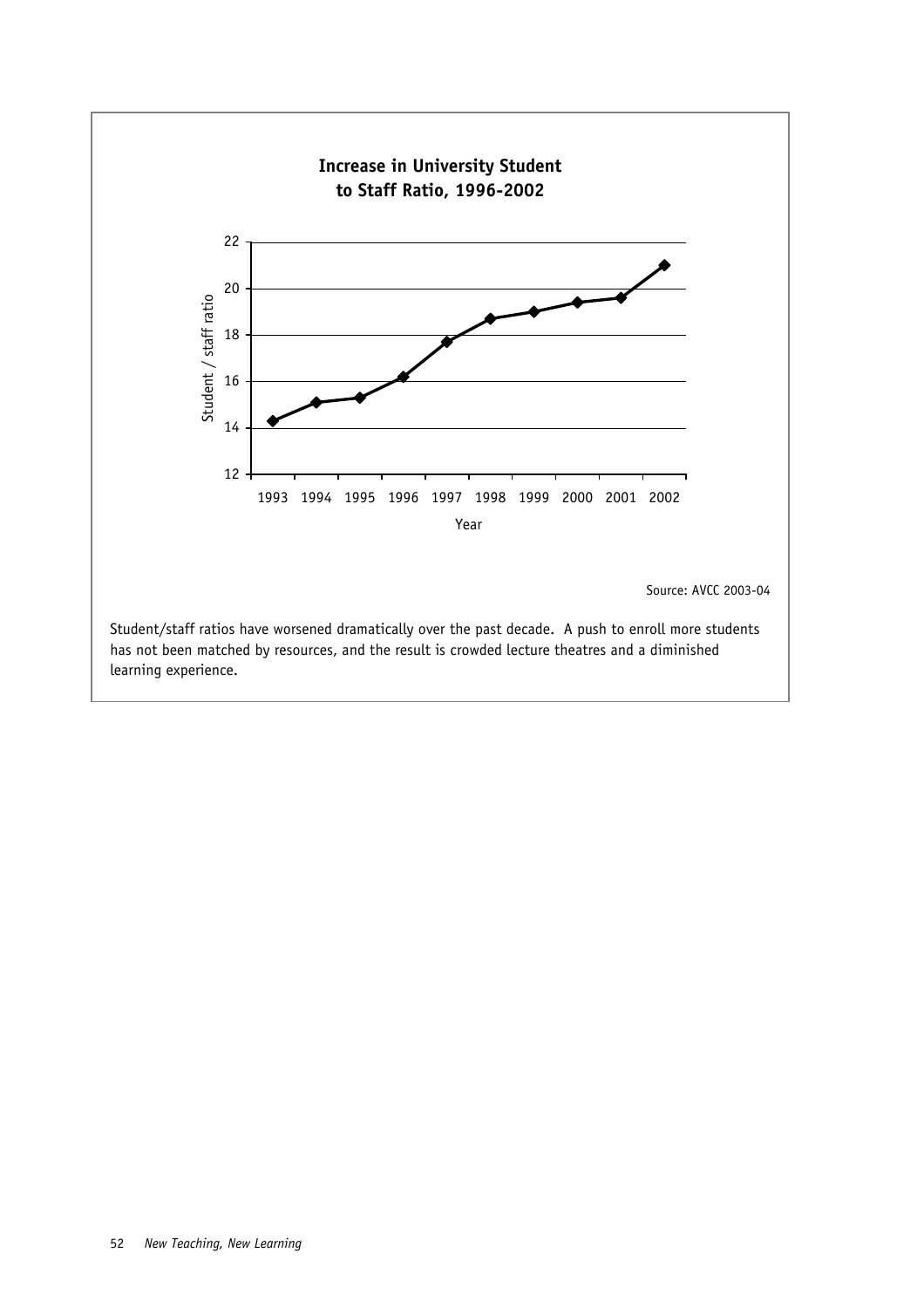**Increase in University Student to Staff Ratio, 1996-2002**

Source: AVCC 2003-04

Student/staff ratios have worsened dramatically over the past decade. A push to enroll more students has not been matched by resources, and the result is crowded lecture theatres and a diminished learning experience.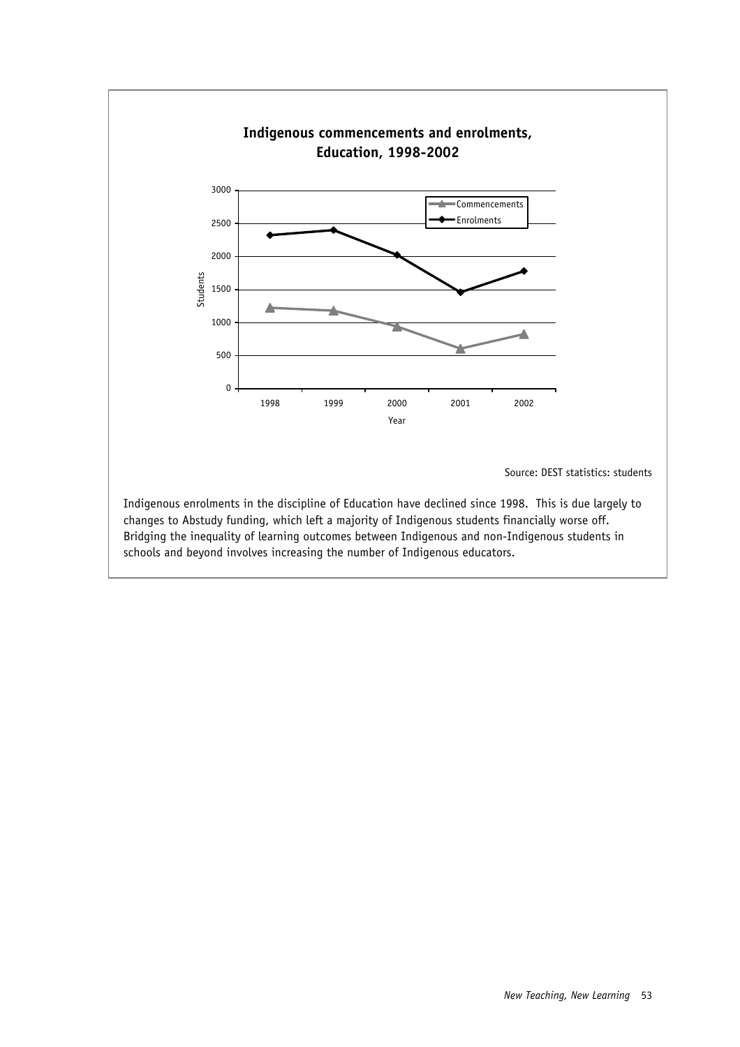**Indigenous commencements and enrolments, Education, 1998-2002**

Source: DEST statistics: students

Indigenous enrolments in the discipline of Education have declined since 1998. This is due largely to changes to Abstudy funding, which left a majority of Indigenous students financially worse off. Bridging the inequality of learning outcomes between Indigenous and non-Indigenous students in schools and beyond involves increasing the number of Indigenous educators.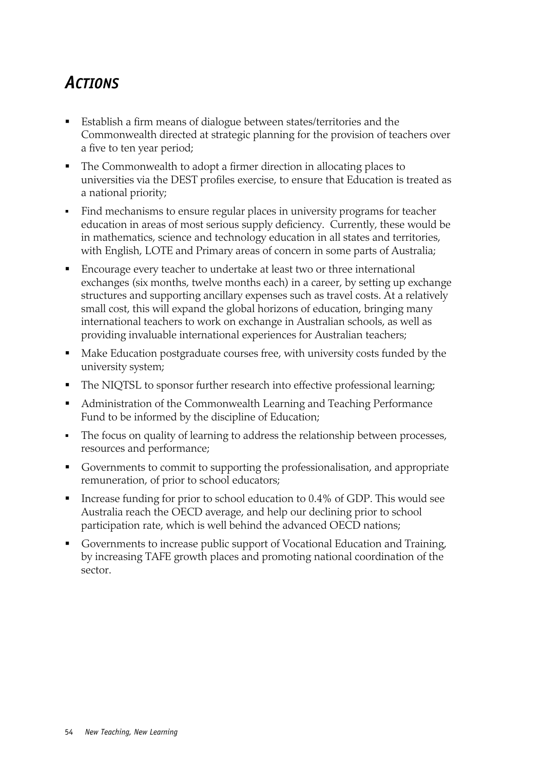## *Actions*

- Establish a firm means of dialogue between states/territories and the Commonwealth directed at strategic planning for the provision of teachers over a five to ten year period;
- The Commonwealth to adopt a firmer direction in allocating places to universities via the DEST profiles exercise, to ensure that Education is treated as a national priority;
- Find mechanisms to ensure regular places in university programs for teacher education in areas of most serious supply deficiency. Currently, these would be in mathematics, science and technology education in all states and territories, with English, LOTE and Primary areas of concern in some parts of Australia;
- Encourage every teacher to undertake at least two or three international exchanges (six months, twelve months each) in a career, by setting up exchange structures and supporting ancillary expenses such as travel costs. At a relatively small cost, this will expand the global horizons of education, bringing many international teachers to work on exchange in Australian schools, as well as providing invaluable international experiences for Australian teachers;
- Make Education postgraduate courses free, with university costs funded by the university system;
- The NIQTSL to sponsor further research into effective professional learning;
- Administration of the Commonwealth Learning and Teaching Performance Fund to be informed by the discipline of Education;
- The focus on quality of learning to address the relationship between processes, resources and performance;
- Governments to commit to supporting the professionalisation, and appropriate remuneration, of prior to school educators;
- Increase funding for prior to school education to 0.4% of GDP. This would see Australia reach the OECD average, and help our declining prior to school participation rate, which is well behind the advanced OECD nations;
- Governments to increase public support of Vocational Education and Training, by increasing TAFE growth places and promoting national coordination of the sector.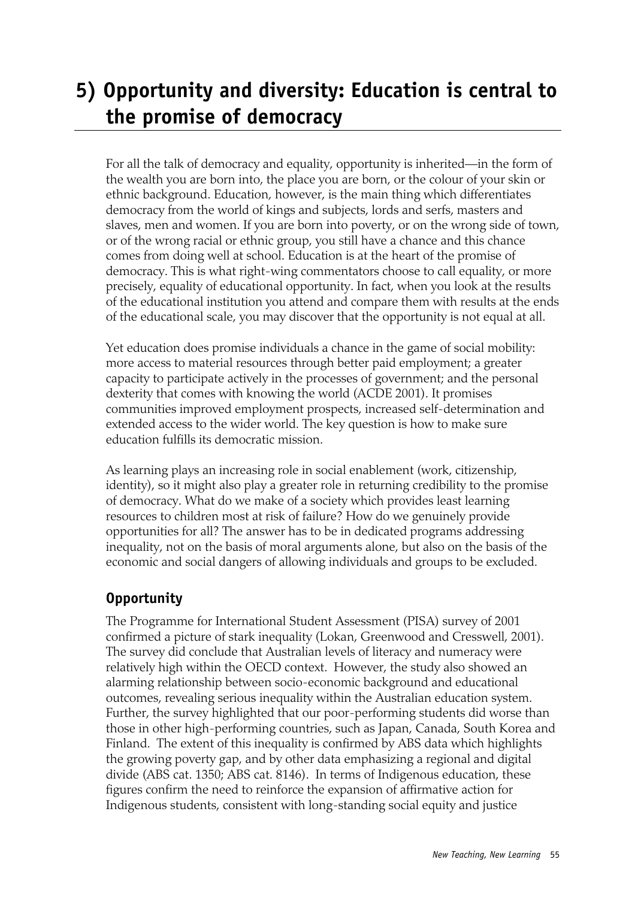## 5) Opportunity and diversity: Education is central to the promise of democracy

For all the talk of democracy and equality, opportunity is inherited—in the form of the wealth you are born into, the place you are born, or the colour of your skin or ethnic background. Education, however, is the main thing which differentiates democracy from the world of kings and subjects, lords and serfs, masters and slaves, men and women. If you are born into poverty, or on the wrong side of town, or of the wrong racial or ethnic group, you still have a chance and this chance comes from doing well at school. Education is at the heart of the promise of democracy. This is what right-wing commentators choose to call equality, or more precisely, equality of educational opportunity. In fact, when you look at the results of the educational institution you attend and compare them with results at the ends of the educational scale, you may discover that the opportunity is not equal at all.

Yet education does promise individuals a chance in the game of social mobility: more access to material resources through better paid employment; a greater capacity to participate actively in the processes of government; and the personal dexterity that comes with knowing the world (ACDE 2001). It promises communities improved employment prospects, increased self-determination and extended access to the wider world. The key question is how to make sure education fulfills its democratic mission.

As learning plays an increasing role in social enablement (work, citizenship, identity), so it might also play a greater role in returning credibility to the promise of democracy. What do we make of a society which provides least learning resources to children most at risk of failure? How do we genuinely provide opportunities for all? The answer has to be in dedicated programs addressing inequality, not on the basis of moral arguments alone, but also on the basis of the economic and social dangers of allowing individuals and groups to be excluded.

### Opportunity

The Programme for International Student Assessment (PISA) survey of 2001 confirmed a picture of stark inequality (Lokan, Greenwood and Cresswell, 2001). The survey did conclude that Australian levels of literacy and numeracy were relatively high within the OECD context. However, the study also showed an alarming relationship between socio-economic background and educational outcomes, revealing serious inequality within the Australian education system. Further, the survey highlighted that our poor-performing students did worse than those in other high-performing countries, such as Japan, Canada, South Korea and Finland. The extent of this inequality is confirmed by ABS data which highlights the growing poverty gap, and by other data emphasizing a regional and digital divide (ABS cat. 1350; ABS cat. 8146). In terms of Indigenous education, these figures confirm the need to reinforce the expansion of affirmative action for Indigenous students, consistent with long-standing social equity and justice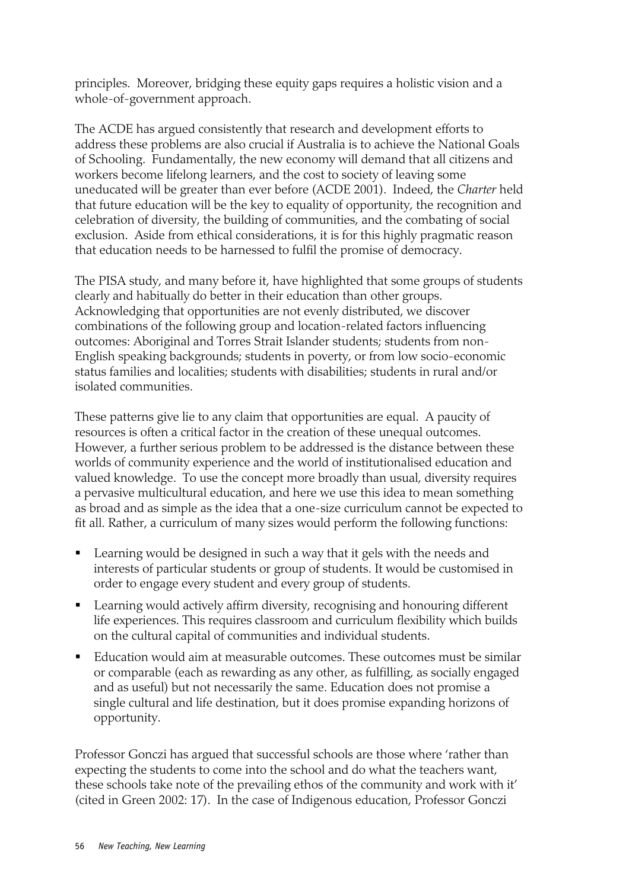principles. Moreover, bridging these equity gaps requires a holistic vision and a whole-of-government approach.

The ACDE has argued consistently that research and development efforts to address these problems are also crucial if Australia is to achieve the National Goals of Schooling. Fundamentally, the new economy will demand that all citizens and workers become lifelong learners, and the cost to society of leaving some uneducated will be greater than ever before (ACDE 2001). Indeed, the *Charter* held that future education will be the key to equality of opportunity, the recognition and celebration of diversity, the building of communities, and the combating of social exclusion. Aside from ethical considerations, it is for this highly pragmatic reason that education needs to be harnessed to fulfil the promise of democracy.

The PISA study, and many before it, have highlighted that some groups of students clearly and habitually do better in their education than other groups. Acknowledging that opportunities are not evenly distributed, we discover combinations of the following group and location-related factors influencing outcomes: Aboriginal and Torres Strait Islander students; students from non-English speaking backgrounds; students in poverty, or from low socio-economic status families and localities; students with disabilities; students in rural and/or isolated communities.

These patterns give lie to any claim that opportunities are equal. A paucity of resources is often a critical factor in the creation of these unequal outcomes. However, a further serious problem to be addressed is the distance between these worlds of community experience and the world of institutionalised education and valued knowledge. To use the concept more broadly than usual, diversity requires a pervasive multicultural education, and here we use this idea to mean something as broad and as simple as the idea that a one-size curriculum cannot be expected to fit all. Rather, a curriculum of many sizes would perform the following functions:

- Learning would be designed in such a way that it gels with the needs and interests of particular students or group of students. It would be customised in order to engage every student and every group of students.
- Learning would actively affirm diversity, recognising and honouring different life experiences. This requires classroom and curriculum flexibility which builds on the cultural capital of communities and individual students.
- Education would aim at measurable outcomes. These outcomes must be similar or comparable (each as rewarding as any other, as fulfilling, as socially engaged and as useful) but not necessarily the same. Education does not promise a single cultural and life destination, but it does promise expanding horizons of opportunity.

Professor Gonczi has argued that successful schools are those where 'rather than expecting the students to come into the school and do what the teachers want, these schools take note of the prevailing ethos of the community and work with it' (cited in Green 2002: 17). In the case of Indigenous education, Professor Gonczi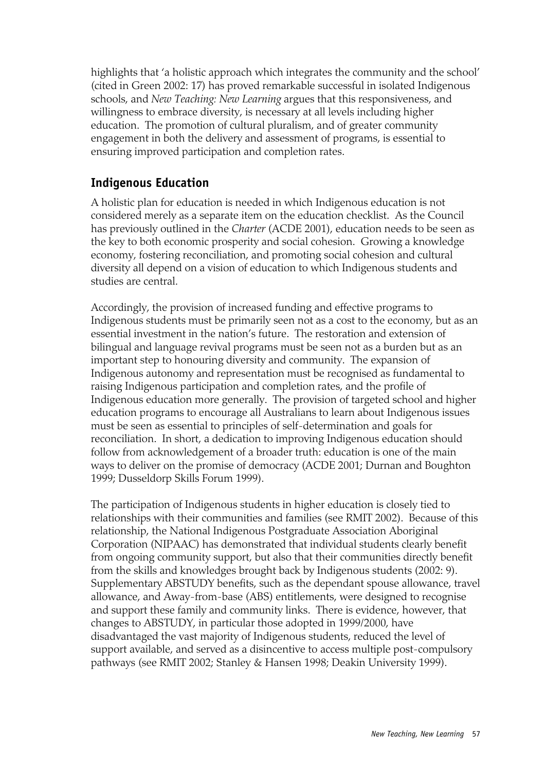highlights that 'a holistic approach which integrates the community and the school' (cited in Green 2002: 17) has proved remarkable successful in isolated Indigenous schools, and *New Teaching: New Learning* argues that this responsiveness, and willingness to embrace diversity, is necessary at all levels including higher education. The promotion of cultural pluralism, and of greater community engagement in both the delivery and assessment of programs, is essential to ensuring improved participation and completion rates.

## Indigenous Education

A holistic plan for education is needed in which Indigenous education is not considered merely as a separate item on the education checklist. As the Council has previously outlined in the *Charter* (ACDE 2001), education needs to be seen as the key to both economic prosperity and social cohesion. Growing a knowledge economy, fostering reconciliation, and promoting social cohesion and cultural diversity all depend on a vision of education to which Indigenous students and studies are central.

Accordingly, the provision of increased funding and effective programs to Indigenous students must be primarily seen not as a cost to the economy, but as an essential investment in the nation's future. The restoration and extension of bilingual and language revival programs must be seen not as a burden but as an important step to honouring diversity and community. The expansion of Indigenous autonomy and representation must be recognised as fundamental to raising Indigenous participation and completion rates, and the profile of Indigenous education more generally. The provision of targeted school and higher education programs to encourage all Australians to learn about Indigenous issues must be seen as essential to principles of self-determination and goals for reconciliation. In short, a dedication to improving Indigenous education should follow from acknowledgement of a broader truth: education is one of the main ways to deliver on the promise of democracy (ACDE 2001; Durnan and Boughton 1999; Dusseldorp Skills Forum 1999).

The participation of Indigenous students in higher education is closely tied to relationships with their communities and families (see RMIT 2002). Because of this relationship, the National Indigenous Postgraduate Association Aboriginal Corporation (NIPAAC) has demonstrated that individual students clearly benefit from ongoing community support, but also that their communities directly benefit from the skills and knowledges brought back by Indigenous students (2002: 9). Supplementary ABSTUDY benefits, such as the dependant spouse allowance, travel allowance, and Away-from-base (ABS) entitlements, were designed to recognise and support these family and community links. There is evidence, however, that changes to ABSTUDY, in particular those adopted in 1999/2000, have disadvantaged the vast majority of Indigenous students, reduced the level of support available, and served as a disincentive to access multiple post-compulsory pathways (see RMIT 2002; Stanley & Hansen 1998; Deakin University 1999).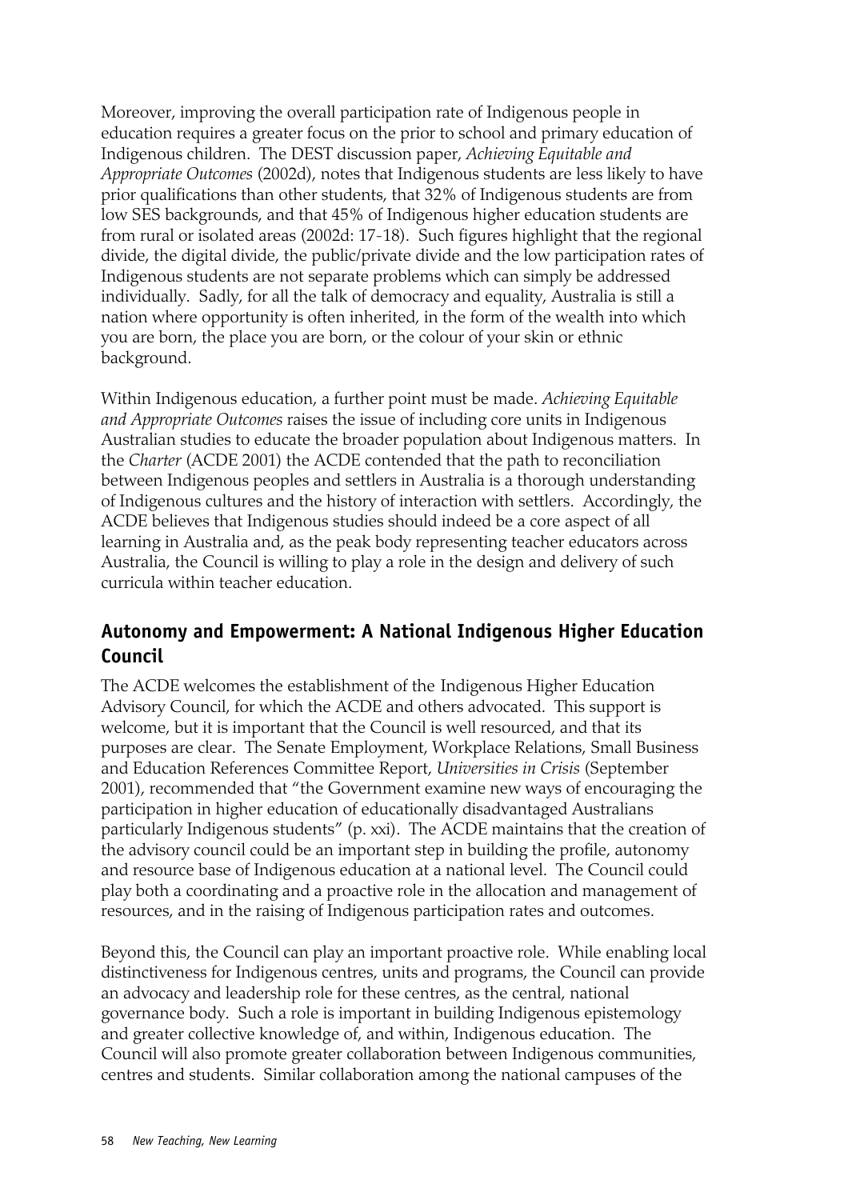Moreover, improving the overall participation rate of Indigenous people in education requires a greater focus on the prior to school and primary education of Indigenous children. The DEST discussion paper, *Achieving Equitable and Appropriate Outcomes* (2002d), notes that Indigenous students are less likely to have prior qualifications than other students, that 32% of Indigenous students are from low SES backgrounds, and that 45% of Indigenous higher education students are from rural or isolated areas (2002d: 17-18). Such figures highlight that the regional divide, the digital divide, the public/private divide and the low participation rates of Indigenous students are not separate problems which can simply be addressed individually. Sadly, for all the talk of democracy and equality, Australia is still a nation where opportunity is often inherited, in the form of the wealth into which you are born, the place you are born, or the colour of your skin or ethnic background.

Within Indigenous education, a further point must be made. *Achieving Equitable and Appropriate Outcomes* raises the issue of including core units in Indigenous Australian studies to educate the broader population about Indigenous matters. In the *Charter* (ACDE 2001) the ACDE contended that the path to reconciliation between Indigenous peoples and settlers in Australia is a thorough understanding of Indigenous cultures and the history of interaction with settlers. Accordingly, the ACDE believes that Indigenous studies should indeed be a core aspect of all learning in Australia and, as the peak body representing teacher educators across Australia, the Council is willing to play a role in the design and delivery of such curricula within teacher education.

## Autonomy and Empowerment: A National Indigenous Higher Education Council

The ACDE welcomes the establishment of the Indigenous Higher Education Advisory Council, for which the ACDE and others advocated. This support is welcome, but it is important that the Council is well resourced, and that its purposes are clear. The Senate Employment, Workplace Relations, Small Business and Education References Committee Report, *Universities in Crisis* (September 2001), recommended that "the Government examine new ways of encouraging the participation in higher education of educationally disadvantaged Australians particularly Indigenous students" (p. xxi). The ACDE maintains that the creation of the advisory council could be an important step in building the profile, autonomy and resource base of Indigenous education at a national level. The Council could play both a coordinating and a proactive role in the allocation and management of resources, and in the raising of Indigenous participation rates and outcomes.

Beyond this, the Council can play an important proactive role. While enabling local distinctiveness for Indigenous centres, units and programs, the Council can provide an advocacy and leadership role for these centres, as the central, national governance body. Such a role is important in building Indigenous epistemology and greater collective knowledge of, and within, Indigenous education. The Council will also promote greater collaboration between Indigenous communities, centres and students. Similar collaboration among the national campuses of the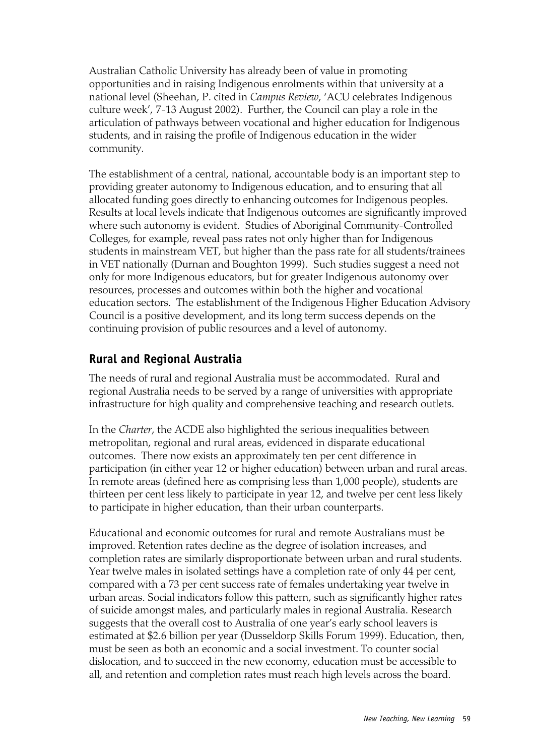Australian Catholic University has already been of value in promoting opportunities and in raising Indigenous enrolments within that university at a national level (Sheehan, P. cited in *Campus Review*, 'ACU celebrates Indigenous culture week', 7-13 August 2002). Further, the Council can play a role in the articulation of pathways between vocational and higher education for Indigenous students, and in raising the profile of Indigenous education in the wider community.

The establishment of a central, national, accountable body is an important step to providing greater autonomy to Indigenous education, and to ensuring that all allocated funding goes directly to enhancing outcomes for Indigenous peoples. Results at local levels indicate that Indigenous outcomes are significantly improved where such autonomy is evident. Studies of Aboriginal Community-Controlled Colleges, for example, reveal pass rates not only higher than for Indigenous students in mainstream VET, but higher than the pass rate for all students/trainees in VET nationally (Durnan and Boughton 1999). Such studies suggest a need not only for more Indigenous educators, but for greater Indigenous autonomy over resources, processes and outcomes within both the higher and vocational education sectors. The establishment of the Indigenous Higher Education Advisory Council is a positive development, and its long term success depends on the continuing provision of public resources and a level of autonomy.

## Rural and Regional Australia

The needs of rural and regional Australia must be accommodated. Rural and regional Australia needs to be served by a range of universities with appropriate infrastructure for high quality and comprehensive teaching and research outlets.

In the *Charter*, the ACDE also highlighted the serious inequalities between metropolitan, regional and rural areas, evidenced in disparate educational outcomes. There now exists an approximately ten per cent difference in participation (in either year 12 or higher education) between urban and rural areas. In remote areas (defined here as comprising less than 1,000 people), students are thirteen per cent less likely to participate in year 12, and twelve per cent less likely to participate in higher education, than their urban counterparts.

Educational and economic outcomes for rural and remote Australians must be improved. Retention rates decline as the degree of isolation increases, and completion rates are similarly disproportionate between urban and rural students. Year twelve males in isolated settings have a completion rate of only 44 per cent, compared with a 73 per cent success rate of females undertaking year twelve in urban areas. Social indicators follow this pattern, such as significantly higher rates of suicide amongst males, and particularly males in regional Australia. Research suggests that the overall cost to Australia of one year's early school leavers is estimated at $2.6 billion per year (Dusseldorp Skills Forum 1999). Education, then, must be seen as both an economic and a social investment. To counter social dislocation, and to succeed in the new economy, education must be accessible to all, and retention and completion rates must reach high levels across the board.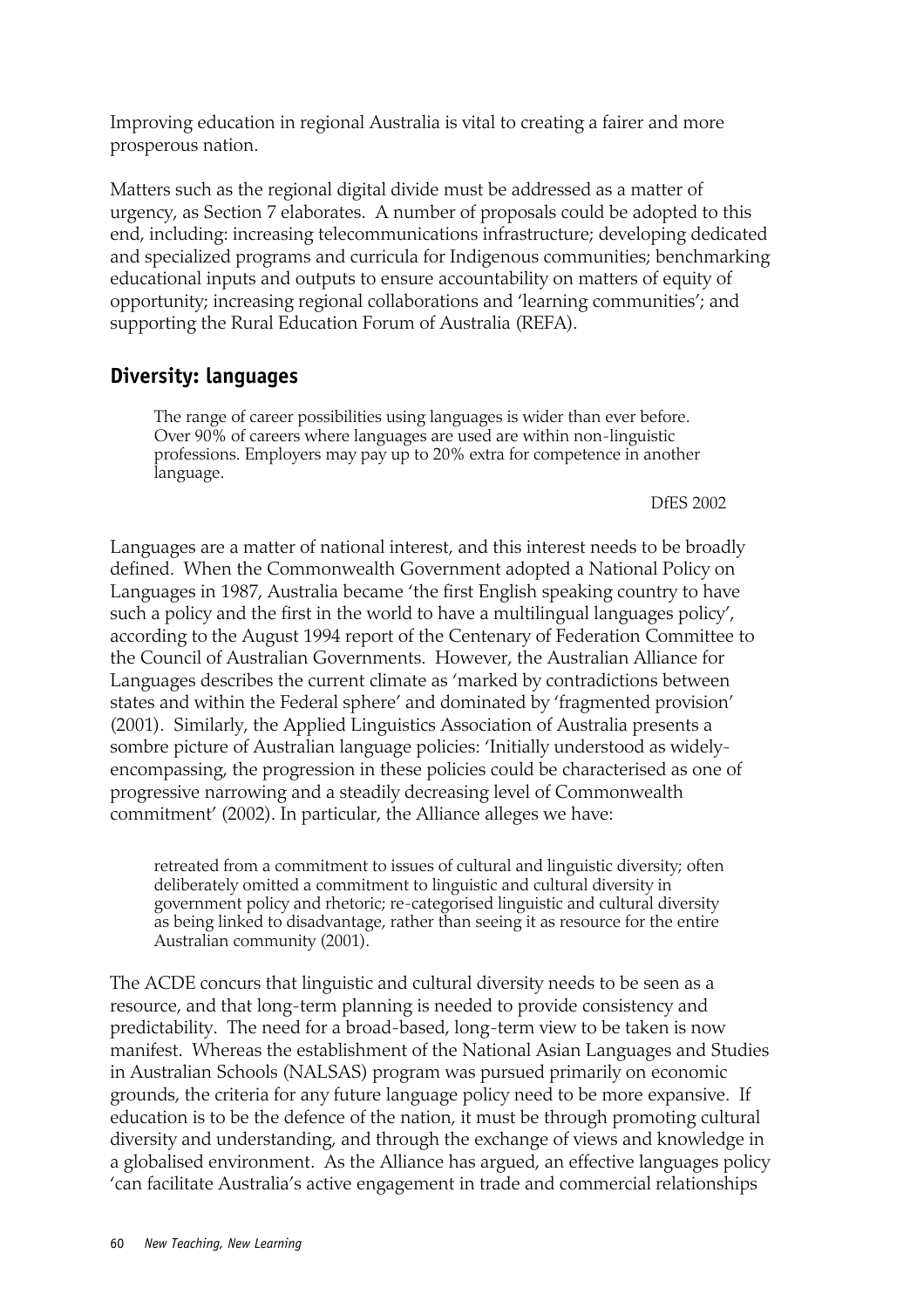Improving education in regional Australia is vital to creating a fairer and more prosperous nation.

Matters such as the regional digital divide must be addressed as a matter of urgency, as Section 7 elaborates. A number of proposals could be adopted to this end, including: increasing telecommunications infrastructure; developing dedicated and specialized programs and curricula for Indigenous communities; benchmarking educational inputs and outputs to ensure accountability on matters of equity of opportunity; increasing regional collaborations and 'learning communities'; and supporting the Rural Education Forum of Australia (REFA).

## Diversity: languages

> The range of career possibilities using languages is wider than ever before. Over 90% of careers where languages are used are within non-linguistic professions. Employers may pay up to 20% extra for competence in another language.
>
> DfES 2002

Languages are a matter of national interest, and this interest needs to be broadly defined. When the Commonwealth Government adopted a National Policy on Languages in 1987, Australia became 'the first English speaking country to have such a policy and the first in the world to have a multilingual languages policy', according to the August 1994 report of the Centenary of Federation Committee to the Council of Australian Governments. However, the Australian Alliance for Languages describes the current climate as 'marked by contradictions between states and within the Federal sphere' and dominated by 'fragmented provision' (2001). Similarly, the Applied Linguistics Association of Australia presents a sombre picture of Australian language policies: 'Initially understood as widely-encompassing, the progression in these policies could be characterised as one of progressive narrowing and a steadily decreasing level of Commonwealth commitment' (2002). In particular, the Alliance alleges we have:

> retreated from a commitment to issues of cultural and linguistic diversity; often deliberately omitted a commitment to linguistic and cultural diversity in government policy and rhetoric; re-categorised linguistic and cultural diversity as being linked to disadvantage, rather than seeing it as resource for the entire Australian community (2001).

The ACDE concurs that linguistic and cultural diversity needs to be seen as a resource, and that long-term planning is needed to provide consistency and predictability. The need for a broad-based, long-term view to be taken is now manifest. Whereas the establishment of the National Asian Languages and Studies in Australian Schools (NALSAS) program was pursued primarily on economic grounds, the criteria for any future language policy need to be more expansive. If education is to be the defence of the nation, it must be through promoting cultural diversity and understanding, and through the exchange of views and knowledge in a globalised environment. As the Alliance has argued, an effective languages policy 'can facilitate Australia's active engagement in trade and commercial relationships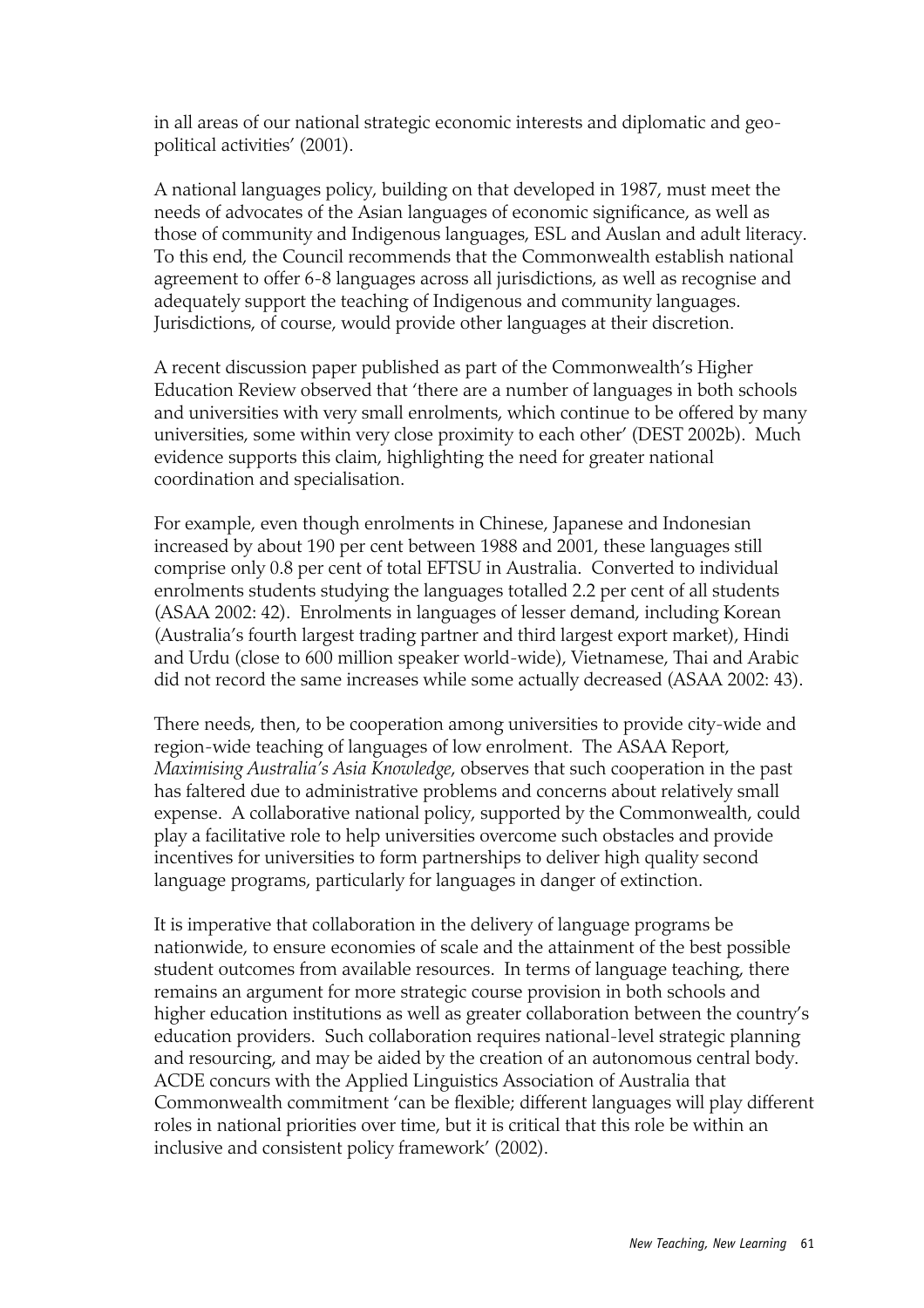in all areas of our national strategic economic interests and diplomatic and geo-political activities' (2001).

A national languages policy, building on that developed in 1987, must meet the needs of advocates of the Asian languages of economic significance, as well as those of community and Indigenous languages, ESL and Auslan and adult literacy. To this end, the Council recommends that the Commonwealth establish national agreement to offer 6-8 languages across all jurisdictions, as well as recognise and adequately support the teaching of Indigenous and community languages. Jurisdictions, of course, would provide other languages at their discretion.

A recent discussion paper published as part of the Commonwealth's Higher Education Review observed that 'there are a number of languages in both schools and universities with very small enrolments, which continue to be offered by many universities, some within very close proximity to each other' (DEST 2002b). Much evidence supports this claim, highlighting the need for greater national coordination and specialisation.

For example, even though enrolments in Chinese, Japanese and Indonesian increased by about 190 per cent between 1988 and 2001, these languages still comprise only 0.8 per cent of total EFTSU in Australia. Converted to individual enrolments students studying the languages totalled 2.2 per cent of all students (ASAA 2002: 42). Enrolments in languages of lesser demand, including Korean (Australia's fourth largest trading partner and third largest export market), Hindi and Urdu (close to 600 million speaker world-wide), Vietnamese, Thai and Arabic did not record the same increases while some actually decreased (ASAA 2002: 43).

There needs, then, to be cooperation among universities to provide city-wide and region-wide teaching of languages of low enrolment. The ASAA Report, *Maximising Australia's Asia Knowledge*, observes that such cooperation in the past has faltered due to administrative problems and concerns about relatively small expense. A collaborative national policy, supported by the Commonwealth, could play a facilitative role to help universities overcome such obstacles and provide incentives for universities to form partnerships to deliver high quality second language programs, particularly for languages in danger of extinction.

It is imperative that collaboration in the delivery of language programs be nationwide, to ensure economies of scale and the attainment of the best possible student outcomes from available resources. In terms of language teaching, there remains an argument for more strategic course provision in both schools and higher education institutions as well as greater collaboration between the country's education providers. Such collaboration requires national-level strategic planning and resourcing, and may be aided by the creation of an autonomous central body. ACDE concurs with the Applied Linguistics Association of Australia that Commonwealth commitment 'can be flexible; different languages will play different roles in national priorities over time, but it is critical that this role be within an inclusive and consistent policy framework' (2002).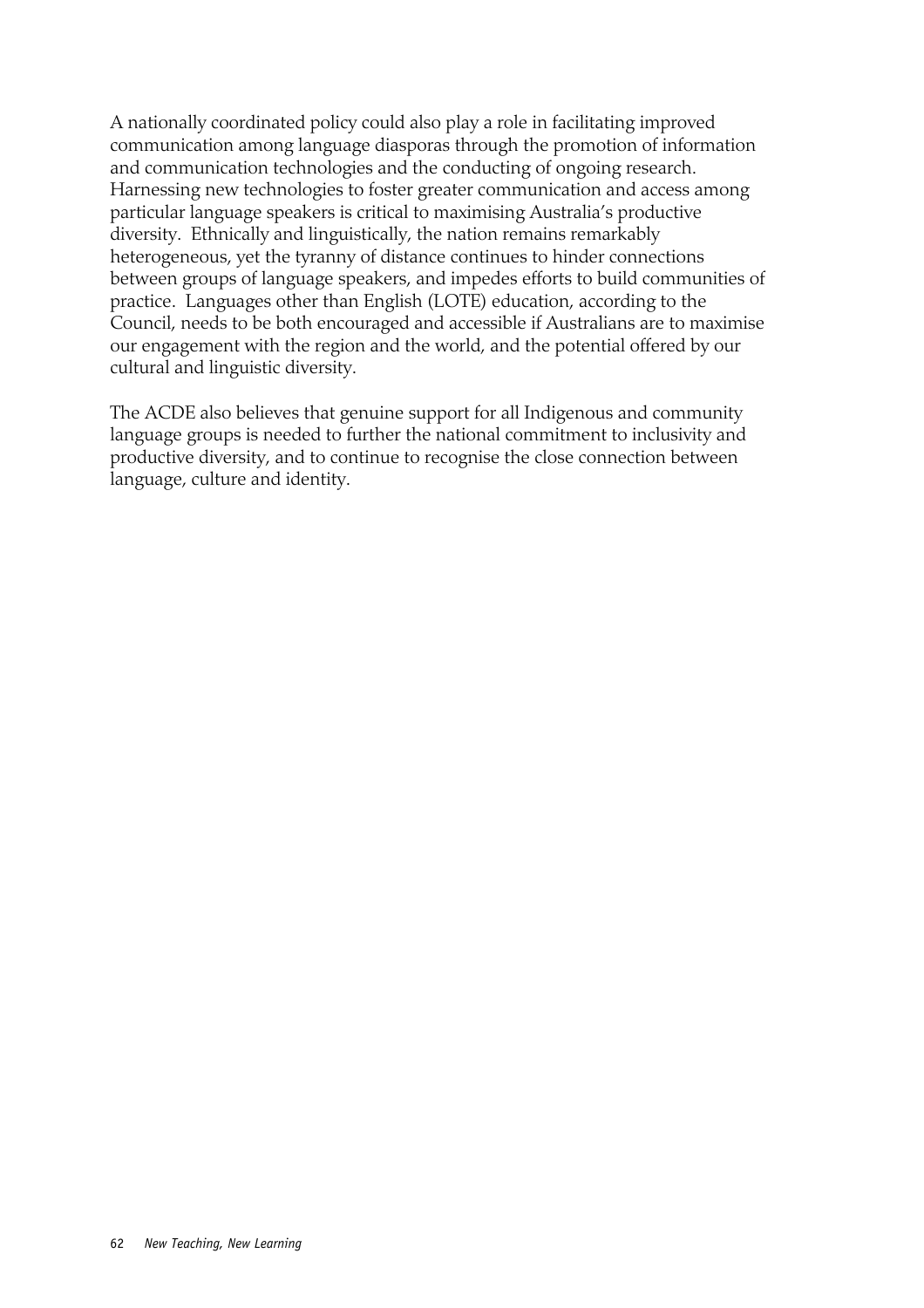A nationally coordinated policy could also play a role in facilitating improved communication among language diasporas through the promotion of information and communication technologies and the conducting of ongoing research. Harnessing new technologies to foster greater communication and access among particular language speakers is critical to maximising Australia's productive diversity. Ethnically and linguistically, the nation remains remarkably heterogeneous, yet the tyranny of distance continues to hinder connections between groups of language speakers, and impedes efforts to build communities of practice. Languages other than English (LOTE) education, according to the Council, needs to be both encouraged and accessible if Australians are to maximise our engagement with the region and the world, and the potential offered by our cultural and linguistic diversity.

The ACDE also believes that genuine support for all Indigenous and community language groups is needed to further the national commitment to inclusivity and productive diversity, and to continue to recognise the close connection between language, culture and identity.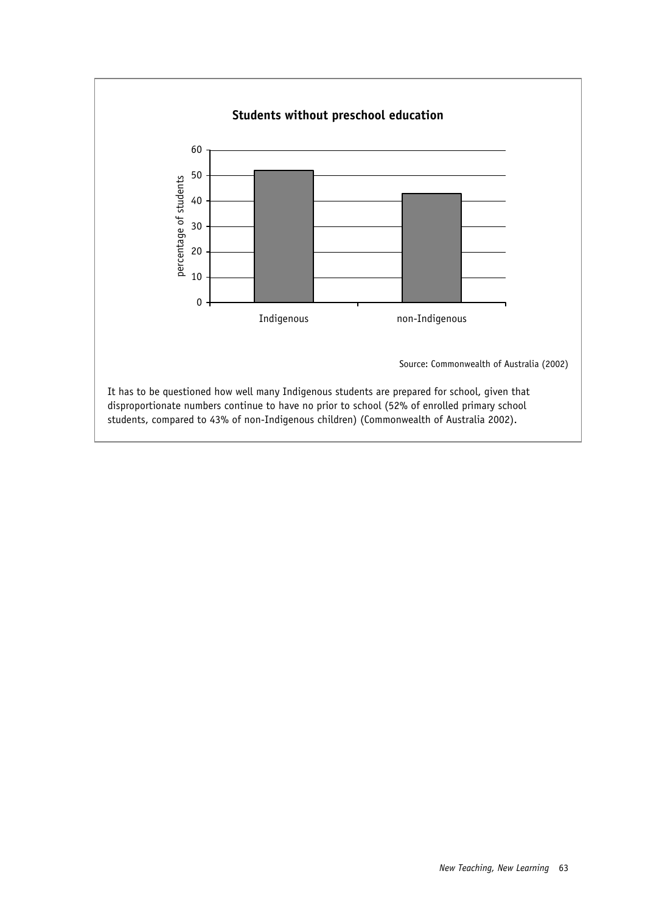**Students without preschool education**

| | percentage of students |
|---|---|
| Indigenous | 52 |
| non-Indigenous | 43 |

Source: Commonwealth of Australia (2002)

It has to be questioned how well many Indigenous students are prepared for school, given that disproportionate numbers continue to have no prior to school (52% of enrolled primary school students, compared to 43% of non-Indigenous children) (Commonwealth of Australia 2002).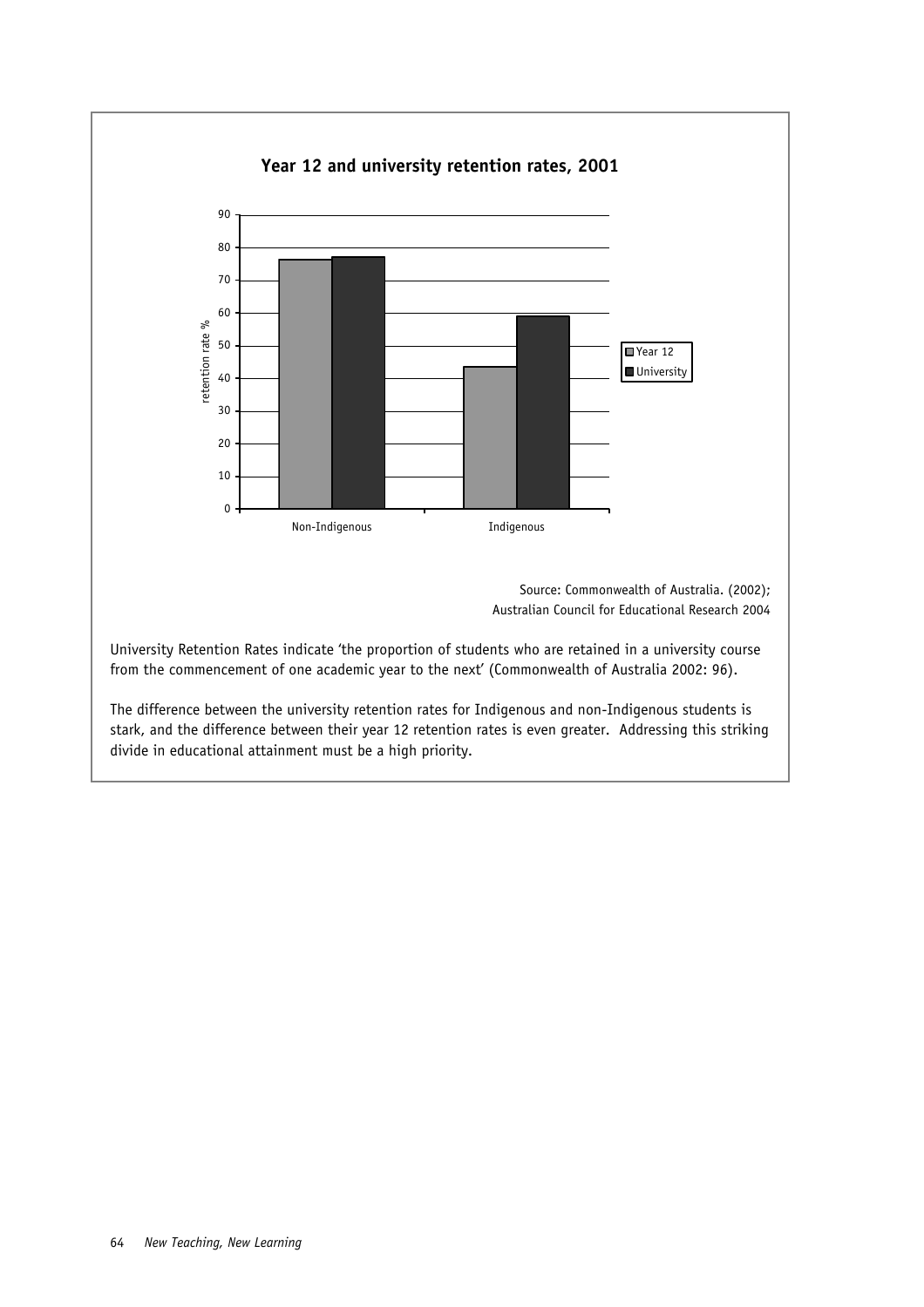**Year 12 and university retention rates, 2001**

Source: Commonwealth of Australia. (2002); Australian Council for Educational Research 2004

University Retention Rates indicate 'the proportion of students who are retained in a university course from the commencement of one academic year to the next' (Commonwealth of Australia 2002: 96).

The difference between the university retention rates for Indigenous and non-Indigenous students is stark, and the difference between their year 12 retention rates is even greater. Addressing this striking divide in educational attainment must be a high priority.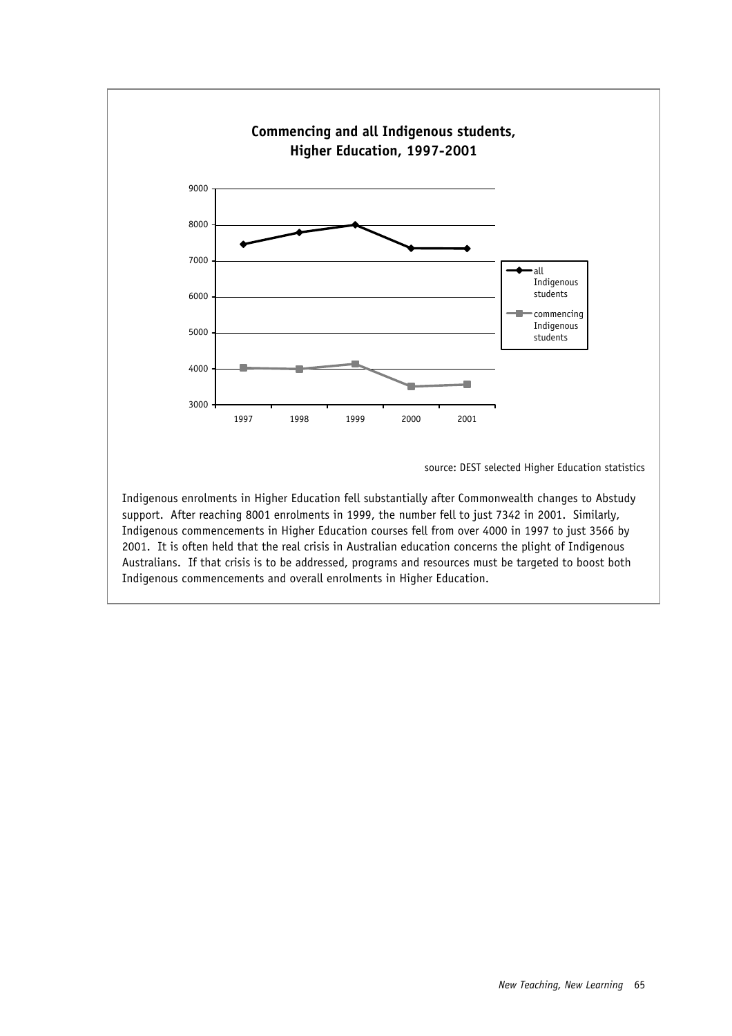**Commencing and all Indigenous students, Higher Education, 1997-2001**

source: DEST selected Higher Education statistics

Indigenous enrolments in Higher Education fell substantially after Commonwealth changes to Abstudy support. After reaching 8001 enrolments in 1999, the number fell to just 7342 in 2001. Similarly, Indigenous commencements in Higher Education courses fell from over 4000 in 1997 to just 3566 by 2001. It is often held that the real crisis in Australian education concerns the plight of Indigenous Australians. If that crisis is to be addressed, programs and resources must be targeted to boost both Indigenous commencements and overall enrolments in Higher Education.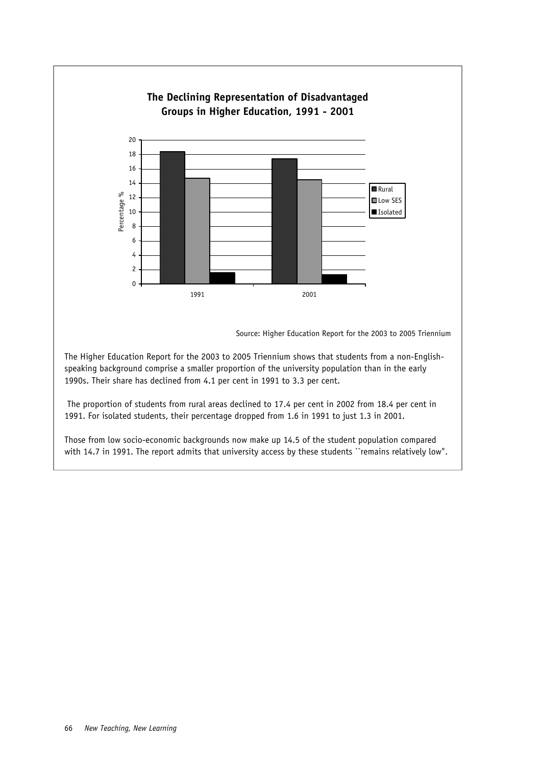**The Declining Representation of Disadvantaged Groups in Higher Education, 1991 - 2001**

| Year | Rural | Low SES | Isolated |
|---|---|---|---|
| 1991 | 18.4 | 14.7 | 1.6 |
| 2001 | 17.4 | 14.5 | 1.3 |

Source: Higher Education Report for the 2003 to 2005 Triennium

The Higher Education Report for the 2003 to 2005 Triennium shows that students from a non-English-speaking background comprise a smaller proportion of the university population than in the early 1990s. Their share has declined from 4.1 per cent in 1991 to 3.3 per cent.

The proportion of students from rural areas declined to 17.4 per cent in 2002 from 18.4 per cent in 1991. For isolated students, their percentage dropped from 1.6 in 1991 to just 1.3 in 2001.

Those from low socio-economic backgrounds now make up 14.5 of the student population compared with 14.7 in 1991. The report admits that university access by these students ``remains relatively low".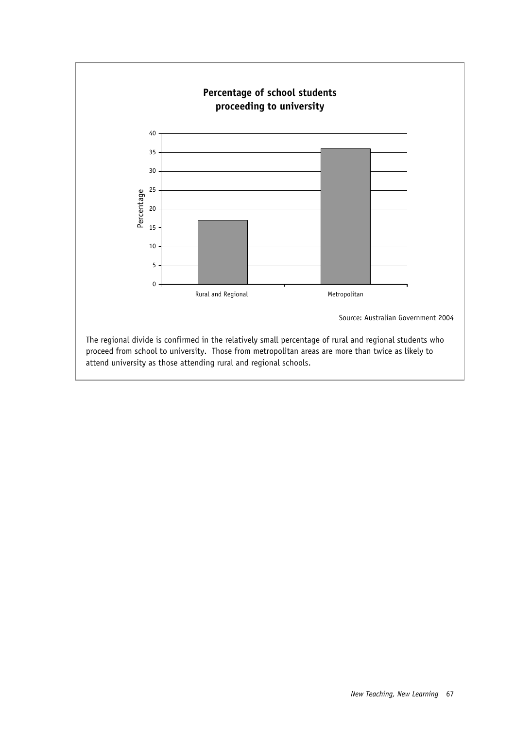**Percentage of school students proceeding to university**

| | Percentage |
|---|---|
| Rural and Regional | 17 |
| Metropolitan | 36 |

Source: Australian Government 2004

The regional divide is confirmed in the relatively small percentage of rural and regional students who proceed from school to university. Those from metropolitan areas are more than twice as likely to attend university as those attending rural and regional schools.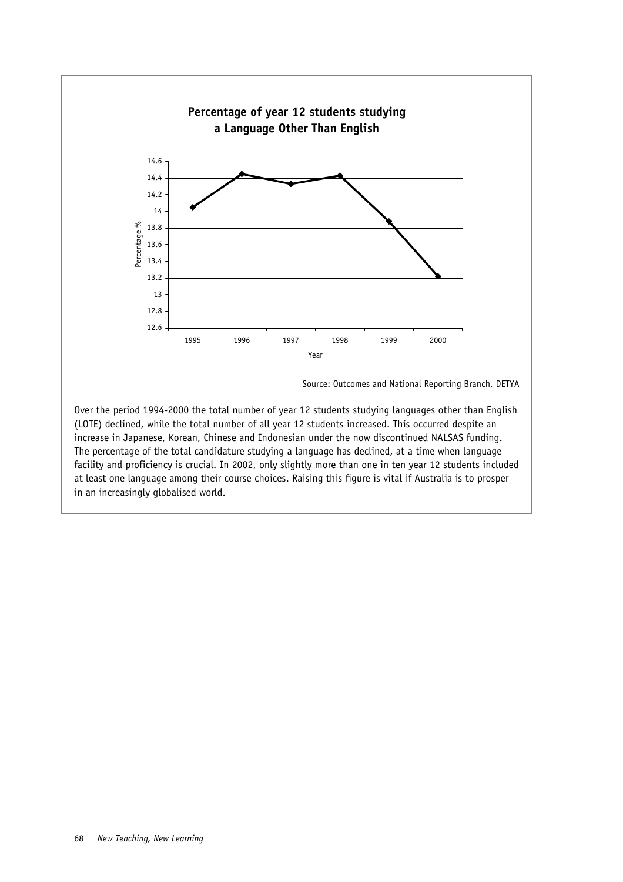**Percentage of year 12 students studying a Language Other Than English**

Source: Outcomes and National Reporting Branch, DETYA

Over the period 1994-2000 the total number of year 12 students studying languages other than English (LOTE) declined, while the total number of all year 12 students increased. This occurred despite an increase in Japanese, Korean, Chinese and Indonesian under the now discontinued NALSAS funding. The percentage of the total candidature studying a language has declined, at a time when language facility and proficiency is crucial. In 2002, only slightly more than one in ten year 12 students included at least one language among their course choices. Raising this figure is vital if Australia is to prosper in an increasingly globalised world.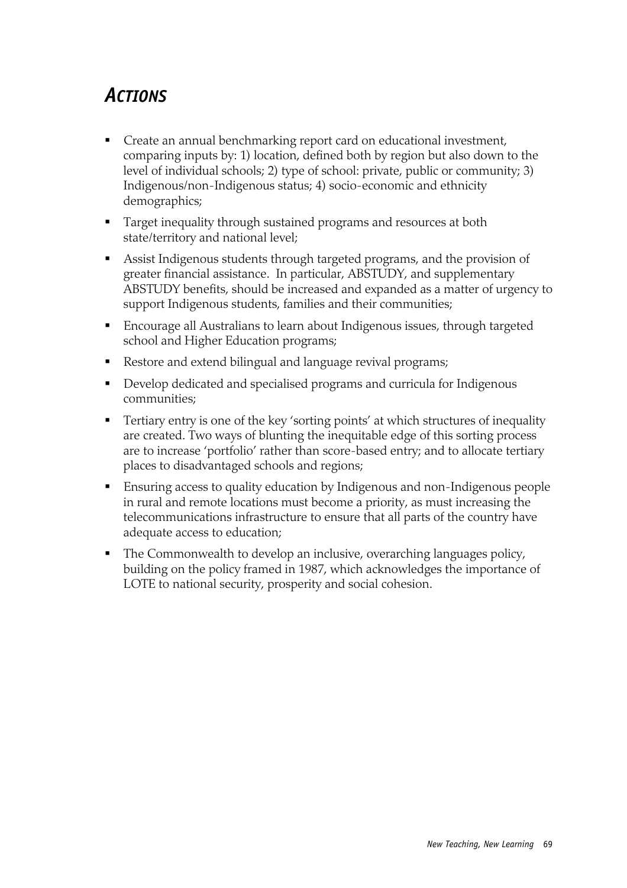## *Actions*

- Create an annual benchmarking report card on educational investment, comparing inputs by: 1) location, defined both by region but also down to the level of individual schools; 2) type of school: private, public or community; 3) Indigenous/non-Indigenous status; 4) socio-economic and ethnicity demographics;
- Target inequality through sustained programs and resources at both state/territory and national level;
- Assist Indigenous students through targeted programs, and the provision of greater financial assistance. In particular, ABSTUDY, and supplementary ABSTUDY benefits, should be increased and expanded as a matter of urgency to support Indigenous students, families and their communities;
- Encourage all Australians to learn about Indigenous issues, through targeted school and Higher Education programs;
- Restore and extend bilingual and language revival programs;
- Develop dedicated and specialised programs and curricula for Indigenous communities;
- Tertiary entry is one of the key 'sorting points' at which structures of inequality are created. Two ways of blunting the inequitable edge of this sorting process are to increase 'portfolio' rather than score-based entry; and to allocate tertiary places to disadvantaged schools and regions;
- Ensuring access to quality education by Indigenous and non-Indigenous people in rural and remote locations must become a priority, as must increasing the telecommunications infrastructure to ensure that all parts of the country have adequate access to education;
- The Commonwealth to develop an inclusive, overarching languages policy, building on the policy framed in 1987, which acknowledges the importance of LOTE to national security, prosperity and social cohesion.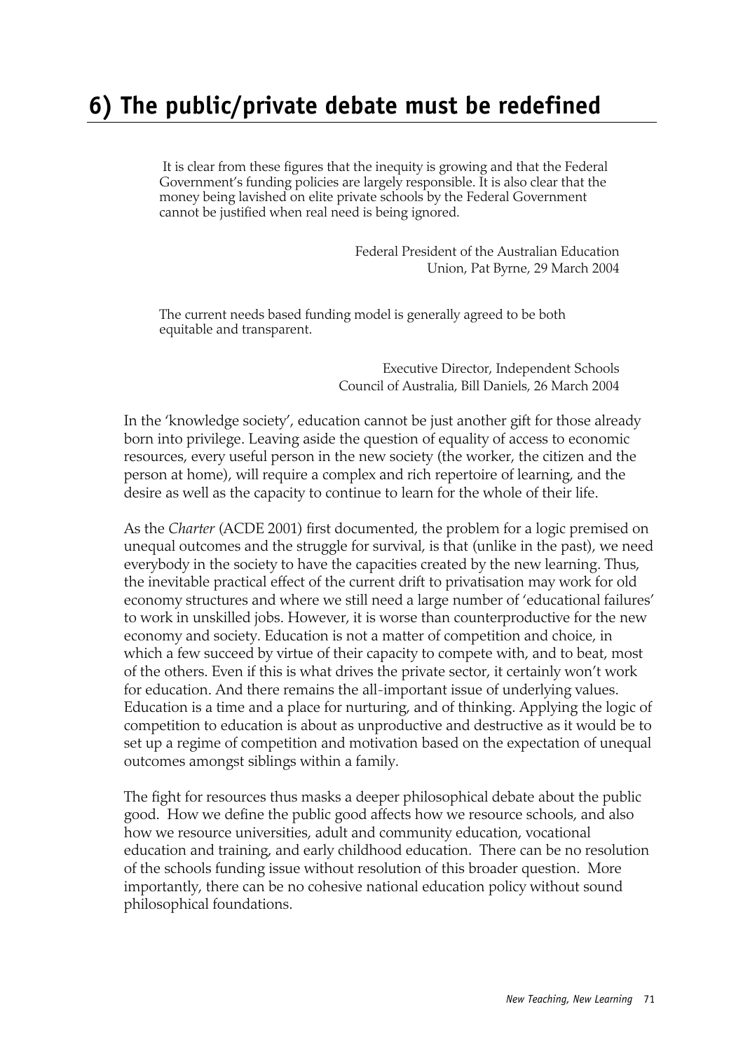# 6) The public/private debate must be redefined

> It is clear from these figures that the inequity is growing and that the Federal Government's funding policies are largely responsible. It is also clear that the money being lavished on elite private schools by the Federal Government cannot be justified when real need is being ignored.
>
> Federal President of the Australian Education Union, Pat Byrne, 29 March 2004

> The current needs based funding model is generally agreed to be both equitable and transparent.
>
> Executive Director, Independent Schools Council of Australia, Bill Daniels, 26 March 2004

In the 'knowledge society', education cannot be just another gift for those already born into privilege. Leaving aside the question of equality of access to economic resources, every useful person in the new society (the worker, the citizen and the person at home), will require a complex and rich repertoire of learning, and the desire as well as the capacity to continue to learn for the whole of their life.

As the *Charter* (ACDE 2001) first documented, the problem for a logic premised on unequal outcomes and the struggle for survival, is that (unlike in the past), we need everybody in the society to have the capacities created by the new learning. Thus, the inevitable practical effect of the current drift to privatisation may work for old economy structures and where we still need a large number of 'educational failures' to work in unskilled jobs. However, it is worse than counterproductive for the new economy and society. Education is not a matter of competition and choice, in which a few succeed by virtue of their capacity to compete with, and to beat, most of the others. Even if this is what drives the private sector, it certainly won't work for education. And there remains the all-important issue of underlying values. Education is a time and a place for nurturing, and of thinking. Applying the logic of competition to education is about as unproductive and destructive as it would be to set up a regime of competition and motivation based on the expectation of unequal outcomes amongst siblings within a family.

The fight for resources thus masks a deeper philosophical debate about the public good. How we define the public good affects how we resource schools, and also how we resource universities, adult and community education, vocational education and training, and early childhood education. There can be no resolution of the schools funding issue without resolution of this broader question. More importantly, there can be no cohesive national education policy without sound philosophical foundations.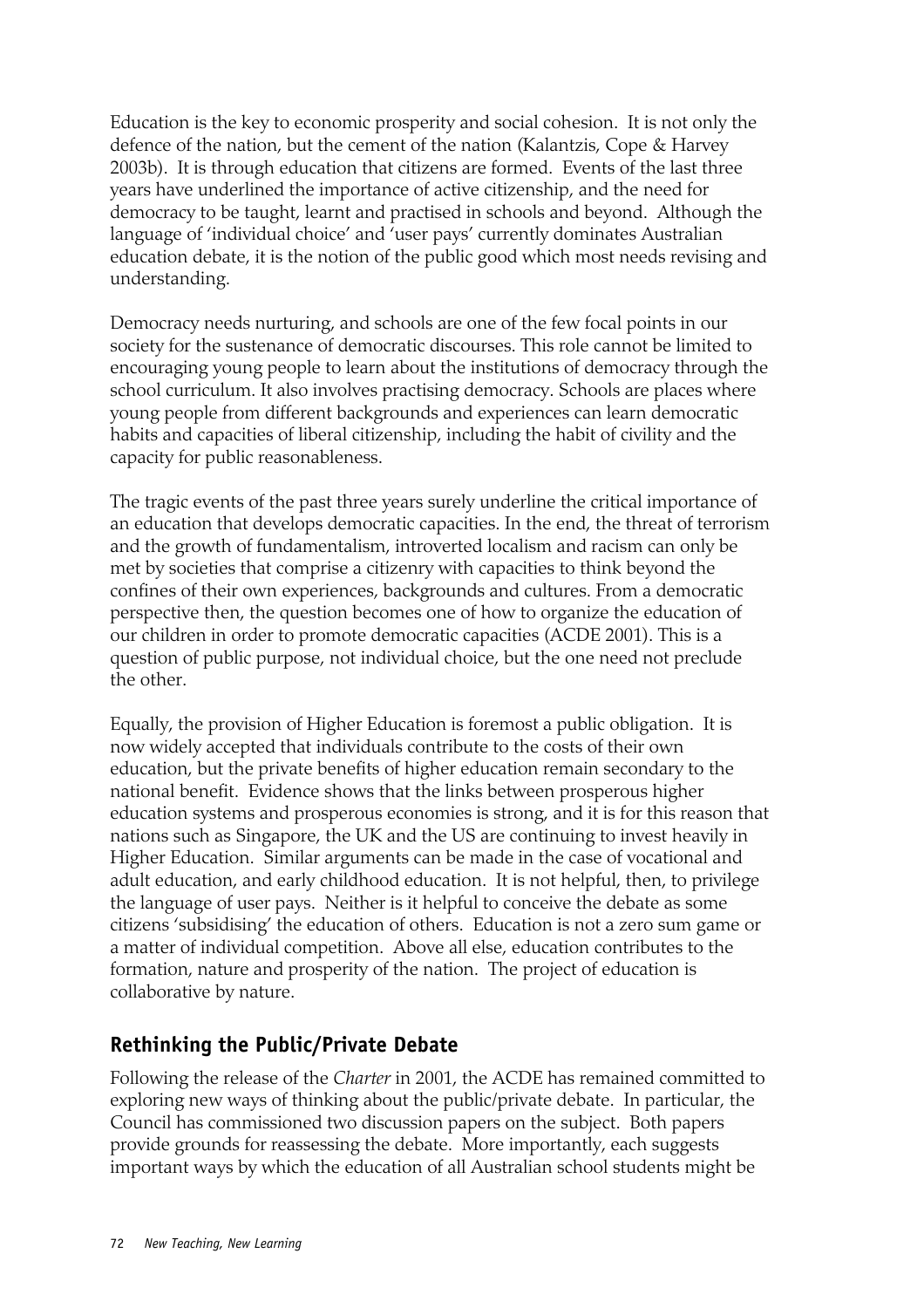Education is the key to economic prosperity and social cohesion. It is not only the defence of the nation, but the cement of the nation (Kalantzis, Cope & Harvey 2003b). It is through education that citizens are formed. Events of the last three years have underlined the importance of active citizenship, and the need for democracy to be taught, learnt and practised in schools and beyond. Although the language of 'individual choice' and 'user pays' currently dominates Australian education debate, it is the notion of the public good which most needs revising and understanding.

Democracy needs nurturing, and schools are one of the few focal points in our society for the sustenance of democratic discourses. This role cannot be limited to encouraging young people to learn about the institutions of democracy through the school curriculum. It also involves practising democracy. Schools are places where young people from different backgrounds and experiences can learn democratic habits and capacities of liberal citizenship, including the habit of civility and the capacity for public reasonableness.

The tragic events of the past three years surely underline the critical importance of an education that develops democratic capacities. In the end, the threat of terrorism and the growth of fundamentalism, introverted localism and racism can only be met by societies that comprise a citizenry with capacities to think beyond the confines of their own experiences, backgrounds and cultures. From a democratic perspective then, the question becomes one of how to organize the education of our children in order to promote democratic capacities (ACDE 2001). This is a question of public purpose, not individual choice, but the one need not preclude the other.

Equally, the provision of Higher Education is foremost a public obligation. It is now widely accepted that individuals contribute to the costs of their own education, but the private benefits of higher education remain secondary to the national benefit. Evidence shows that the links between prosperous higher education systems and prosperous economies is strong, and it is for this reason that nations such as Singapore, the UK and the US are continuing to invest heavily in Higher Education. Similar arguments can be made in the case of vocational and adult education, and early childhood education. It is not helpful, then, to privilege the language of user pays. Neither is it helpful to conceive the debate as some citizens 'subsidising' the education of others. Education is not a zero sum game or a matter of individual competition. Above all else, education contributes to the formation, nature and prosperity of the nation. The project of education is collaborative by nature.

## Rethinking the Public/Private Debate

Following the release of the *Charter* in 2001, the ACDE has remained committed to exploring new ways of thinking about the public/private debate. In particular, the Council has commissioned two discussion papers on the subject. Both papers provide grounds for reassessing the debate. More importantly, each suggests important ways by which the education of all Australian school students might be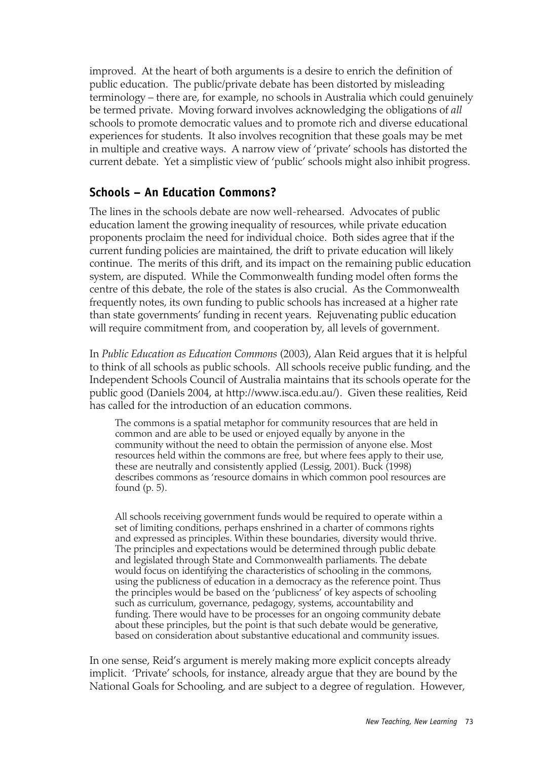improved. At the heart of both arguments is a desire to enrich the definition of public education. The public/private debate has been distorted by misleading terminology – there are, for example, no schools in Australia which could genuinely be termed private. Moving forward involves acknowledging the obligations of *all* schools to promote democratic values and to promote rich and diverse educational experiences for students. It also involves recognition that these goals may be met in multiple and creative ways. A narrow view of 'private' schools has distorted the current debate. Yet a simplistic view of 'public' schools might also inhibit progress.

## Schools – An Education Commons?

The lines in the schools debate are now well-rehearsed. Advocates of public education lament the growing inequality of resources, while private education proponents proclaim the need for individual choice. Both sides agree that if the current funding policies are maintained, the drift to private education will likely continue. The merits of this drift, and its impact on the remaining public education system, are disputed. While the Commonwealth funding model often forms the centre of this debate, the role of the states is also crucial. As the Commonwealth frequently notes, its own funding to public schools has increased at a higher rate than state governments' funding in recent years. Rejuvenating public education will require commitment from, and cooperation by, all levels of government.

In *Public Education as Education Commons* (2003), Alan Reid argues that it is helpful to think of all schools as public schools. All schools receive public funding, and the Independent Schools Council of Australia maintains that its schools operate for the public good (Daniels 2004, at http://www.isca.edu.au/). Given these realities, Reid has called for the introduction of an education commons.

> The commons is a spatial metaphor for community resources that are held in common and are able to be used or enjoyed equally by anyone in the community without the need to obtain the permission of anyone else. Most resources held within the commons are free, but where fees apply to their use, these are neutrally and consistently applied (Lessig, 2001). Buck (1998) describes commons as 'resource domains in which common pool resources are found (p. 5).
>
> All schools receiving government funds would be required to operate within a set of limiting conditions, perhaps enshrined in a charter of commons rights and expressed as principles. Within these boundaries, diversity would thrive. The principles and expectations would be determined through public debate and legislated through State and Commonwealth parliaments. The debate would focus on identifying the characteristics of schooling in the commons, using the publicness of education in a democracy as the reference point. Thus the principles would be based on the 'publicness' of key aspects of schooling such as curriculum, governance, pedagogy, systems, accountability and funding. There would have to be processes for an ongoing community debate about these principles, but the point is that such debate would be generative, based on consideration about substantive educational and community issues.

In one sense, Reid's argument is merely making more explicit concepts already implicit. 'Private' schools, for instance, already argue that they are bound by the National Goals for Schooling, and are subject to a degree of regulation. However,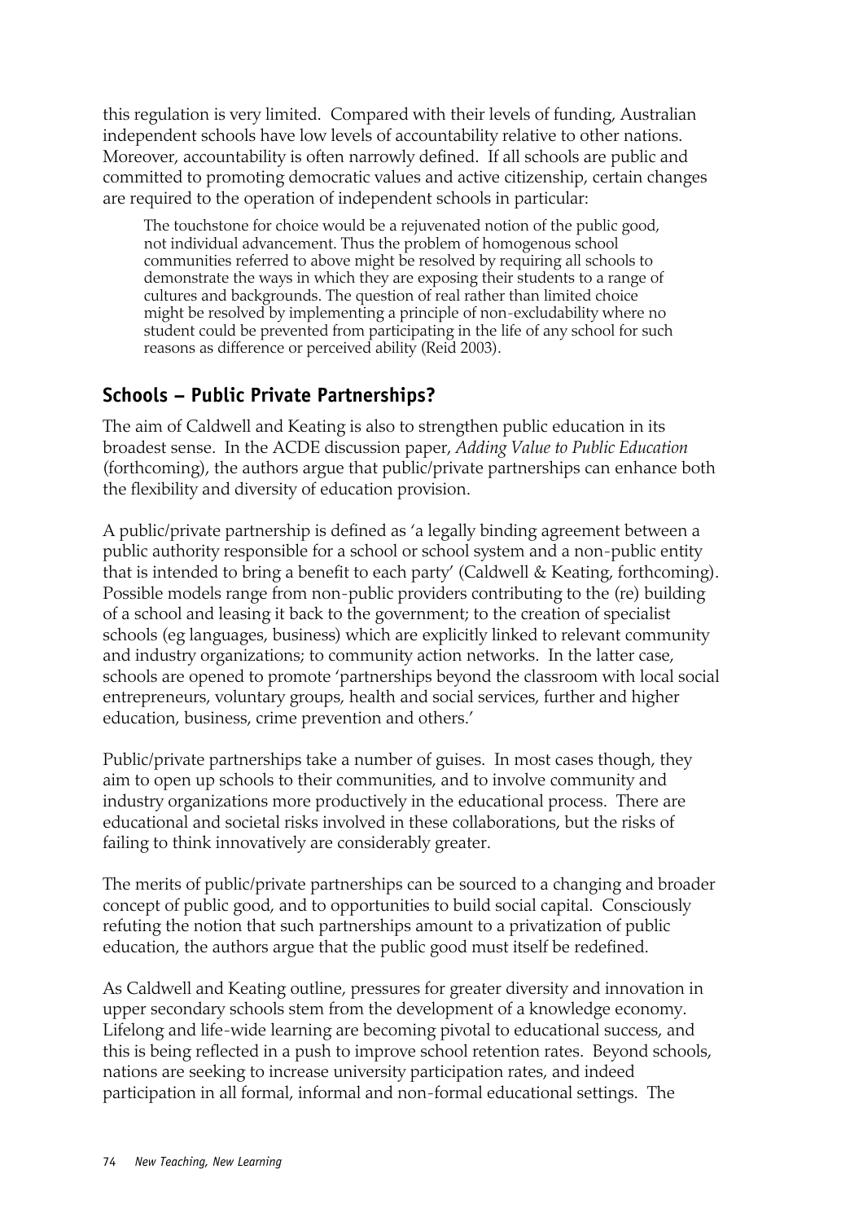this regulation is very limited. Compared with their levels of funding, Australian independent schools have low levels of accountability relative to other nations. Moreover, accountability is often narrowly defined. If all schools are public and committed to promoting democratic values and active citizenship, certain changes are required to the operation of independent schools in particular:

> The touchstone for choice would be a rejuvenated notion of the public good, not individual advancement. Thus the problem of homogenous school communities referred to above might be resolved by requiring all schools to demonstrate the ways in which they are exposing their students to a range of cultures and backgrounds. The question of real rather than limited choice might be resolved by implementing a principle of non-excludability where no student could be prevented from participating in the life of any school for such reasons as difference or perceived ability (Reid 2003).

## Schools – Public Private Partnerships?

The aim of Caldwell and Keating is also to strengthen public education in its broadest sense. In the ACDE discussion paper, *Adding Value to Public Education* (forthcoming), the authors argue that public/private partnerships can enhance both the flexibility and diversity of education provision.

A public/private partnership is defined as 'a legally binding agreement between a public authority responsible for a school or school system and a non-public entity that is intended to bring a benefit to each party' (Caldwell & Keating, forthcoming). Possible models range from non-public providers contributing to the (re) building of a school and leasing it back to the government; to the creation of specialist schools (eg languages, business) which are explicitly linked to relevant community and industry organizations; to community action networks. In the latter case, schools are opened to promote 'partnerships beyond the classroom with local social entrepreneurs, voluntary groups, health and social services, further and higher education, business, crime prevention and others.'

Public/private partnerships take a number of guises. In most cases though, they aim to open up schools to their communities, and to involve community and industry organizations more productively in the educational process. There are educational and societal risks involved in these collaborations, but the risks of failing to think innovatively are considerably greater.

The merits of public/private partnerships can be sourced to a changing and broader concept of public good, and to opportunities to build social capital. Consciously refuting the notion that such partnerships amount to a privatization of public education, the authors argue that the public good must itself be redefined.

As Caldwell and Keating outline, pressures for greater diversity and innovation in upper secondary schools stem from the development of a knowledge economy. Lifelong and life-wide learning are becoming pivotal to educational success, and this is being reflected in a push to improve school retention rates. Beyond schools, nations are seeking to increase university participation rates, and indeed participation in all formal, informal and non-formal educational settings. The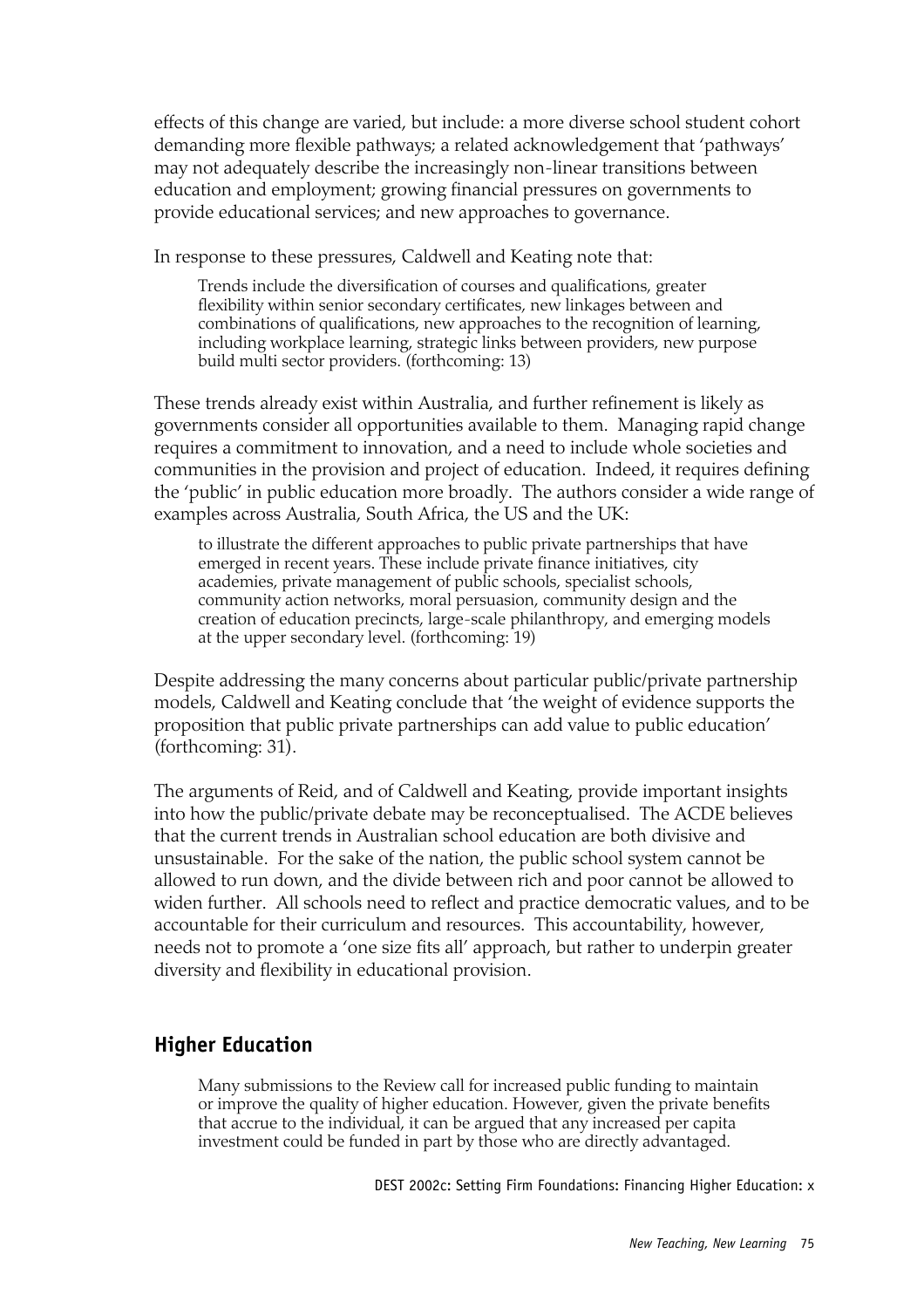effects of this change are varied, but include: a more diverse school student cohort demanding more flexible pathways; a related acknowledgement that 'pathways' may not adequately describe the increasingly non-linear transitions between education and employment; growing financial pressures on governments to provide educational services; and new approaches to governance.

In response to these pressures, Caldwell and Keating note that:

> Trends include the diversification of courses and qualifications, greater flexibility within senior secondary certificates, new linkages between and combinations of qualifications, new approaches to the recognition of learning, including workplace learning, strategic links between providers, new purpose build multi sector providers. (forthcoming: 13)

These trends already exist within Australia, and further refinement is likely as governments consider all opportunities available to them. Managing rapid change requires a commitment to innovation, and a need to include whole societies and communities in the provision and project of education. Indeed, it requires defining the 'public' in public education more broadly. The authors consider a wide range of examples across Australia, South Africa, the US and the UK:

> to illustrate the different approaches to public private partnerships that have emerged in recent years. These include private finance initiatives, city academies, private management of public schools, specialist schools, community action networks, moral persuasion, community design and the creation of education precincts, large-scale philanthropy, and emerging models at the upper secondary level. (forthcoming: 19)

Despite addressing the many concerns about particular public/private partnership models, Caldwell and Keating conclude that 'the weight of evidence supports the proposition that public private partnerships can add value to public education' (forthcoming: 31).

The arguments of Reid, and of Caldwell and Keating, provide important insights into how the public/private debate may be reconceptualised. The ACDE believes that the current trends in Australian school education are both divisive and unsustainable. For the sake of the nation, the public school system cannot be allowed to run down, and the divide between rich and poor cannot be allowed to widen further. All schools need to reflect and practice democratic values, and to be accountable for their curriculum and resources. This accountability, however, needs not to promote a 'one size fits all' approach, but rather to underpin greater diversity and flexibility in educational provision.

## Higher Education

> Many submissions to the Review call for increased public funding to maintain or improve the quality of higher education. However, given the private benefits that accrue to the individual, it can be argued that any increased per capita investment could be funded in part by those who are directly advantaged.

DEST 2002c: Setting Firm Foundations: Financing Higher Education: x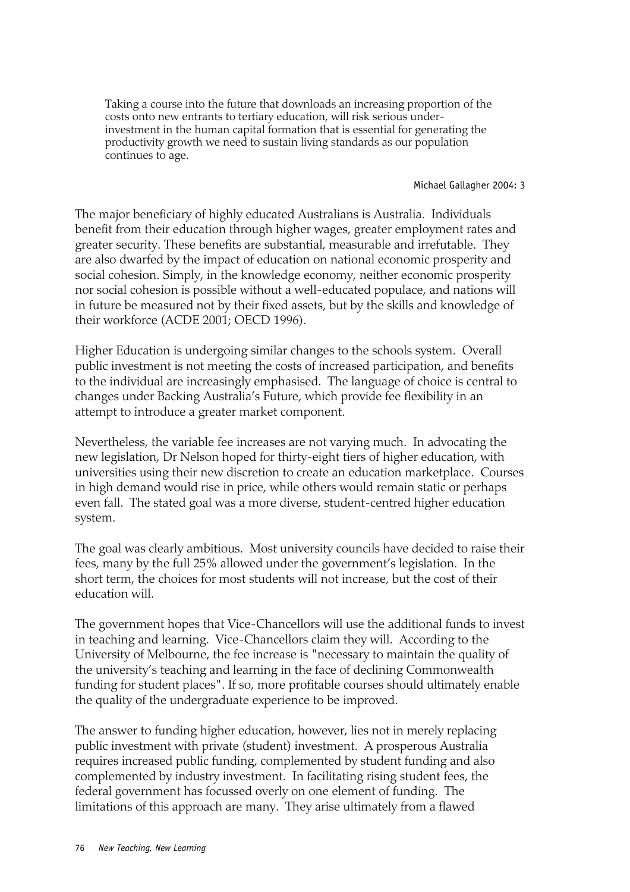> Taking a course into the future that downloads an increasing proportion of the costs onto new entrants to tertiary education, will risk serious under-investment in the human capital formation that is essential for generating the productivity growth we need to sustain living standards as our population continues to age.
>
> Michael Gallagher 2004: 3

The major beneficiary of highly educated Australians is Australia. Individuals benefit from their education through higher wages, greater employment rates and greater security. These benefits are substantial, measurable and irrefutable. They are also dwarfed by the impact of education on national economic prosperity and social cohesion. Simply, in the knowledge economy, neither economic prosperity nor social cohesion is possible without a well-educated populace, and nations will in future be measured not by their fixed assets, but by the skills and knowledge of their workforce (ACDE 2001; OECD 1996).

Higher Education is undergoing similar changes to the schools system. Overall public investment is not meeting the costs of increased participation, and benefits to the individual are increasingly emphasised. The language of choice is central to changes under Backing Australia's Future, which provide fee flexibility in an attempt to introduce a greater market component.

Nevertheless, the variable fee increases are not varying much. In advocating the new legislation, Dr Nelson hoped for thirty-eight tiers of higher education, with universities using their new discretion to create an education marketplace. Courses in high demand would rise in price, while others would remain static or perhaps even fall. The stated goal was a more diverse, student-centred higher education system.

The goal was clearly ambitious. Most university councils have decided to raise their fees, many by the full 25% allowed under the government's legislation. In the short term, the choices for most students will not increase, but the cost of their education will.

The government hopes that Vice-Chancellors will use the additional funds to invest in teaching and learning. Vice-Chancellors claim they will. According to the University of Melbourne, the fee increase is "necessary to maintain the quality of the university's teaching and learning in the face of declining Commonwealth funding for student places". If so, more profitable courses should ultimately enable the quality of the undergraduate experience to be improved.

The answer to funding higher education, however, lies not in merely replacing public investment with private (student) investment. A prosperous Australia requires increased public funding, complemented by student funding and also complemented by industry investment. In facilitating rising student fees, the federal government has focussed overly on one element of funding. The limitations of this approach are many. They arise ultimately from a flawed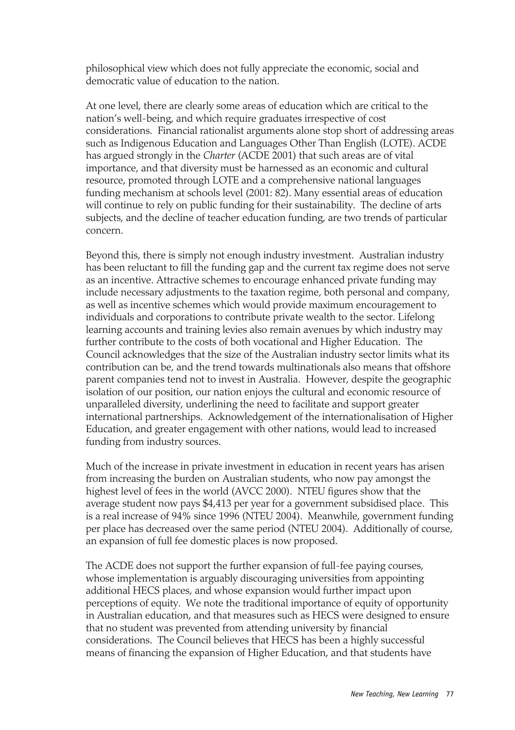philosophical view which does not fully appreciate the economic, social and democratic value of education to the nation.

At one level, there are clearly some areas of education which are critical to the nation's well-being, and which require graduates irrespective of cost considerations. Financial rationalist arguments alone stop short of addressing areas such as Indigenous Education and Languages Other Than English (LOTE). ACDE has argued strongly in the *Charter* (ACDE 2001) that such areas are of vital importance, and that diversity must be harnessed as an economic and cultural resource, promoted through LOTE and a comprehensive national languages funding mechanism at schools level (2001: 82). Many essential areas of education will continue to rely on public funding for their sustainability. The decline of arts subjects, and the decline of teacher education funding, are two trends of particular concern.

Beyond this, there is simply not enough industry investment. Australian industry has been reluctant to fill the funding gap and the current tax regime does not serve as an incentive. Attractive schemes to encourage enhanced private funding may include necessary adjustments to the taxation regime, both personal and company, as well as incentive schemes which would provide maximum encouragement to individuals and corporations to contribute private wealth to the sector. Lifelong learning accounts and training levies also remain avenues by which industry may further contribute to the costs of both vocational and Higher Education. The Council acknowledges that the size of the Australian industry sector limits what its contribution can be, and the trend towards multinationals also means that offshore parent companies tend not to invest in Australia. However, despite the geographic isolation of our position, our nation enjoys the cultural and economic resource of unparalleled diversity, underlining the need to facilitate and support greater international partnerships. Acknowledgement of the internationalisation of Higher Education, and greater engagement with other nations, would lead to increased funding from industry sources.

Much of the increase in private investment in education in recent years has arisen from increasing the burden on Australian students, who now pay amongst the highest level of fees in the world (AVCC 2000). NTEU figures show that the average student now pays $4,413 per year for a government subsidised place. This is a real increase of 94% since 1996 (NTEU 2004). Meanwhile, government funding per place has decreased over the same period (NTEU 2004). Additionally of course, an expansion of full fee domestic places is now proposed.

The ACDE does not support the further expansion of full-fee paying courses, whose implementation is arguably discouraging universities from appointing additional HECS places, and whose expansion would further impact upon perceptions of equity. We note the traditional importance of equity of opportunity in Australian education, and that measures such as HECS were designed to ensure that no student was prevented from attending university by financial considerations. The Council believes that HECS has been a highly successful means of financing the expansion of Higher Education, and that students have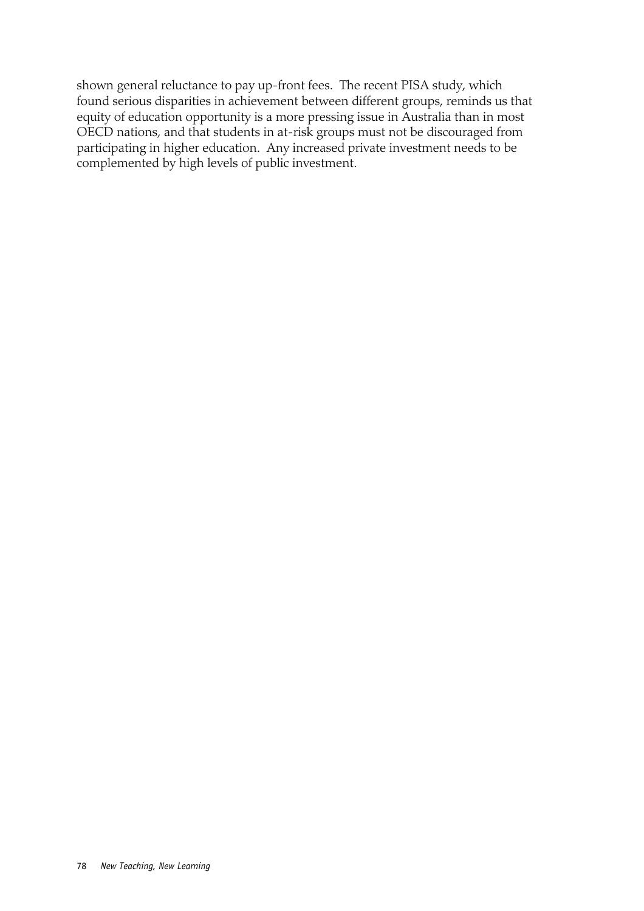shown general reluctance to pay up-front fees. The recent PISA study, which found serious disparities in achievement between different groups, reminds us that equity of education opportunity is a more pressing issue in Australia than in most OECD nations, and that students in at-risk groups must not be discouraged from participating in higher education. Any increased private investment needs to be complemented by high levels of public investment.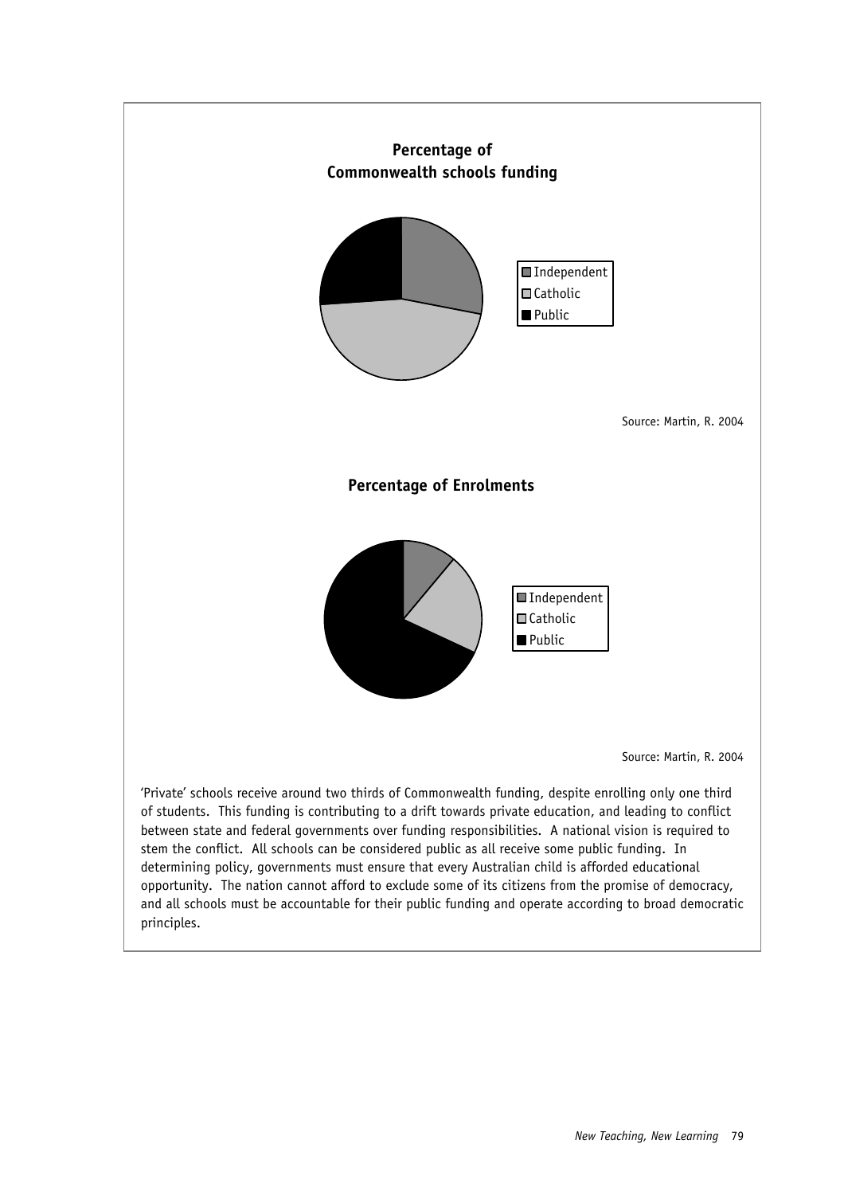**Percentage of Commonwealth schools funding**

- Independent
- Catholic
- Public

Source: Martin, R. 2004

**Percentage of Enrolments**

- Independent
- Catholic
- Public

Source: Martin, R. 2004

'Private' schools receive around two thirds of Commonwealth funding, despite enrolling only one third of students. This funding is contributing to a drift towards private education, and leading to conflict between state and federal governments over funding responsibilities. A national vision is required to stem the conflict. All schools can be considered public as all receive some public funding. In determining policy, governments must ensure that every Australian child is afforded educational opportunity. The nation cannot afford to exclude some of its citizens from the promise of democracy, and all schools must be accountable for their public funding and operate according to broad democratic principles.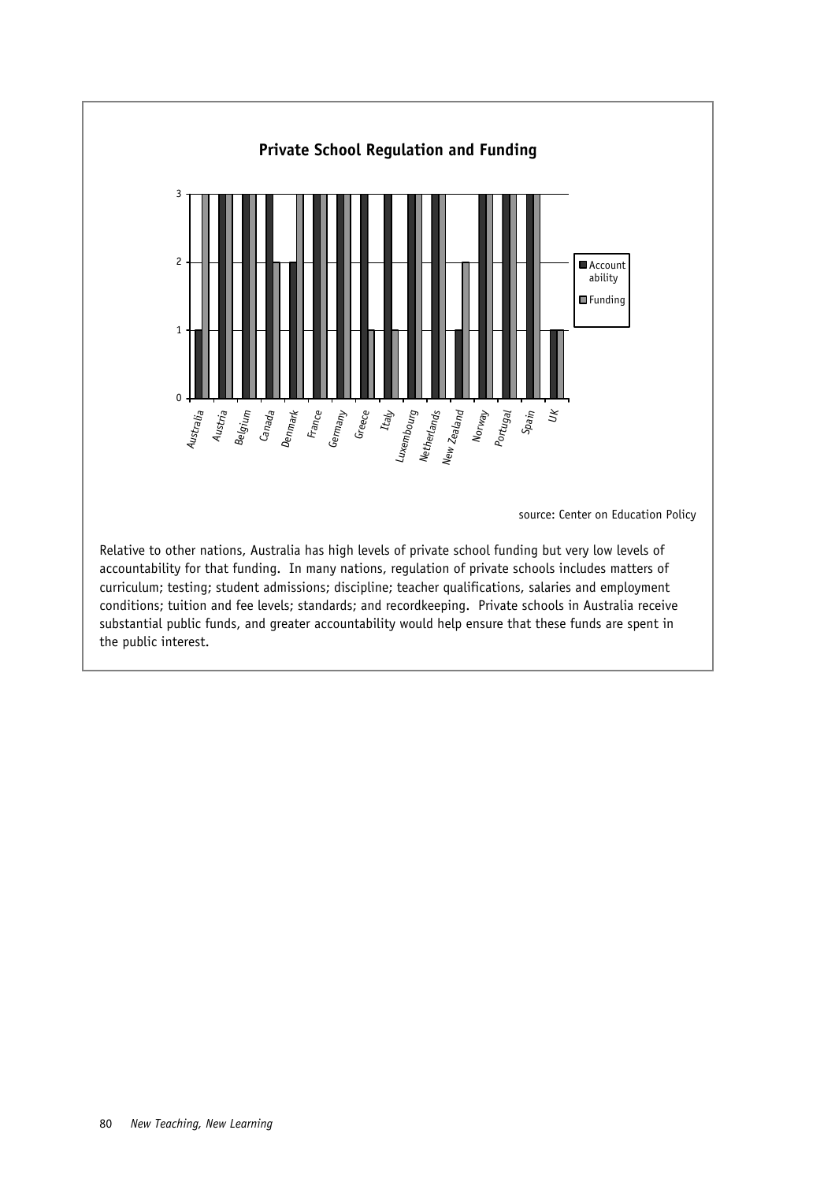**Private School Regulation and Funding**

| Country | Accountability | Funding |
|---|---|---|
| Australia | 1 | 3 |
| Austria | 3 | 3 |
| Belgium | 3 | 3 |
| Canada | 3 | 2 |
| Denmark | 2 | 3 |
| France | 3 | 3 |
| Germany | 3 | 3 |
| Greece | 3 | 1 |
| Italy | 3 | 1 |
| Luxembourg | 3 | 3 |
| Netherlands | 3 | 3 |
| New Zealand | 1 | 2 |
| Norway | 3 | 3 |
| Portugal | 3 | 3 |
| Spain | 3 | 3 |
| UK | 1 | 1 |

source: Center on Education Policy

Relative to other nations, Australia has high levels of private school funding but very low levels of accountability for that funding. In many nations, regulation of private schools includes matters of curriculum; testing; student admissions; discipline; teacher qualifications, salaries and employment conditions; tuition and fee levels; standards; and recordkeeping. Private schools in Australia receive substantial public funds, and greater accountability would help ensure that these funds are spent in the public interest.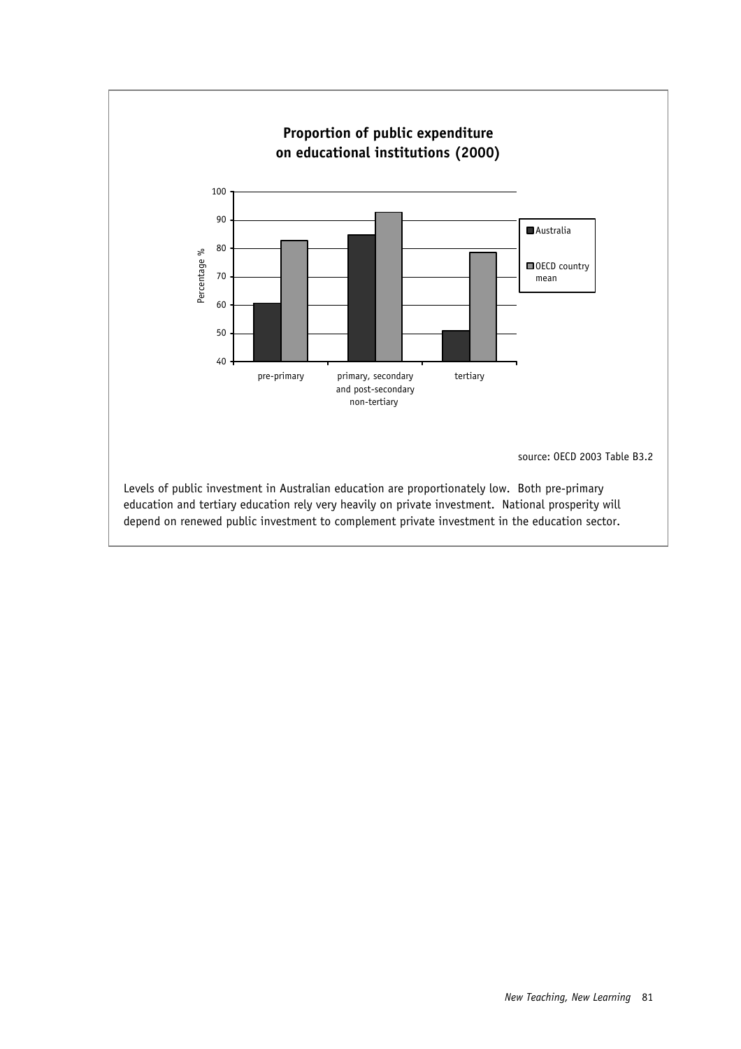**Proportion of public expenditure on educational institutions (2000)**

source: OECD 2003 Table B3.2

Levels of public investment in Australian education are proportionately low. Both pre-primary education and tertiary education rely very heavily on private investment. National prosperity will depend on renewed public investment to complement private investment in the education sector.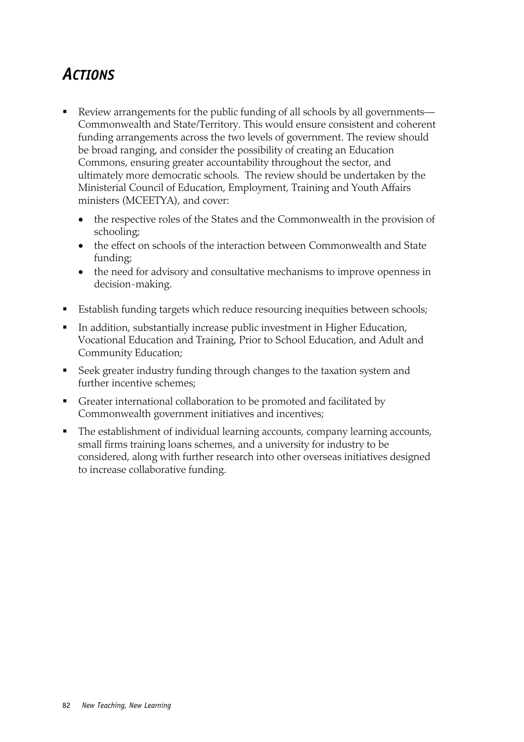## *Actions*

- Review arrangements for the public funding of all schools by all governments—Commonwealth and State/Territory. This would ensure consistent and coherent funding arrangements across the two levels of government. The review should be broad ranging, and consider the possibility of creating an Education Commons, ensuring greater accountability throughout the sector, and ultimately more democratic schools. The review should be undertaken by the Ministerial Council of Education, Employment, Training and Youth Affairs ministers (MCEETYA), and cover:
  - the respective roles of the States and the Commonwealth in the provision of schooling;
  - the effect on schools of the interaction between Commonwealth and State funding;
  - the need for advisory and consultative mechanisms to improve openness in decision-making.
- Establish funding targets which reduce resourcing inequities between schools;
- In addition, substantially increase public investment in Higher Education, Vocational Education and Training, Prior to School Education, and Adult and Community Education;
- Seek greater industry funding through changes to the taxation system and further incentive schemes;
- Greater international collaboration to be promoted and facilitated by Commonwealth government initiatives and incentives;
- The establishment of individual learning accounts, company learning accounts, small firms training loans schemes, and a university for industry to be considered, along with further research into other overseas initiatives designed to increase collaborative funding.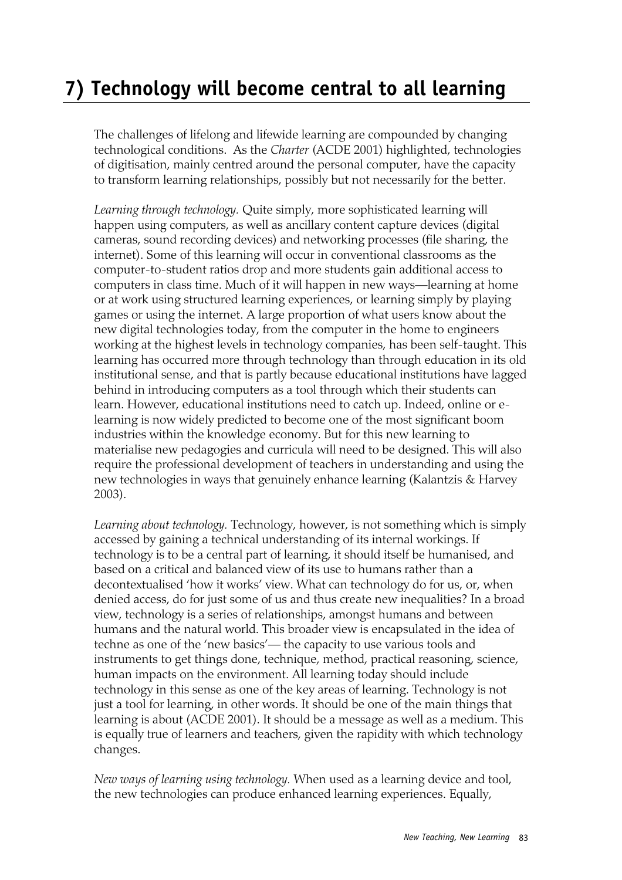# 7) Technology will become central to all learning

The challenges of lifelong and lifewide learning are compounded by changing technological conditions. As the *Charter* (ACDE 2001) highlighted, technologies of digitisation, mainly centred around the personal computer, have the capacity to transform learning relationships, possibly but not necessarily for the better.

*Learning through technology.* Quite simply, more sophisticated learning will happen using computers, as well as ancillary content capture devices (digital cameras, sound recording devices) and networking processes (file sharing, the internet). Some of this learning will occur in conventional classrooms as the computer-to-student ratios drop and more students gain additional access to computers in class time. Much of it will happen in new ways—learning at home or at work using structured learning experiences, or learning simply by playing games or using the internet. A large proportion of what users know about the new digital technologies today, from the computer in the home to engineers working at the highest levels in technology companies, has been self-taught. This learning has occurred more through technology than through education in its old institutional sense, and that is partly because educational institutions have lagged behind in introducing computers as a tool through which their students can learn. However, educational institutions need to catch up. Indeed, online or e-learning is now widely predicted to become one of the most significant boom industries within the knowledge economy. But for this new learning to materialise new pedagogies and curricula will need to be designed. This will also require the professional development of teachers in understanding and using the new technologies in ways that genuinely enhance learning (Kalantzis & Harvey 2003).

*Learning about technology.* Technology, however, is not something which is simply accessed by gaining a technical understanding of its internal workings. If technology is to be a central part of learning, it should itself be humanised, and based on a critical and balanced view of its use to humans rather than a decontextualised 'how it works' view. What can technology do for us, or, when denied access, do for just some of us and thus create new inequalities? In a broad view, technology is a series of relationships, amongst humans and between humans and the natural world. This broader view is encapsulated in the idea of techne as one of the 'new basics'— the capacity to use various tools and instruments to get things done, technique, method, practical reasoning, science, human impacts on the environment. All learning today should include technology in this sense as one of the key areas of learning. Technology is not just a tool for learning, in other words. It should be one of the main things that learning is about (ACDE 2001). It should be a message as well as a medium. This is equally true of learners and teachers, given the rapidity with which technology changes.

*New ways of learning using technology.* When used as a learning device and tool, the new technologies can produce enhanced learning experiences. Equally,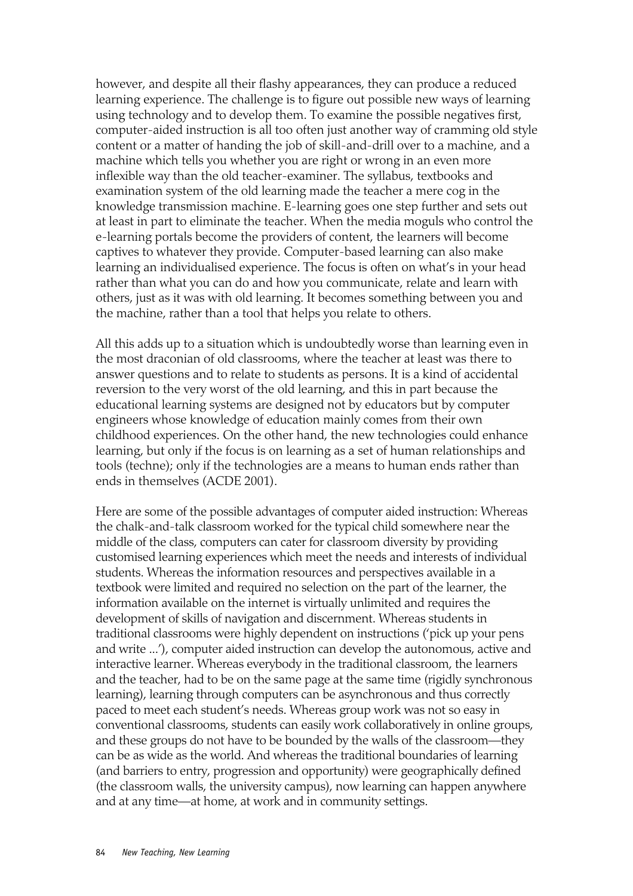however, and despite all their flashy appearances, they can produce a reduced learning experience. The challenge is to figure out possible new ways of learning using technology and to develop them. To examine the possible negatives first, computer-aided instruction is all too often just another way of cramming old style content or a matter of handing the job of skill-and-drill over to a machine, and a machine which tells you whether you are right or wrong in an even more inflexible way than the old teacher-examiner. The syllabus, textbooks and examination system of the old learning made the teacher a mere cog in the knowledge transmission machine. E-learning goes one step further and sets out at least in part to eliminate the teacher. When the media moguls who control the e-learning portals become the providers of content, the learners will become captives to whatever they provide. Computer-based learning can also make learning an individualised experience. The focus is often on what's in your head rather than what you can do and how you communicate, relate and learn with others, just as it was with old learning. It becomes something between you and the machine, rather than a tool that helps you relate to others.

All this adds up to a situation which is undoubtedly worse than learning even in the most draconian of old classrooms, where the teacher at least was there to answer questions and to relate to students as persons. It is a kind of accidental reversion to the very worst of the old learning, and this in part because the educational learning systems are designed not by educators but by computer engineers whose knowledge of education mainly comes from their own childhood experiences. On the other hand, the new technologies could enhance learning, but only if the focus is on learning as a set of human relationships and tools (techne); only if the technologies are a means to human ends rather than ends in themselves (ACDE 2001).

Here are some of the possible advantages of computer aided instruction: Whereas the chalk-and-talk classroom worked for the typical child somewhere near the middle of the class, computers can cater for classroom diversity by providing customised learning experiences which meet the needs and interests of individual students. Whereas the information resources and perspectives available in a textbook were limited and required no selection on the part of the learner, the information available on the internet is virtually unlimited and requires the development of skills of navigation and discernment. Whereas students in traditional classrooms were highly dependent on instructions ('pick up your pens and write ...'), computer aided instruction can develop the autonomous, active and interactive learner. Whereas everybody in the traditional classroom, the learners and the teacher, had to be on the same page at the same time (rigidly synchronous learning), learning through computers can be asynchronous and thus correctly paced to meet each student's needs. Whereas group work was not so easy in conventional classrooms, students can easily work collaboratively in online groups, and these groups do not have to be bounded by the walls of the classroom—they can be as wide as the world. And whereas the traditional boundaries of learning (and barriers to entry, progression and opportunity) were geographically defined (the classroom walls, the university campus), now learning can happen anywhere and at any time—at home, at work and in community settings.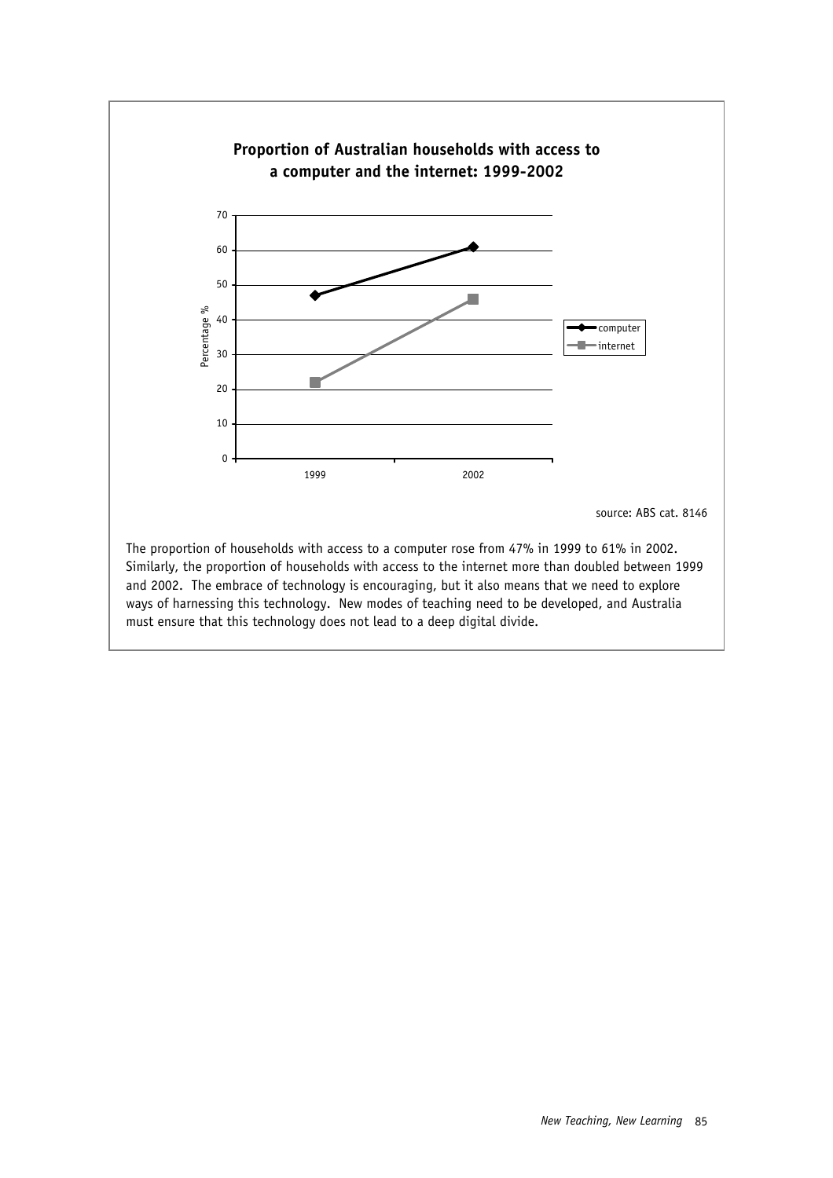**Proportion of Australian households with access to a computer and the internet: 1999-2002**

source: ABS cat. 8146

The proportion of households with access to a computer rose from 47% in 1999 to 61% in 2002. Similarly, the proportion of households with access to the internet more than doubled between 1999 and 2002. The embrace of technology is encouraging, but it also means that we need to explore ways of harnessing this technology. New modes of teaching need to be developed, and Australia must ensure that this technology does not lead to a deep digital divide.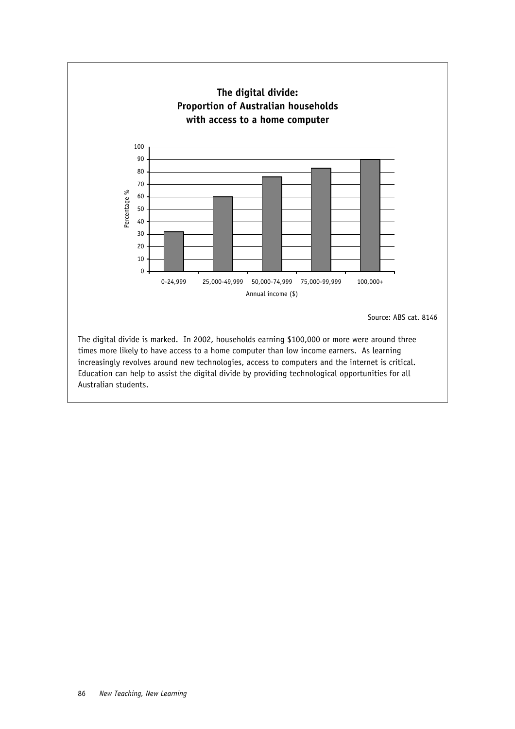## The digital divide: Proportion of Australian households with access to a home computer

| Annual income ($) | Percentage % |
|---|---|
| 0-24,999 | 32 |
| 25,000-49,999 | 60 |
| 50,000-74,999 | 76 |
| 75,000-99,999 | 83 |
| 100,000+ | 90 |

Source: ABS cat. 8146

The digital divide is marked. In 2002, households earning $100,000 or more were around three times more likely to have access to a home computer than low income earners. As learning increasingly revolves around new technologies, access to computers and the internet is critical. Education can help to assist the digital divide by providing technological opportunities for all Australian students.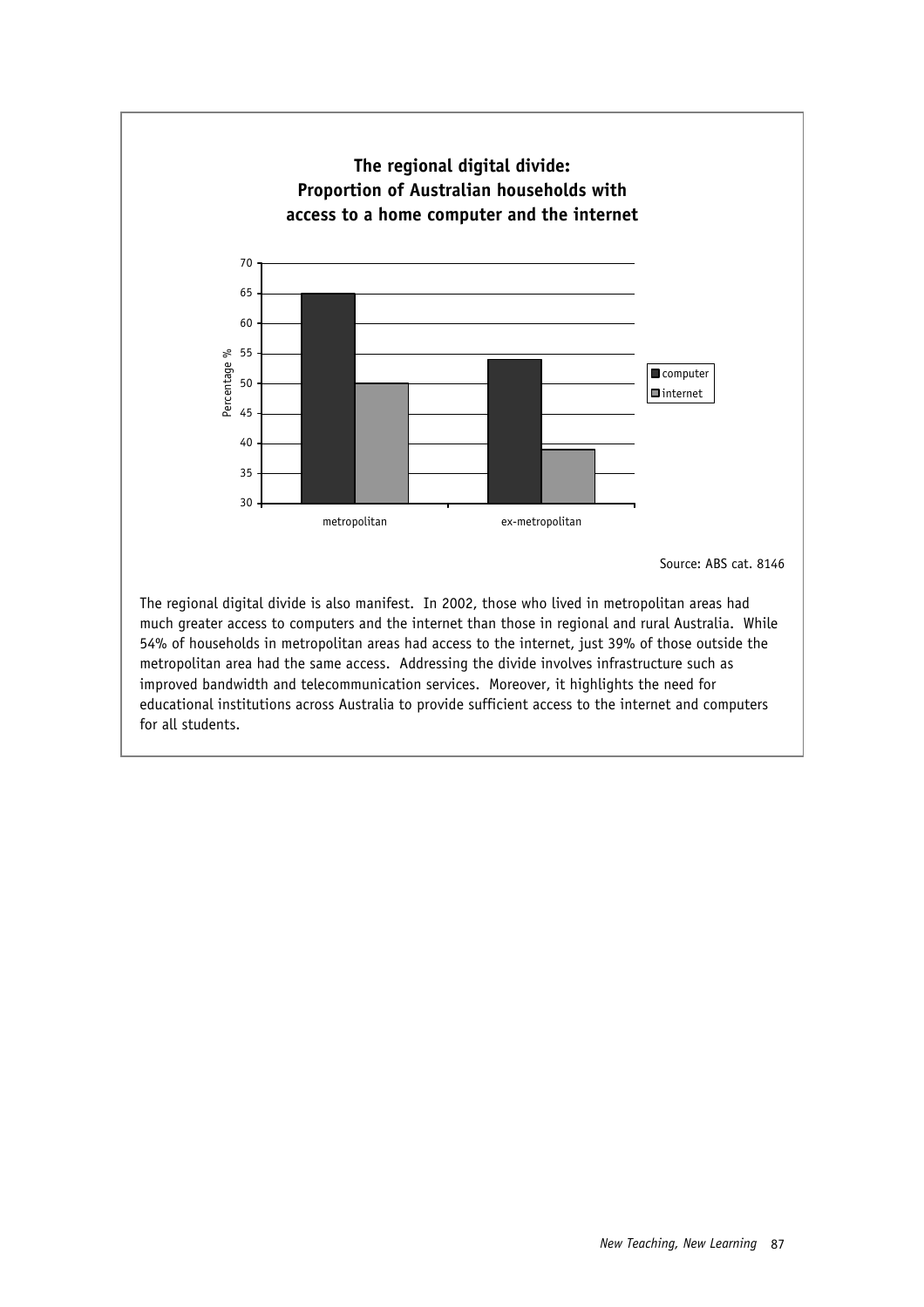**The regional digital divide: Proportion of Australian households with access to a home computer and the internet**

| | computer | internet |
|---|---|---|
| metropolitan | 65 | 50 |
| ex-metropolitan | 54 | 39 |

Source: ABS cat. 8146

The regional digital divide is also manifest. In 2002, those who lived in metropolitan areas had much greater access to computers and the internet than those in regional and rural Australia. While 54% of households in metropolitan areas had access to the internet, just 39% of those outside the metropolitan area had the same access. Addressing the divide involves infrastructure such as improved bandwidth and telecommunication services. Moreover, it highlights the need for educational institutions across Australia to provide sufficient access to the internet and computers for all students.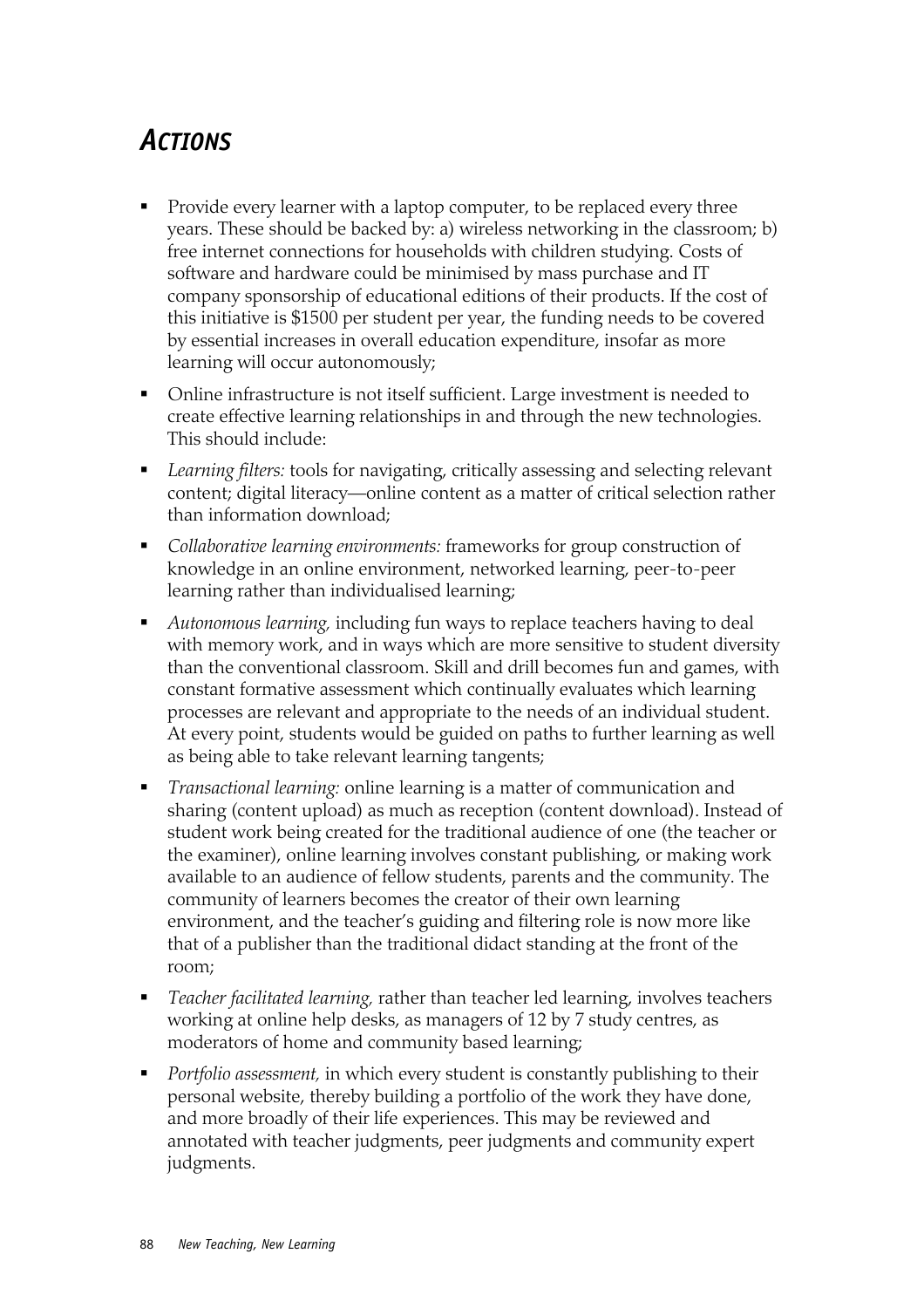## *Actions*

- Provide every learner with a laptop computer, to be replaced every three years. These should be backed by: a) wireless networking in the classroom; b) free internet connections for households with children studying. Costs of software and hardware could be minimised by mass purchase and IT company sponsorship of educational editions of their products. If the cost of this initiative is $1500 per student per year, the funding needs to be covered by essential increases in overall education expenditure, insofar as more learning will occur autonomously;
- Online infrastructure is not itself sufficient. Large investment is needed to create effective learning relationships in and through the new technologies. This should include:
- *Learning filters:* tools for navigating, critically assessing and selecting relevant content; digital literacy—online content as a matter of critical selection rather than information download;
- *Collaborative learning environments:* frameworks for group construction of knowledge in an online environment, networked learning, peer-to-peer learning rather than individualised learning;
- *Autonomous learning,* including fun ways to replace teachers having to deal with memory work, and in ways which are more sensitive to student diversity than the conventional classroom. Skill and drill becomes fun and games, with constant formative assessment which continually evaluates which learning processes are relevant and appropriate to the needs of an individual student. At every point, students would be guided on paths to further learning as well as being able to take relevant learning tangents;
- *Transactional learning:* online learning is a matter of communication and sharing (content upload) as much as reception (content download). Instead of student work being created for the traditional audience of one (the teacher or the examiner), online learning involves constant publishing, or making work available to an audience of fellow students, parents and the community. The community of learners becomes the creator of their own learning environment, and the teacher's guiding and filtering role is now more like that of a publisher than the traditional didact standing at the front of the room;
- *Teacher facilitated learning,* rather than teacher led learning, involves teachers working at online help desks, as managers of 12 by 7 study centres, as moderators of home and community based learning;
- *Portfolio assessment,* in which every student is constantly publishing to their personal website, thereby building a portfolio of the work they have done, and more broadly of their life experiences. This may be reviewed and annotated with teacher judgments, peer judgments and community expert judgments.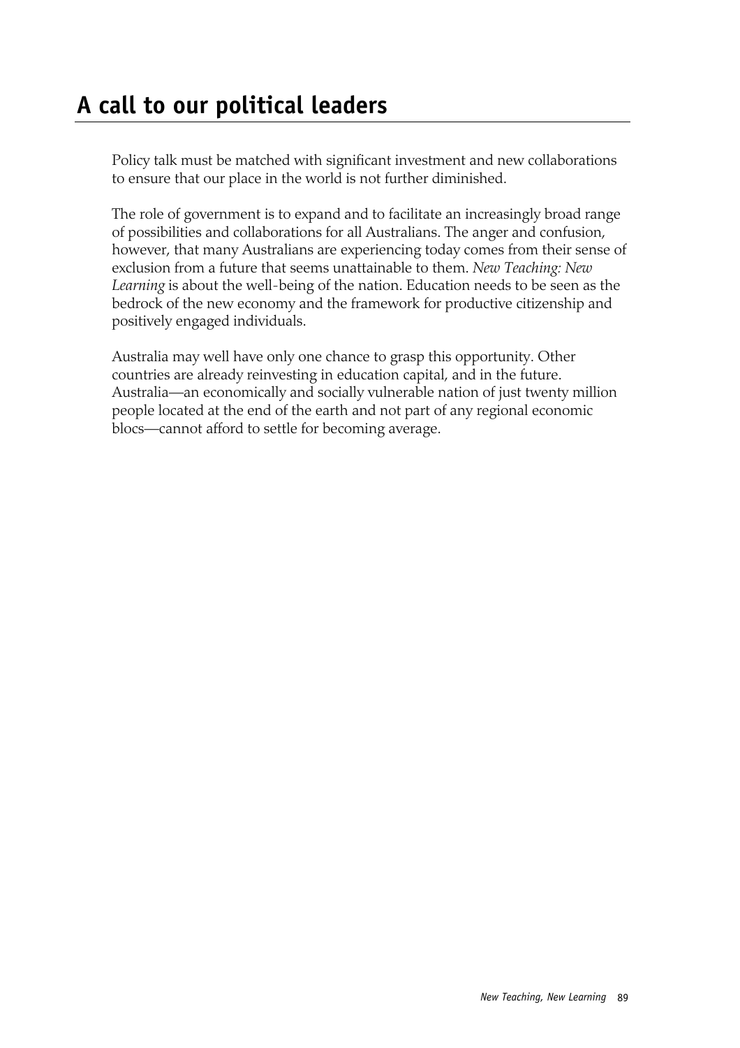# A call to our political leaders

Policy talk must be matched with significant investment and new collaborations to ensure that our place in the world is not further diminished.

The role of government is to expand and to facilitate an increasingly broad range of possibilities and collaborations for all Australians. The anger and confusion, however, that many Australians are experiencing today comes from their sense of exclusion from a future that seems unattainable to them. *New Teaching: New Learning* is about the well-being of the nation. Education needs to be seen as the bedrock of the new economy and the framework for productive citizenship and positively engaged individuals.

Australia may well have only one chance to grasp this opportunity. Other countries are already reinvesting in education capital, and in the future. Australia—an economically and socially vulnerable nation of just twenty million people located at the end of the earth and not part of any regional economic blocs—cannot afford to settle for becoming average.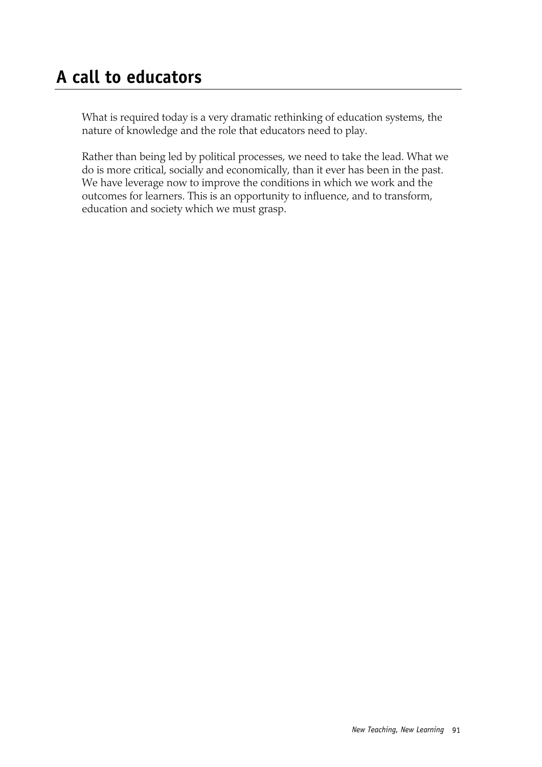# A call to educators

What is required today is a very dramatic rethinking of education systems, the nature of knowledge and the role that educators need to play.

Rather than being led by political processes, we need to take the lead. What we do is more critical, socially and economically, than it ever has been in the past. We have leverage now to improve the conditions in which we work and the outcomes for learners. This is an opportunity to influence, and to transform, education and society which we must grasp.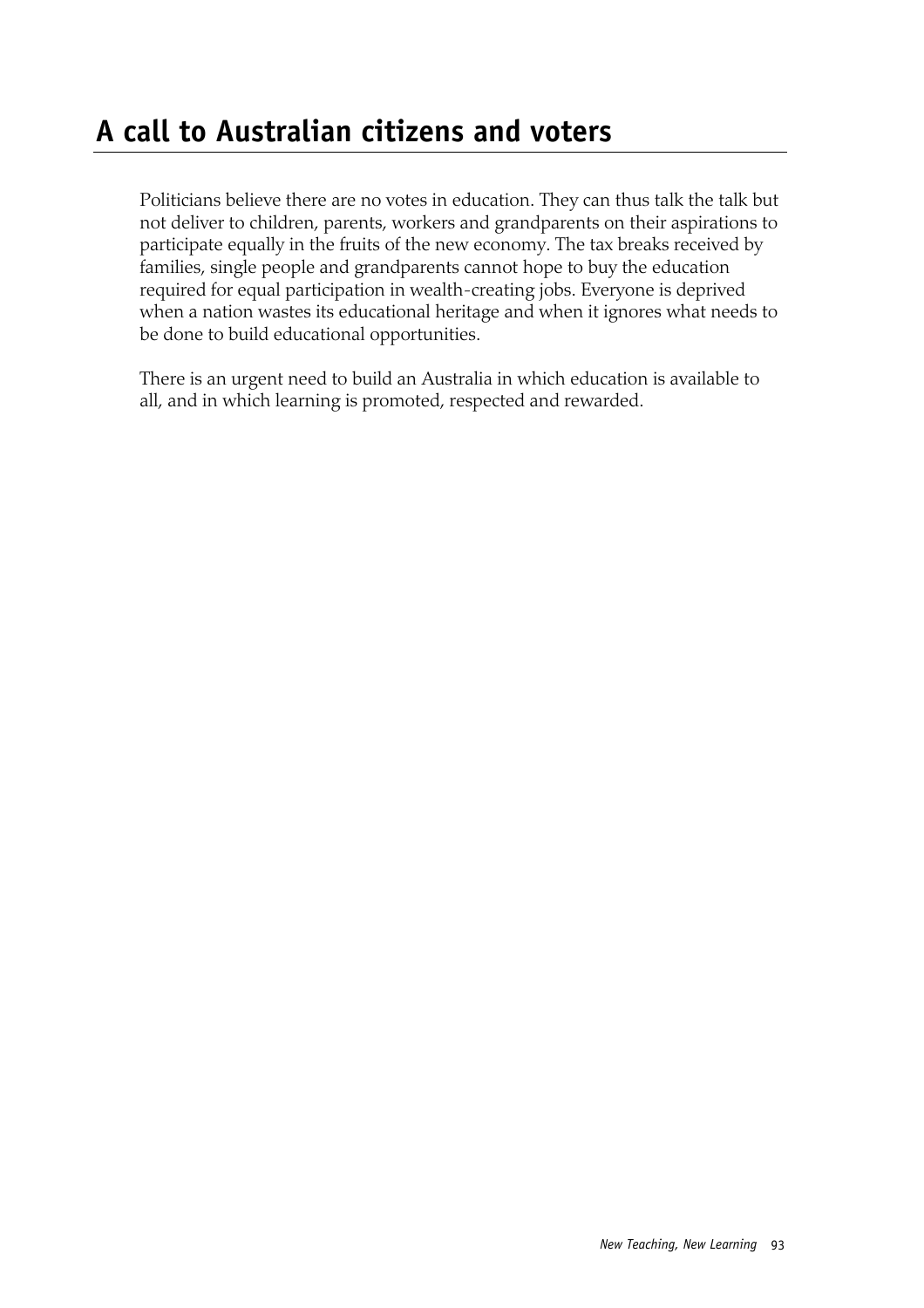# A call to Australian citizens and voters

Politicians believe there are no votes in education. They can thus talk the talk but not deliver to children, parents, workers and grandparents on their aspirations to participate equally in the fruits of the new economy. The tax breaks received by families, single people and grandparents cannot hope to buy the education required for equal participation in wealth-creating jobs. Everyone is deprived when a nation wastes its educational heritage and when it ignores what needs to be done to build educational opportunities.

There is an urgent need to build an Australia in which education is available to all, and in which learning is promoted, respected and rewarded.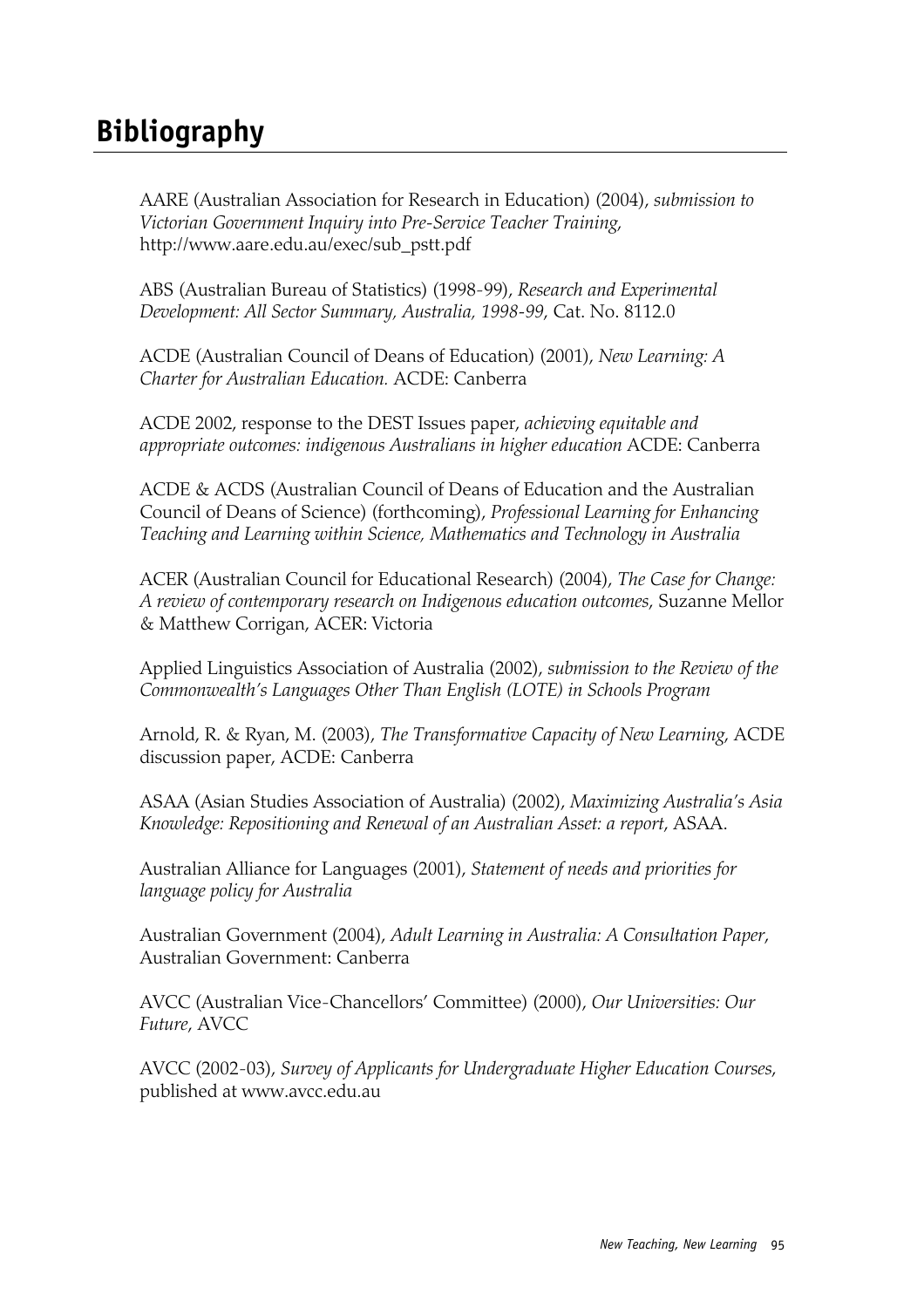# Bibliography

AARE (Australian Association for Research in Education) (2004), *submission to Victorian Government Inquiry into Pre-Service Teacher Training*, http://www.aare.edu.au/exec/sub_pstt.pdf

ABS (Australian Bureau of Statistics) (1998-99), *Research and Experimental Development: All Sector Summary, Australia, 1998-99*, Cat. No. 8112.0

ACDE (Australian Council of Deans of Education) (2001), *New Learning: A Charter for Australian Education.* ACDE: Canberra

ACDE 2002, response to the DEST Issues paper, *achieving equitable and appropriate outcomes: indigenous Australians in higher education* ACDE: Canberra

ACDE & ACDS (Australian Council of Deans of Education and the Australian Council of Deans of Science) (forthcoming), *Professional Learning for Enhancing Teaching and Learning within Science, Mathematics and Technology in Australia*

ACER (Australian Council for Educational Research) (2004), *The Case for Change: A review of contemporary research on Indigenous education outcomes*, Suzanne Mellor & Matthew Corrigan, ACER: Victoria

Applied Linguistics Association of Australia (2002), *submission to the Review of the Commonwealth's Languages Other Than English (LOTE) in Schools Program*

Arnold, R. & Ryan, M. (2003), *The Transformative Capacity of New Learning*, ACDE discussion paper, ACDE: Canberra

ASAA (Asian Studies Association of Australia) (2002), *Maximizing Australia's Asia Knowledge: Repositioning and Renewal of an Australian Asset: a report*, ASAA.

Australian Alliance for Languages (2001), *Statement of needs and priorities for language policy for Australia*

Australian Government (2004), *Adult Learning in Australia: A Consultation Paper*, Australian Government: Canberra

AVCC (Australian Vice-Chancellors' Committee) (2000), *Our Universities: Our Future*, AVCC

AVCC (2002-03), *Survey of Applicants for Undergraduate Higher Education Courses*, published at www.avcc.edu.au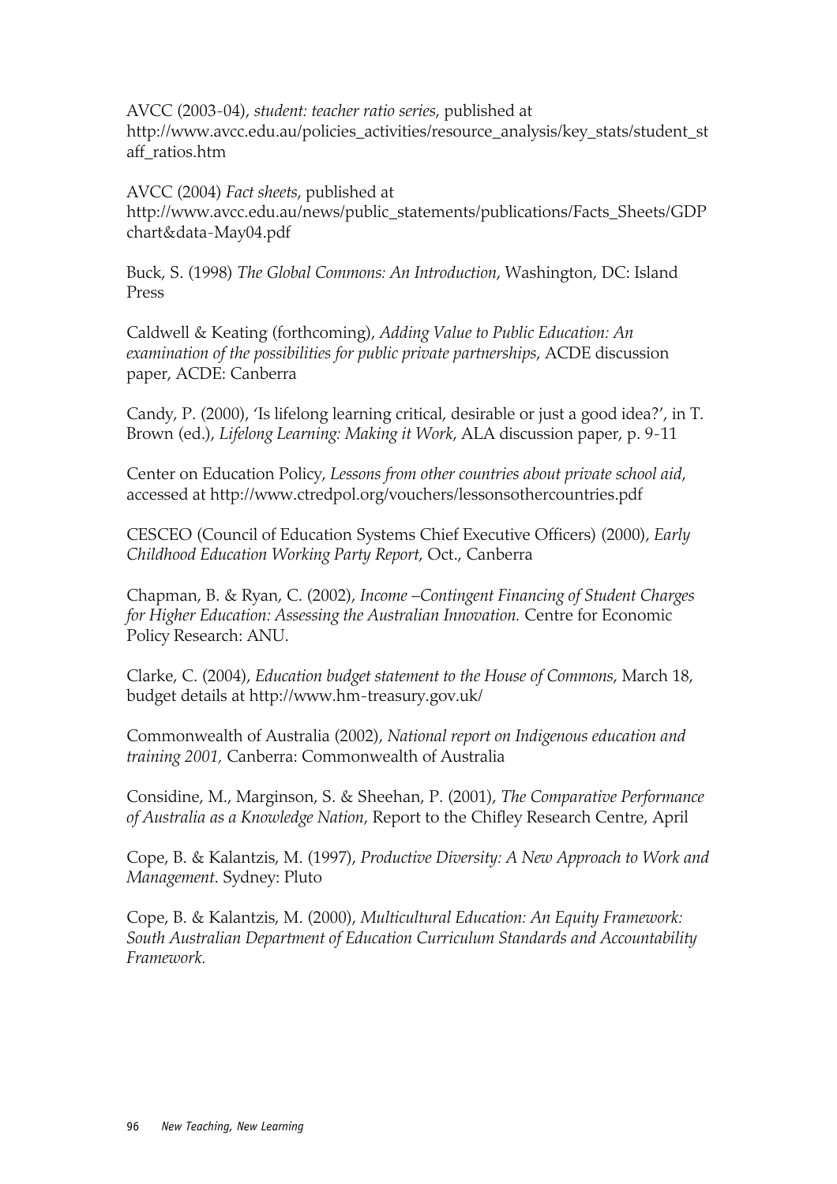AVCC (2003-04), *student: teacher ratio series*, published at http://www.avcc.edu.au/policies_activities/resource_analysis/key_stats/student_staff_ratios.htm

AVCC (2004) *Fact sheets*, published at http://www.avcc.edu.au/news/public_statements/publications/Facts_Sheets/GDPchart&data-May04.pdf

Buck, S. (1998) *The Global Commons: An Introduction*, Washington, DC: Island Press

Caldwell & Keating (forthcoming), *Adding Value to Public Education: An examination of the possibilities for public private partnerships*, ACDE discussion paper, ACDE: Canberra

Candy, P. (2000), 'Is lifelong learning critical, desirable or just a good idea?', in T. Brown (ed.), *Lifelong Learning: Making it Work*, ALA discussion paper, p. 9-11

Center on Education Policy, *Lessons from other countries about private school aid*, accessed at http://www.ctredpol.org/vouchers/lessonsothercountries.pdf

CESCEO (Council of Education Systems Chief Executive Officers) (2000), *Early Childhood Education Working Party Report*, Oct., Canberra

Chapman, B. & Ryan, C. (2002), *Income –Contingent Financing of Student Charges for Higher Education: Assessing the Australian Innovation.* Centre for Economic Policy Research: ANU.

Clarke, C. (2004), *Education budget statement to the House of Commons*, March 18, budget details at http://www.hm-treasury.gov.uk/

Commonwealth of Australia (2002), *National report on Indigenous education and training 2001,* Canberra: Commonwealth of Australia

Considine, M., Marginson, S. & Sheehan, P. (2001), *The Comparative Performance of Australia as a Knowledge Nation*, Report to the Chifley Research Centre, April

Cope, B. & Kalantzis, M. (1997), *Productive Diversity: A New Approach to Work and Management*. Sydney: Pluto

Cope, B. & Kalantzis, M. (2000), *Multicultural Education: An Equity Framework: South Australian Department of Education Curriculum Standards and Accountability Framework.*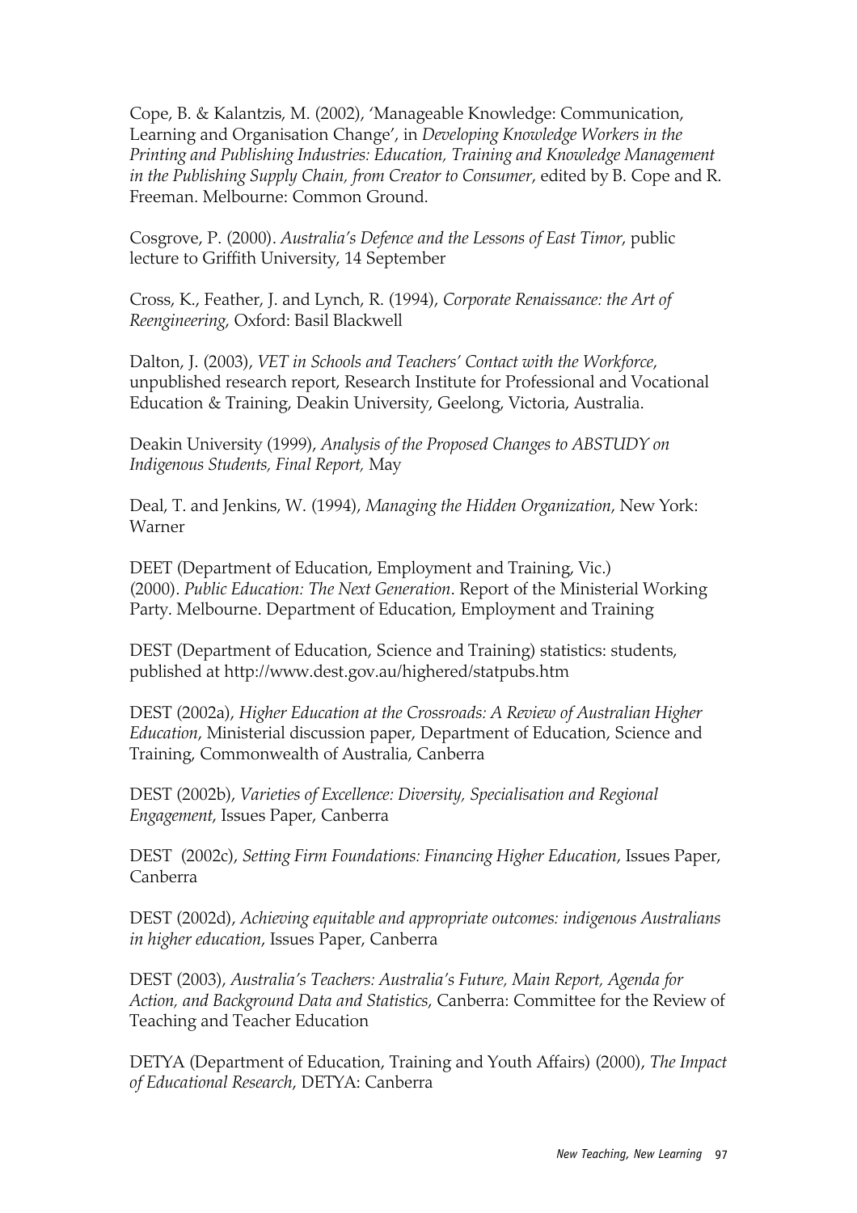Cope, B. & Kalantzis, M. (2002), 'Manageable Knowledge: Communication, Learning and Organisation Change', in *Developing Knowledge Workers in the Printing and Publishing Industries: Education, Training and Knowledge Management in the Publishing Supply Chain, from Creator to Consumer*, edited by B. Cope and R. Freeman. Melbourne: Common Ground.

Cosgrove, P. (2000). *Australia's Defence and the Lessons of East Timor*, public lecture to Griffith University, 14 September

Cross, K., Feather, J. and Lynch, R. (1994), *Corporate Renaissance: the Art of Reengineering*, Oxford: Basil Blackwell

Dalton, J. (2003), *VET in Schools and Teachers' Contact with the Workforce*, unpublished research report, Research Institute for Professional and Vocational Education & Training, Deakin University, Geelong, Victoria, Australia.

Deakin University (1999), *Analysis of the Proposed Changes to ABSTUDY on Indigenous Students, Final Report,* May

Deal, T. and Jenkins, W. (1994), *Managing the Hidden Organization*, New York: Warner

DEET (Department of Education, Employment and Training, Vic.) (2000). *Public Education: The Next Generation*. Report of the Ministerial Working Party. Melbourne. Department of Education, Employment and Training

DEST (Department of Education, Science and Training) statistics: students, published at http://www.dest.gov.au/highered/statpubs.htm

DEST (2002a), *Higher Education at the Crossroads: A Review of Australian Higher Education*, Ministerial discussion paper, Department of Education, Science and Training, Commonwealth of Australia, Canberra

DEST (2002b), *Varieties of Excellence: Diversity, Specialisation and Regional Engagement*, Issues Paper, Canberra

DEST (2002c), *Setting Firm Foundations: Financing Higher Education*, Issues Paper, Canberra

DEST (2002d), *Achieving equitable and appropriate outcomes: indigenous Australians in higher education*, Issues Paper, Canberra

DEST (2003), *Australia's Teachers: Australia's Future, Main Report, Agenda for Action, and Background Data and Statistics*, Canberra: Committee for the Review of Teaching and Teacher Education

DETYA (Department of Education, Training and Youth Affairs) (2000), *The Impact of Educational Research*, DETYA: Canberra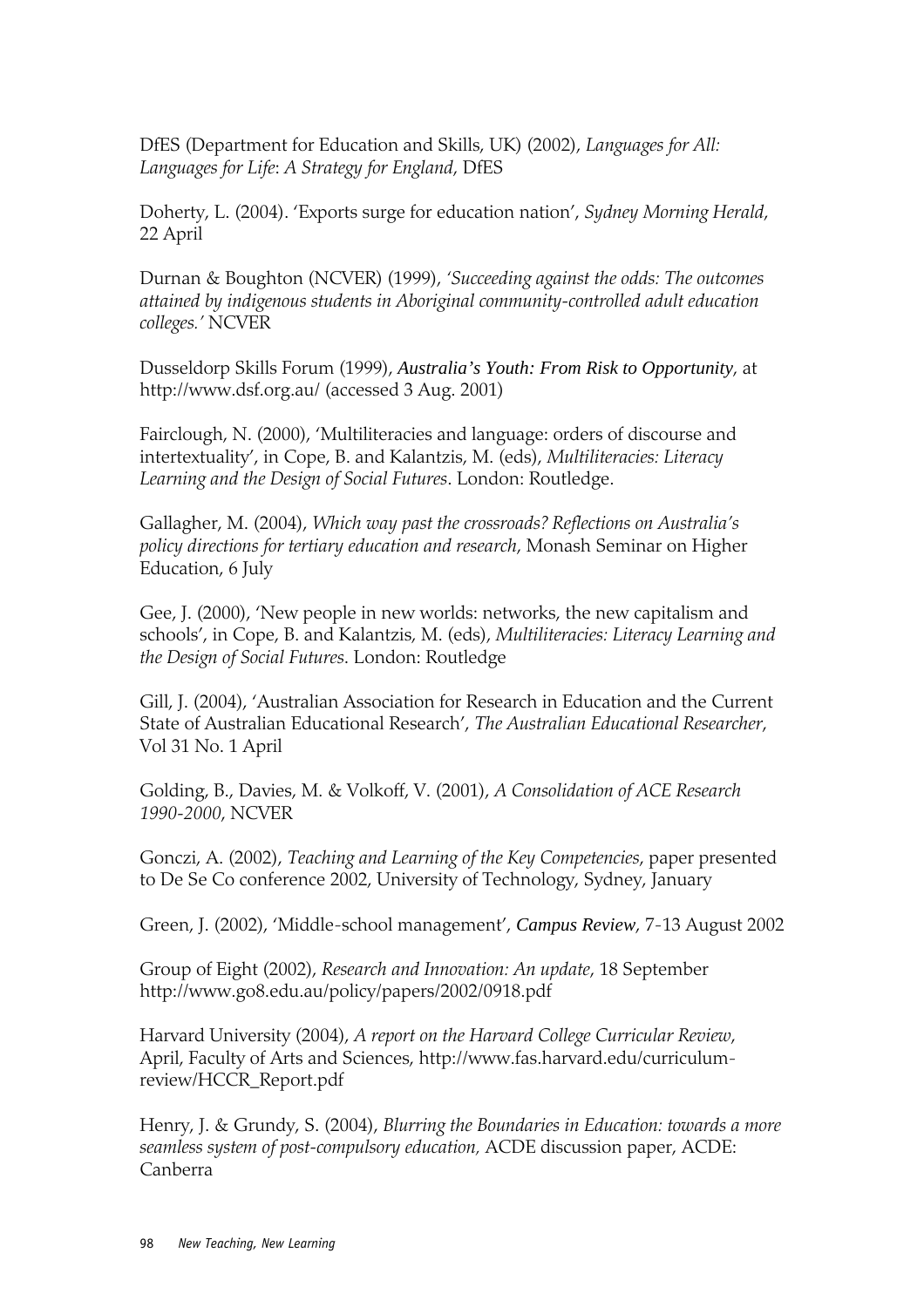DfES (Department for Education and Skills, UK) (2002), *Languages for All: Languages for Life*: *A Strategy for England*, DfES

Doherty, L. (2004). 'Exports surge for education nation', *Sydney Morning Herald*, 22 April

Durnan & Boughton (NCVER) (1999), *'Succeeding against the odds: The outcomes attained by indigenous students in Aboriginal community-controlled adult education colleges.'* NCVER

Dusseldorp Skills Forum (1999), *Australia's Youth: From Risk to Opportunity*, at http://www.dsf.org.au/ (accessed 3 Aug. 2001)

Fairclough, N. (2000), 'Multiliteracies and language: orders of discourse and intertextuality', in Cope, B. and Kalantzis, M. (eds), *Multiliteracies: Literacy Learning and the Design of Social Futures*. London: Routledge.

Gallagher, M. (2004), *Which way past the crossroads? Reflections on Australia's policy directions for tertiary education and research*, Monash Seminar on Higher Education, 6 July

Gee, J. (2000), 'New people in new worlds: networks, the new capitalism and schools', in Cope, B. and Kalantzis, M. (eds), *Multiliteracies: Literacy Learning and the Design of Social Futures*. London: Routledge

Gill, J. (2004), 'Australian Association for Research in Education and the Current State of Australian Educational Research', *The Australian Educational Researcher*, Vol 31 No. 1 April

Golding, B., Davies, M. & Volkoff, V. (2001), *A Consolidation of ACE Research 1990-2000*, NCVER

Gonczi, A. (2002), *Teaching and Learning of the Key Competencies*, paper presented to De Se Co conference 2002, University of Technology, Sydney, January

Green, J. (2002), 'Middle-school management', *Campus Review*, 7-13 August 2002

Group of Eight (2002), *Research and Innovation: An update*, 18 September http://www.go8.edu.au/policy/papers/2002/0918.pdf

Harvard University (2004), *A report on the Harvard College Curricular Review*, April, Faculty of Arts and Sciences, http://www.fas.harvard.edu/curriculum-review/HCCR_Report.pdf

Henry, J. & Grundy, S. (2004), *Blurring the Boundaries in Education: towards a more seamless system of post-compulsory education,* ACDE discussion paper, ACDE: Canberra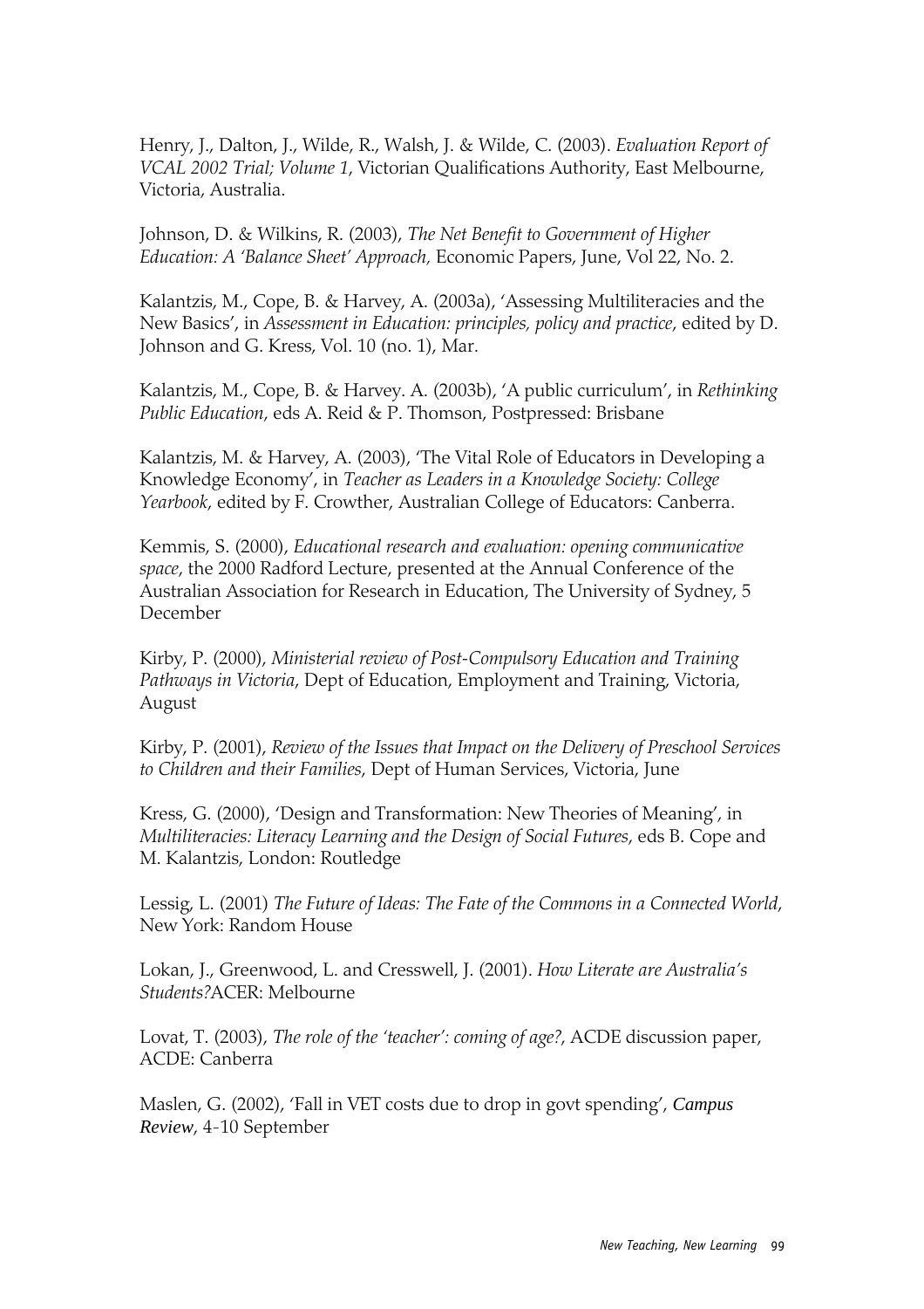Henry, J., Dalton, J., Wilde, R., Walsh, J. & Wilde, C. (2003). *Evaluation Report of VCAL 2002 Trial; Volume 1*, Victorian Qualifications Authority, East Melbourne, Victoria, Australia.

Johnson, D. & Wilkins, R. (2003), *The Net Benefit to Government of Higher Education: A 'Balance Sheet' Approach,* Economic Papers, June, Vol 22, No. 2.

Kalantzis, M., Cope, B. & Harvey, A. (2003a), 'Assessing Multiliteracies and the New Basics', in *Assessment in Education: principles, policy and practice*, edited by D. Johnson and G. Kress, Vol. 10 (no. 1), Mar.

Kalantzis, M., Cope, B. & Harvey. A. (2003b), 'A public curriculum', in *Rethinking Public Education*, eds A. Reid & P. Thomson, Postpressed: Brisbane

Kalantzis, M. & Harvey, A. (2003), 'The Vital Role of Educators in Developing a Knowledge Economy', in *Teacher as Leaders in a Knowledge Society: College Yearbook*, edited by F. Crowther, Australian College of Educators: Canberra.

Kemmis, S. (2000), *Educational research and evaluation: opening communicative space*, the 2000 Radford Lecture, presented at the Annual Conference of the Australian Association for Research in Education, The University of Sydney, 5 December

Kirby, P. (2000), *Ministerial review of Post-Compulsory Education and Training Pathways in Victoria*, Dept of Education, Employment and Training, Victoria, August

Kirby, P. (2001), *Review of the Issues that Impact on the Delivery of Preschool Services to Children and their Families*, Dept of Human Services, Victoria, June

Kress, G. (2000), 'Design and Transformation: New Theories of Meaning', in *Multiliteracies: Literacy Learning and the Design of Social Futures*, eds B. Cope and M. Kalantzis, London: Routledge

Lessig, L. (2001) *The Future of Ideas: The Fate of the Commons in a Connected World*, New York: Random House

Lokan, J., Greenwood, L. and Cresswell, J. (2001). *How Literate are Australia's Students?*ACER: Melbourne

Lovat, T. (2003), *The role of the 'teacher': coming of age?*, ACDE discussion paper, ACDE: Canberra

Maslen, G. (2002), 'Fall in VET costs due to drop in govt spending', ***Campus Review***, 4-10 September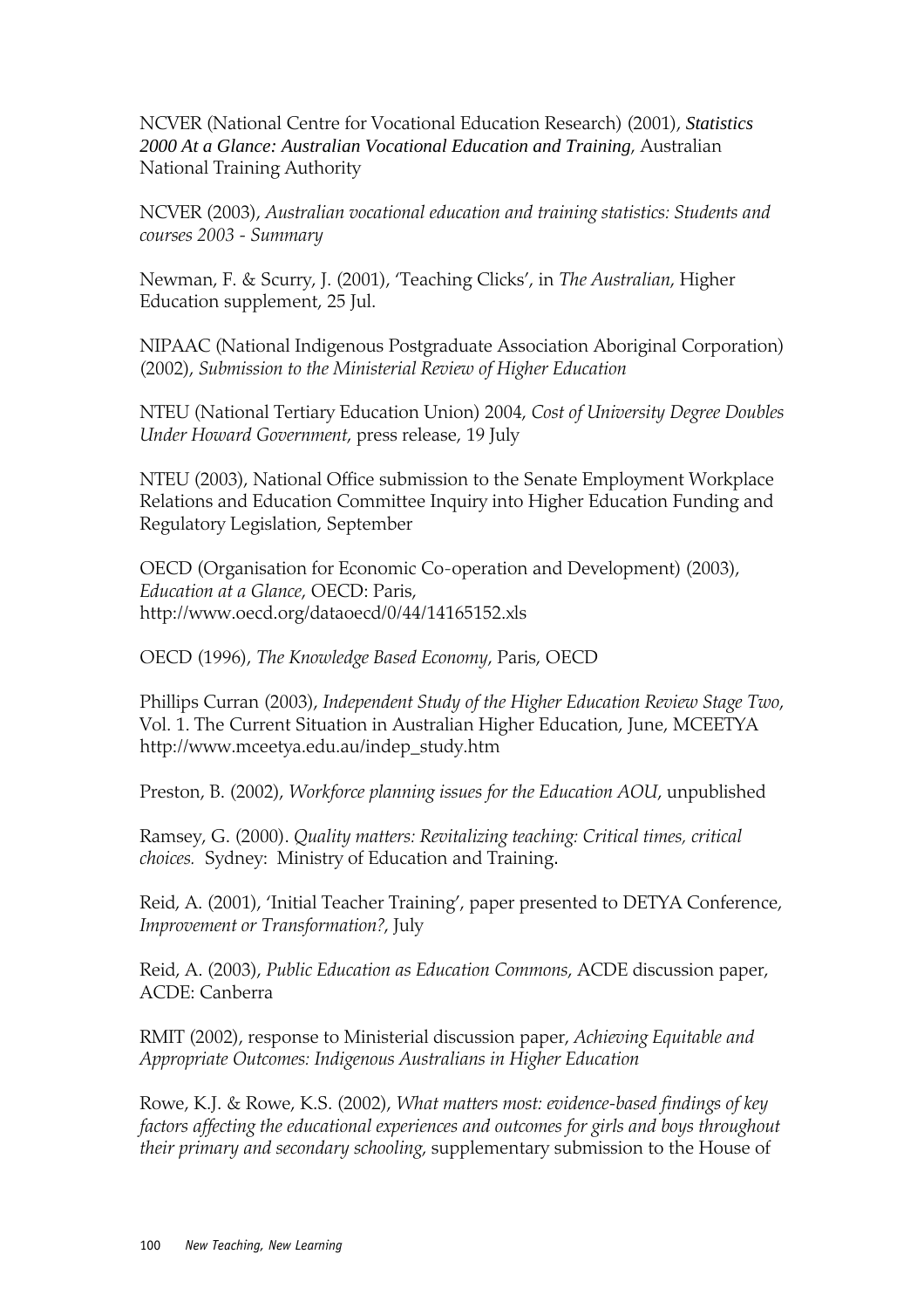NCVER (National Centre for Vocational Education Research) (2001), ***Statistics 2000 At a Glance: Australian Vocational Education and Training***, Australian National Training Authority

NCVER (2003), *Australian vocational education and training statistics: Students and courses 2003 - Summary*

Newman, F. & Scurry, J. (2001), 'Teaching Clicks', in *The Australian*, Higher Education supplement, 25 Jul.

NIPAAC (National Indigenous Postgraduate Association Aboriginal Corporation) (2002), *Submission to the Ministerial Review of Higher Education*

NTEU (National Tertiary Education Union) 2004, *Cost of University Degree Doubles Under Howard Government*, press release, 19 July

NTEU (2003), National Office submission to the Senate Employment Workplace Relations and Education Committee Inquiry into Higher Education Funding and Regulatory Legislation, September

OECD (Organisation for Economic Co-operation and Development) (2003), *Education at a Glance*, OECD: Paris, http://www.oecd.org/dataoecd/0/44/14165152.xls

OECD (1996), *The Knowledge Based Economy*, Paris, OECD

Phillips Curran (2003), *Independent Study of the Higher Education Review Stage Two*, Vol. 1. The Current Situation in Australian Higher Education, June, MCEETYA http://www.mceetya.edu.au/indep_study.htm

Preston, B. (2002), *Workforce planning issues for the Education AOU*, unpublished

Ramsey, G. (2000). *Quality matters: Revitalizing teaching: Critical times, critical choices.* Sydney: Ministry of Education and Training.

Reid, A. (2001), 'Initial Teacher Training', paper presented to DETYA Conference, *Improvement or Transformation?*, July

Reid, A. (2003), *Public Education as Education Commons*, ACDE discussion paper, ACDE: Canberra

RMIT (2002), response to Ministerial discussion paper, *Achieving Equitable and Appropriate Outcomes: Indigenous Australians in Higher Education*

Rowe, K.J. & Rowe, K.S. (2002), *What matters most: evidence-based findings of key factors affecting the educational experiences and outcomes for girls and boys throughout their primary and secondary schooling*, supplementary submission to the House of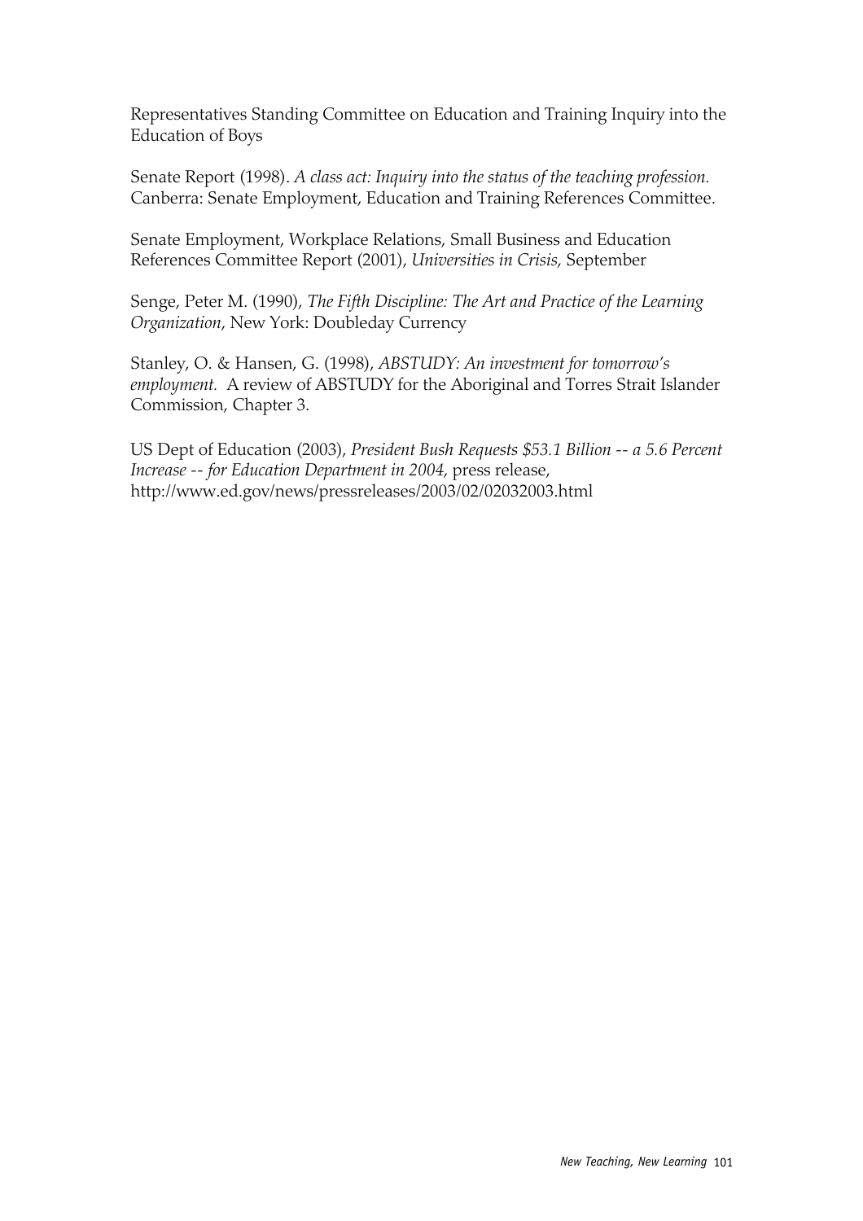Representatives Standing Committee on Education and Training Inquiry into the Education of Boys

Senate Report (1998). *A class act: Inquiry into the status of the teaching profession.* Canberra: Senate Employment, Education and Training References Committee.

Senate Employment, Workplace Relations, Small Business and Education References Committee Report (2001), *Universities in Crisis*, September

Senge, Peter M. (1990), *The Fifth Discipline: The Art and Practice of the Learning Organization*, New York: Doubleday Currency

Stanley, O. & Hansen, G. (1998), *ABSTUDY: An investment for tomorrow's employment.* A review of ABSTUDY for the Aboriginal and Torres Strait Islander Commission, Chapter 3.

US Dept of Education (2003), *President Bush Requests $53.1 Billion -- a 5.6 Percent Increase -- for Education Department in 2004*, press release, http://www.ed.gov/news/pressreleases/2003/02/02032003.html